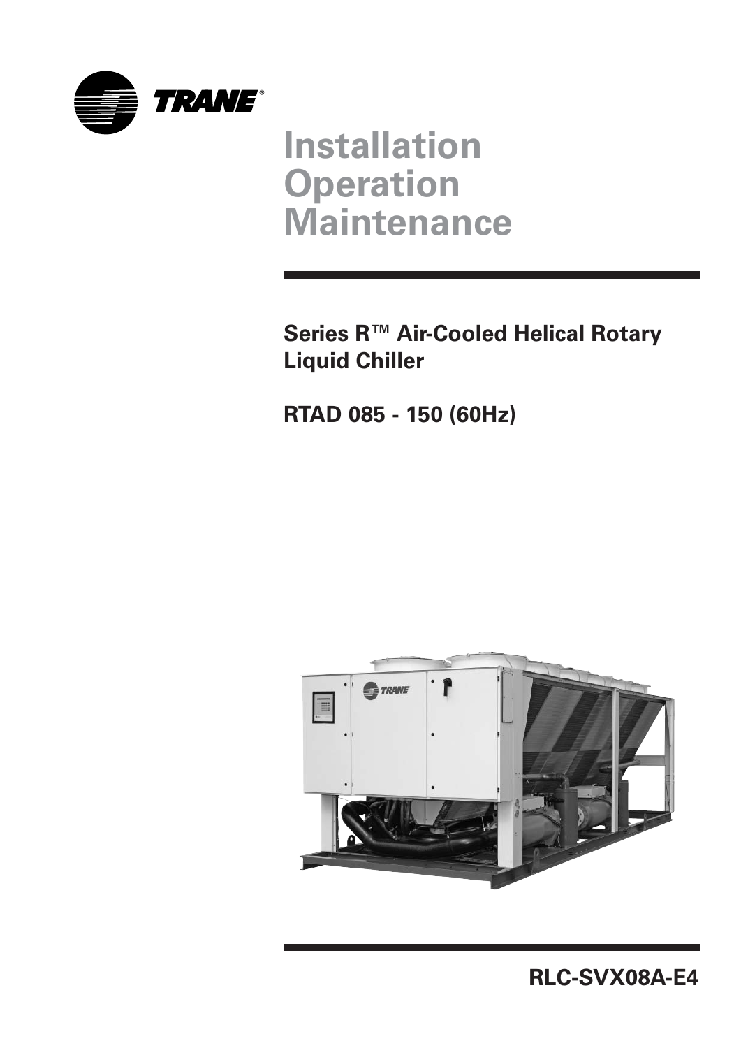TRANE

# Installation Operation Maintenance

**Series R™ Air-Cooled Helical Rotary Liquid Chiller**

**RTAD 085 - 150 (60Hz)**

**RLC-SVX08A-E4**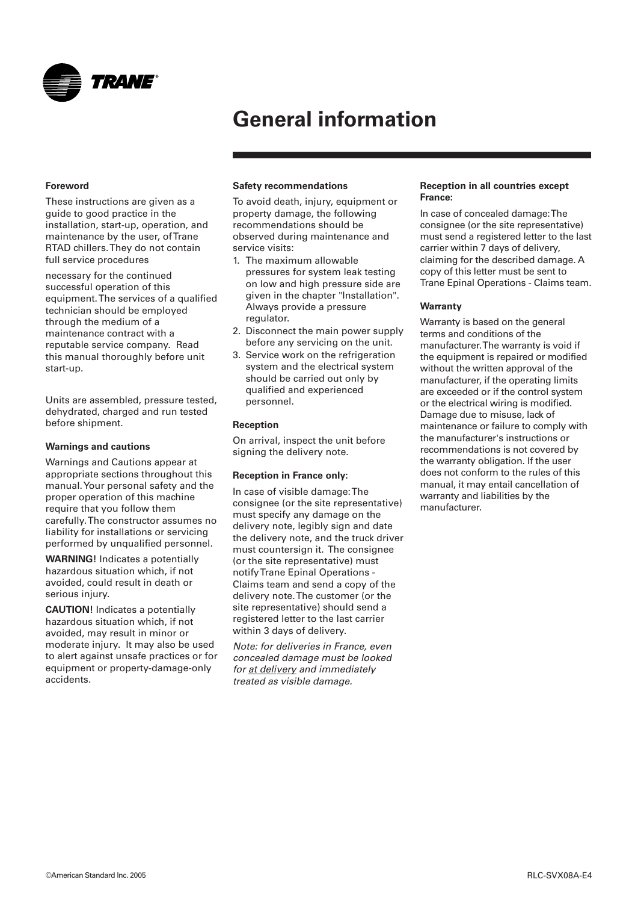# General information

### Foreword

These instructions are given as a guide to good practice in the installation, start-up, operation, and maintenance by the user, of Trane RTAD chillers. They do not contain full service procedures

necessary for the continued successful operation of this equipment. The services of a qualified technician should be employed through the medium of a maintenance contract with a reputable service company. Read this manual thoroughly before unit start-up.

Units are assembled, pressure tested, dehydrated, charged and run tested before shipment.

### Warnings and cautions

Warnings and Cautions appear at appropriate sections throughout this manual. Your personal safety and the proper operation of this machine require that you follow them carefully. The constructor assumes no liability for installations or servicing performed by unqualified personnel.

**WARNING!** Indicates a potentially hazardous situation which, if not avoided, could result in death or serious injury.

**CAUTION!** Indicates a potentially hazardous situation which, if not avoided, may result in minor or moderate injury. It may also be used to alert against unsafe practices or for equipment or property-damage-only accidents.

### Safety recommendations

To avoid death, injury, equipment or property damage, the following recommendations should be observed during maintenance and service visits:

1. The maximum allowable pressures for system leak testing on low and high pressure side are given in the chapter "Installation". Always provide a pressure regulator.
2. Disconnect the main power supply before any servicing on the unit.
3. Service work on the refrigeration system and the electrical system should be carried out only by qualified and experienced personnel.

### Reception

On arrival, inspect the unit before signing the delivery note.

### Reception in France only:

In case of visible damage: The consignee (or the site representative) must specify any damage on the delivery note, legibly sign and date the delivery note, and the truck driver must countersign it. The consignee (or the site representative) must notify Trane Epinal Operations - Claims team and send a copy of the delivery note. The customer (or the site representative) should send a registered letter to the last carrier within 3 days of delivery.

*Note: for deliveries in France, even concealed damage must be looked for at delivery and immediately treated as visible damage.*

### Reception in all countries except France:

In case of concealed damage: The consignee (or the site representative) must send a registered letter to the last carrier within 7 days of delivery, claiming for the described damage. A copy of this letter must be sent to Trane Epinal Operations - Claims team.

### Warranty

Warranty is based on the general terms and conditions of the manufacturer. The warranty is void if the equipment is repaired or modified without the written approval of the manufacturer, if the operating limits are exceeded or if the control system or the electrical wiring is modified. Damage due to misuse, lack of maintenance or failure to comply with the manufacturer's instructions or recommendations is not covered by the warranty obligation. If the user does not conform to the rules of this manual, it may entail cancellation of warranty and liabilities by the manufacturer.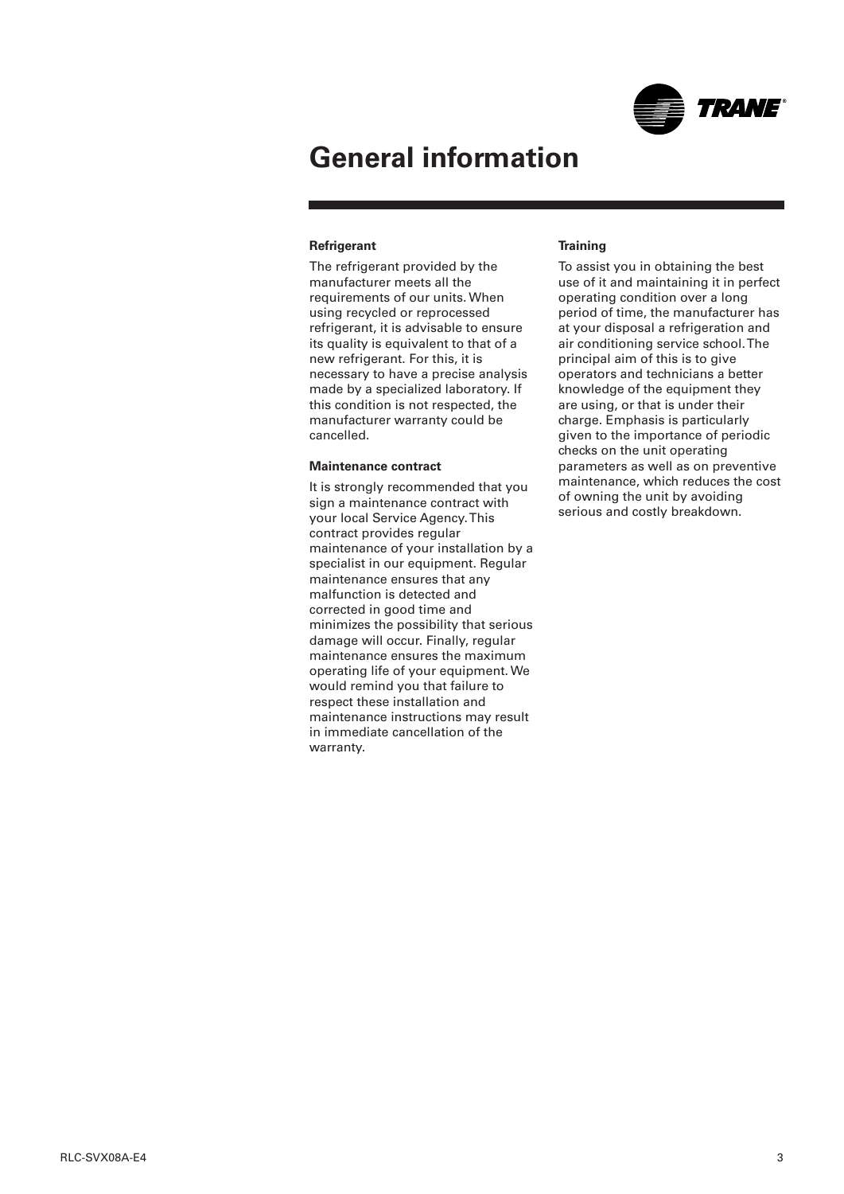# General information

## Refrigerant

The refrigerant provided by the manufacturer meets all the requirements of our units. When using recycled or reprocessed refrigerant, it is advisable to ensure its quality is equivalent to that of a new refrigerant. For this, it is necessary to have a precise analysis made by a specialized laboratory. If this condition is not respected, the manufacturer warranty could be cancelled.

## Maintenance contract

It is strongly recommended that you sign a maintenance contract with your local Service Agency. This contract provides regular maintenance of your installation by a specialist in our equipment. Regular maintenance ensures that any malfunction is detected and corrected in good time and minimizes the possibility that serious damage will occur. Finally, regular maintenance ensures the maximum operating life of your equipment. We would remind you that failure to respect these installation and maintenance instructions may result in immediate cancellation of the warranty.

## Training

To assist you in obtaining the best use of it and maintaining it in perfect operating condition over a long period of time, the manufacturer has at your disposal a refrigeration and air conditioning service school. The principal aim of this is to give operators and technicians a better knowledge of the equipment they are using, or that is under their charge. Emphasis is particularly given to the importance of periodic checks on the unit operating parameters as well as on preventive maintenance, which reduces the cost of owning the unit by avoiding serious and costly breakdown.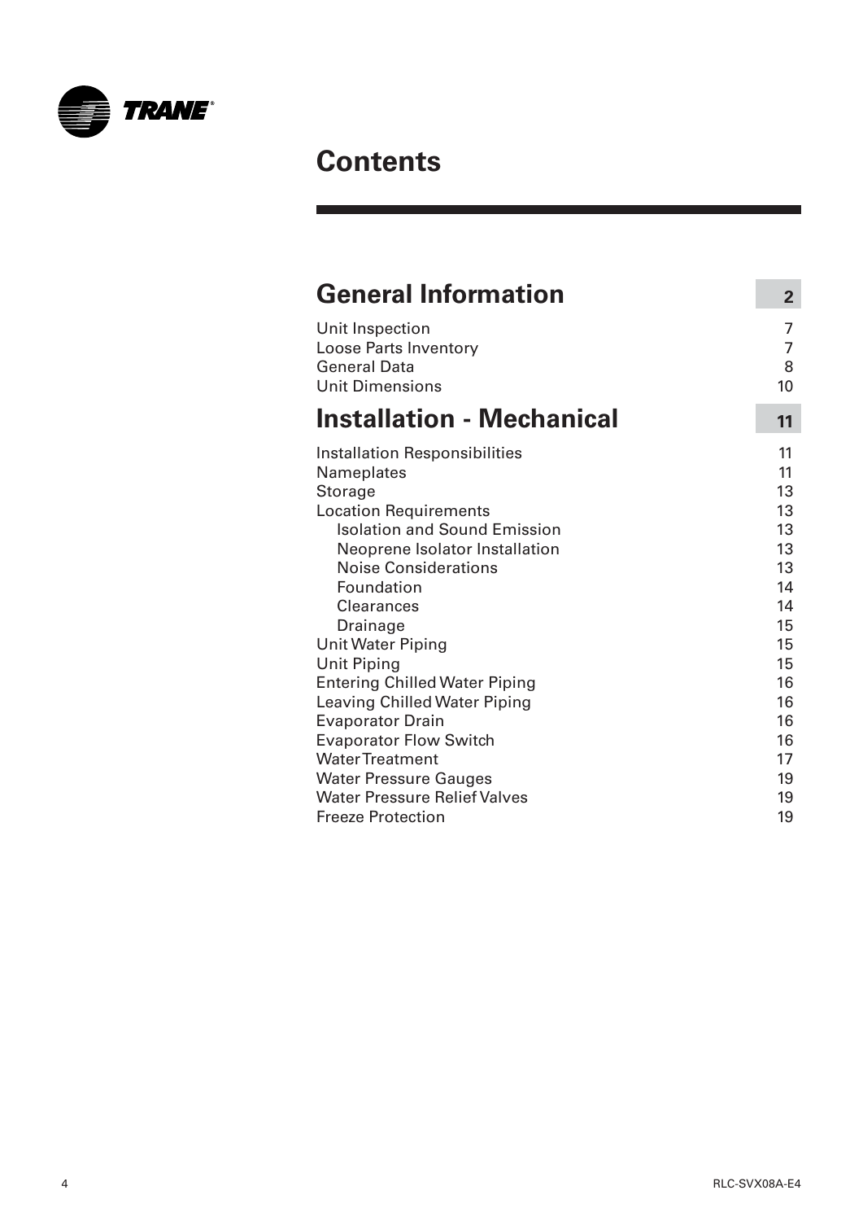# Contents

| | |
|---|---|
| **General Information** | **2** |
| Unit Inspection | 7 |
| Loose Parts Inventory | 7 |
| General Data | 8 |
| Unit Dimensions | 10 |
| **Installation - Mechanical** | **11** |
| Installation Responsibilities | 11 |
| Nameplates | 11 |
| Storage | 13 |
| Location Requirements | 13 |
| Isolation and Sound Emission | 13 |
| Neoprene Isolator Installation | 13 |
| Noise Considerations | 13 |
| Foundation | 14 |
| Clearances | 14 |
| Drainage | 15 |
| Unit Water Piping | 15 |
| Unit Piping | 15 |
| Entering Chilled Water Piping | 16 |
| Leaving Chilled Water Piping | 16 |
| Evaporator Drain | 16 |
| Evaporator Flow Switch | 16 |
| Water Treatment | 17 |
| Water Pressure Gauges | 19 |
| Water Pressure Relief Valves | 19 |
| Freeze Protection | 19 |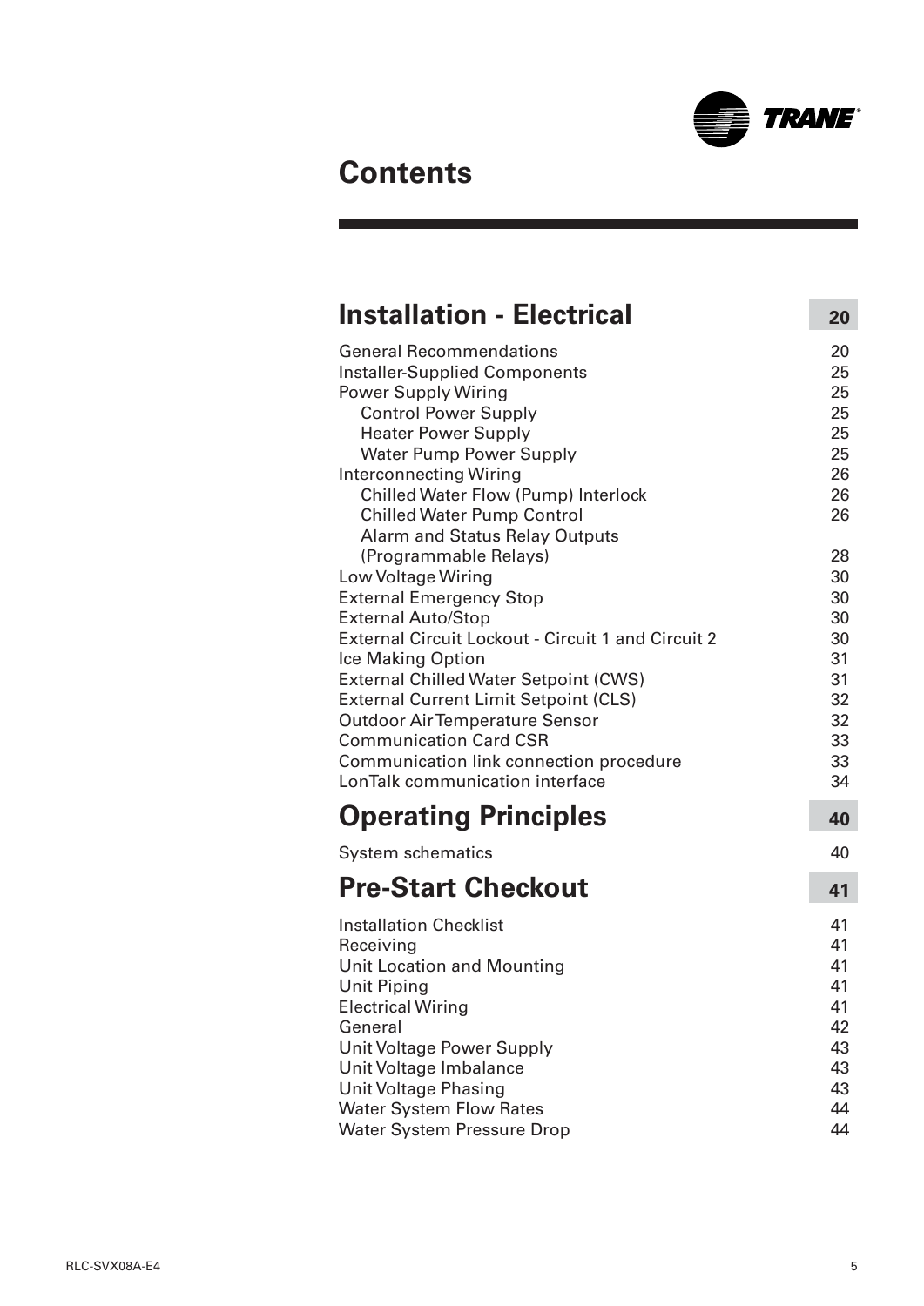# Contents

## Installation - Electrical 20

| | |
|---|---|
| General Recommendations | 20 |
| Installer-Supplied Components | 25 |
| Power Supply Wiring | 25 |
| Control Power Supply | 25 |
| Heater Power Supply | 25 |
| Water Pump Power Supply | 25 |
| Interconnecting Wiring | 26 |
| Chilled Water Flow (Pump) Interlock | 26 |
| Chilled Water Pump Control | 26 |
| Alarm and Status Relay Outputs (Programmable Relays) | 28 |
| Low Voltage Wiring | 30 |
| External Emergency Stop | 30 |
| External Auto/Stop | 30 |
| External Circuit Lockout - Circuit 1 and Circuit 2 | 30 |
| Ice Making Option | 31 |
| External Chilled Water Setpoint (CWS) | 31 |
| External Current Limit Setpoint (CLS) | 32 |
| Outdoor Air Temperature Sensor | 32 |
| Communication Card CSR | 33 |
| Communication link connection procedure | 33 |
| LonTalk communication interface | 34 |

## Operating Principles 40

| | |
|---|---|
| System schematics | 40 |

## Pre-Start Checkout 41

| | |
|---|---|
| Installation Checklist | 41 |
| Receiving | 41 |
| Unit Location and Mounting | 41 |
| Unit Piping | 41 |
| Electrical Wiring | 41 |
| General | 42 |
| Unit Voltage Power Supply | 43 |
| Unit Voltage Imbalance | 43 |
| Unit Voltage Phasing | 43 |
| Water System Flow Rates | 44 |
| Water System Pressure Drop | 44 |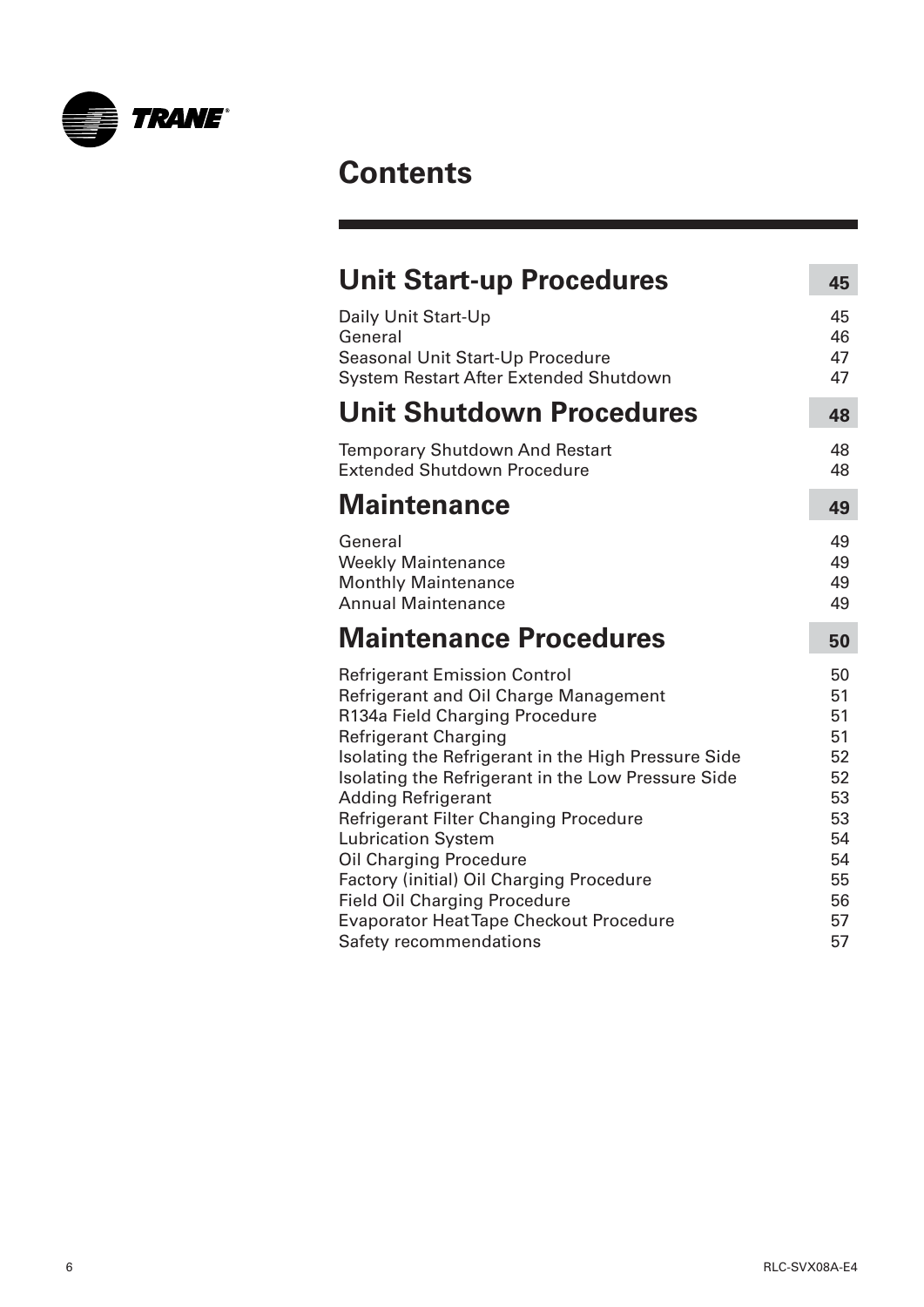# Contents

| Unit Start-up Procedures | 45 |
|---|---|
| Daily Unit Start-Up | 45 |
| General | 46 |
| Seasonal Unit Start-Up Procedure | 47 |
| System Restart After Extended Shutdown | 47 |
| **Unit Shutdown Procedures** | **48** |
| Temporary Shutdown And Restart | 48 |
| Extended Shutdown Procedure | 48 |
| **Maintenance** | **49** |
| General | 49 |
| Weekly Maintenance | 49 |
| Monthly Maintenance | 49 |
| Annual Maintenance | 49 |
| **Maintenance Procedures** | **50** |
| Refrigerant Emission Control | 50 |
| Refrigerant and Oil Charge Management | 51 |
| R134a Field Charging Procedure | 51 |
| Refrigerant Charging | 51 |
| Isolating the Refrigerant in the High Pressure Side | 52 |
| Isolating the Refrigerant in the Low Pressure Side | 52 |
| Adding Refrigerant | 53 |
| Refrigerant Filter Changing Procedure | 53 |
| Lubrication System | 54 |
| Oil Charging Procedure | 54 |
| Factory (initial) Oil Charging Procedure | 55 |
| Field Oil Charging Procedure | 56 |
| Evaporator Heat Tape Checkout Procedure | 57 |
| Safety recommendations | 57 |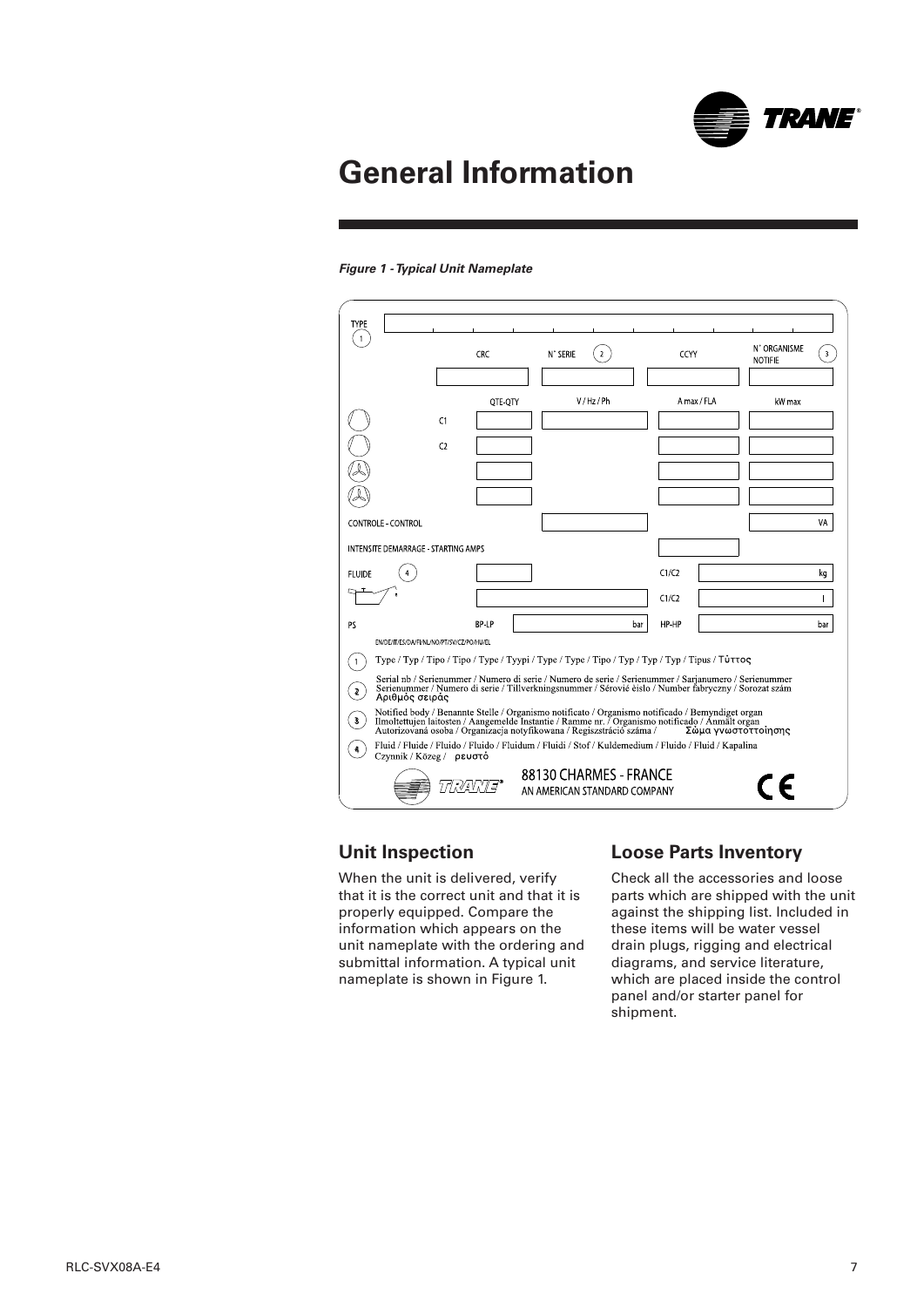# General Information

*Figure 1 - Typical Unit Nameplate*

| TYPE (1) | | | | | |
|---|---|---|---|---|---|
| | | CRC | N° SERIE (2) | CCYY | N° ORGANISME NOTIFIE (3) |
| | | QTE-QTY | V / Hz / Ph | A max / FLA | kW max |
| | C1 | | | | |
| | C2 | | | | |
| | | | | | |
| | | | | | |
| CONTROLE - CONTROL | | | | | VA |
| INTENSITE DEMARRAGE - STARTING AMPS | | | | | |
| FLUIDE (4) | | | | C1/C2 | kg |
| | | | | C1/C2 | l |
| PS | | BP-LP | bar | HP-HP | bar |

EN/DE/IT/ES/DA/FI/NL/NO/PT/SV/CZ/PO/HU/EL

(1) Type / Typ / Tipo / Tipo / Type / Tyypi / Type / Type / Tipo / Typ / Typ / Typ / Tipus / Τύπος

(2) Serial nb / Serienummer / Numero di serie / Numero de serie / Serienummer / Sarjanumero / Serienummer Serienummer / Numero di serie / Tillverkningsnummer / Sérové èíslo / Number fabryczny / Sorozat szám Αριθμός σειράς

(3) Notified body / Benannte Stelle / Organismo notificato / Organismo notificado / Bemyndiget organ Ilmoltettujen laitosten / Aangemelde Instantie / Ramme nr. / Organismo notificado / Anmält organ Autorizovaná osoba / Organizacja notyfikowana / Regisztráció száma / Σώμα γνωστοποίησης

(4) Fluid / Fluide / Fluido / Fluido / Fluidum / Fluidi / Stof / Kuldemedium / Fluido / Fluid / Kapalina Czynnik / Közeg / ρευστό

TRANE — 88130 CHARMES - FRANCE — AN AMERICAN STANDARD COMPANY — CE

## Unit Inspection

When the unit is delivered, verify that it is the correct unit and that it is properly equipped. Compare the information which appears on the unit nameplate with the ordering and submittal information. A typical unit nameplate is shown in Figure 1.

## Loose Parts Inventory

Check all the accessories and loose parts which are shipped with the unit against the shipping list. Included in these items will be water vessel drain plugs, rigging and electrical diagrams, and service literature, which are placed inside the control panel and/or starter panel for shipment.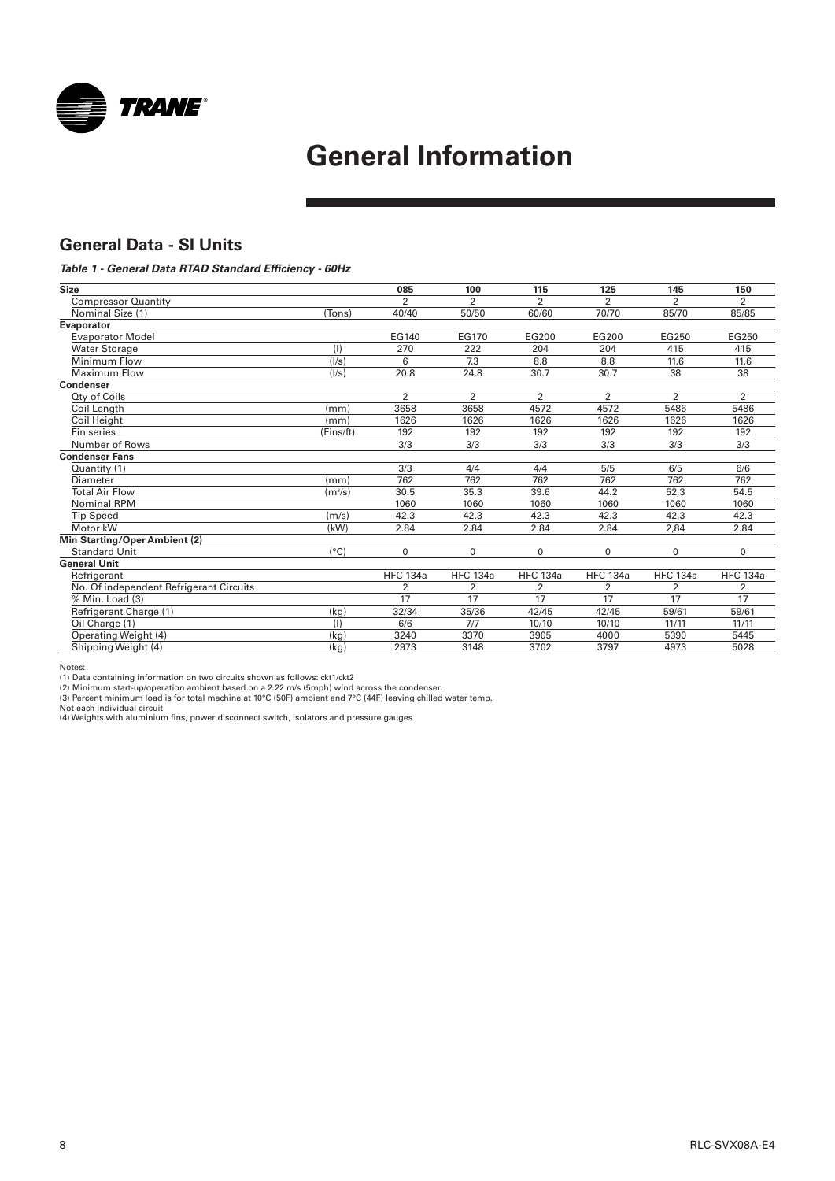# General Information

## General Data - SI Units

***Table 1 - General Data RTAD Standard Efficiency - 60Hz***

| Size | | 085 | 100 | 115 | 125 | 145 | 150 |
|---|---|---|---|---|---|---|---|
| Compressor Quantity | | 2 | 2 | 2 | 2 | 2 | 2 |
| Nominal Size (1) | (Tons) | 40/40 | 50/50 | 60/60 | 70/70 | 85/70 | 85/85 |
| **Evaporator** | | | | | | | |
| Evaporator Model | | EG140 | EG170 | EG200 | EG200 | EG250 | EG250 |
| Water Storage | (l) | 270 | 222 | 204 | 204 | 415 | 415 |
| Minimum Flow | (l/s) | 6 | 7.3 | 8.8 | 8.8 | 11.6 | 11.6 |
| Maximum Flow | (l/s) | 20.8 | 24.8 | 30.7 | 30.7 | 38 | 38 |
| **Condenser** | | | | | | | |
| Qty of Coils | | 2 | 2 | 2 | 2 | 2 | 2 |
| Coil Length | (mm) | 3658 | 3658 | 4572 | 4572 | 5486 | 5486 |
| Coil Height | (mm) | 1626 | 1626 | 1626 | 1626 | 1626 | 1626 |
| Fin series | (Fins/ft) | 192 | 192 | 192 | 192 | 192 | 192 |
| Number of Rows | | 3/3 | 3/3 | 3/3 | 3/3 | 3/3 | 3/3 |
| **Condenser Fans** | | | | | | | |
| Quantity (1) | | 3/3 | 4/4 | 4/4 | 5/5 | 6/5 | 6/6 |
| Diameter | (mm) | 762 | 762 | 762 | 762 | 762 | 762 |
| Total Air Flow | ($m^3/s$) | 30.5 | 35.3 | 39.6 | 44.2 | 52,3 | 54.5 |
| Nominal RPM | | 1060 | 1060 | 1060 | 1060 | 1060 | 1060 |
| Tip Speed | (m/s) | 42.3 | 42.3 | 42.3 | 42.3 | 42,3 | 42.3 |
| Motor kW | (kW) | 2.84 | 2.84 | 2.84 | 2.84 | 2,84 | 2.84 |
| **Min Starting/Oper Ambient (2)** | | | | | | | |
| Standard Unit | (°C) | 0 | 0 | 0 | 0 | 0 | 0 |
| **General Unit** | | | | | | | |
| Refrigerant | | HFC 134a | HFC 134a | HFC 134a | HFC 134a | HFC 134a | HFC 134a |
| No. Of independent Refrigerant Circuits | | 2 | 2 | 2 | 2 | 2 | 2 |
| % Min. Load (3) | | 17 | 17 | 17 | 17 | 17 | 17 |
| Refrigerant Charge (1) | (kg) | 32/34 | 35/36 | 42/45 | 42/45 | 59/61 | 59/61 |
| Oil Charge (1) | (l) | 6/6 | 7/7 | 10/10 | 10/10 | 11/11 | 11/11 |
| Operating Weight (4) | (kg) | 3240 | 3370 | 3905 | 4000 | 5390 | 5445 |
| Shipping Weight (4) | (kg) | 2973 | 3148 | 3702 | 3797 | 4973 | 5028 |

Notes:
(1) Data containing information on two circuits shown as follows: ckt1/ckt2
(2) Minimum start-up/operation ambient based on a 2.22 m/s (5mph) wind across the condenser.
(3) Percent minimum load is for total machine at 10°C (50F) ambient and 7°C (44F) leaving chilled water temp.
Not each individual circuit
(4) Weights with aluminium fins, power disconnect switch, isolators and pressure gauges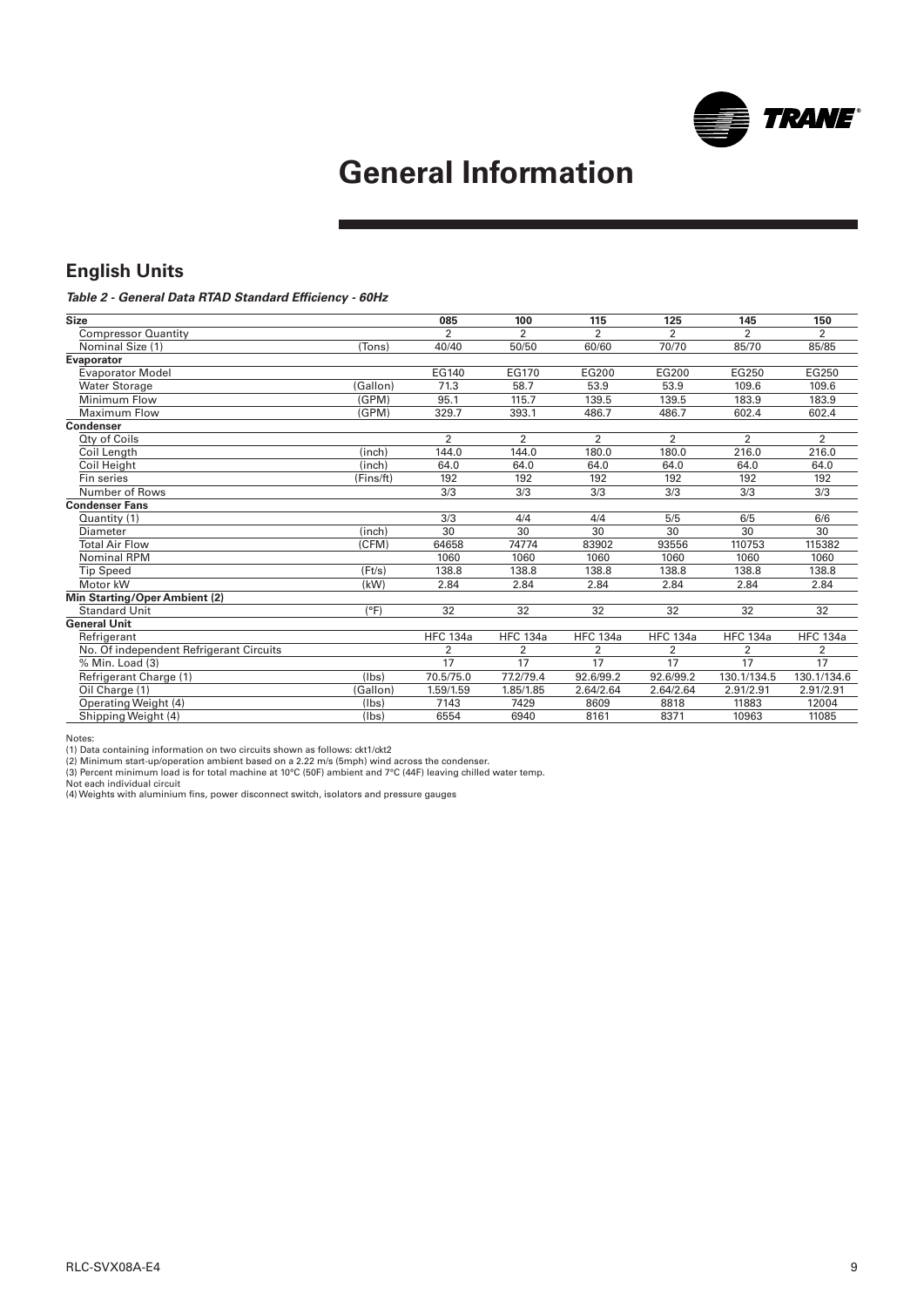// General Information

## English Units

***Table 2 - General Data RTAD Standard Efficiency - 60Hz***

| **Size** | | **085** | **100** | **115** | **125** | **145** | **150** |
|---|---|---|---|---|---|---|---|
| Compressor Quantity | | 2 | 2 | 2 | 2 | 2 | 2 |
| Nominal Size (1) | (Tons) | 40/40 | 50/50 | 60/60 | 70/70 | 85/70 | 85/85 |
| **Evaporator** | | | | | | | |
| Evaporator Model | | EG140 | EG170 | EG200 | EG200 | EG250 | EG250 |
| Water Storage | (Gallon) | 71.3 | 58.7 | 53.9 | 53.9 | 109.6 | 109.6 |
| Minimum Flow | (GPM) | 95.1 | 115.7 | 139.5 | 139.5 | 183.9 | 183.9 |
| Maximum Flow | (GPM) | 329.7 | 393.1 | 486.7 | 486.7 | 602.4 | 602.4 |
| **Condenser** | | | | | | | |
| Qty of Coils | | 2 | 2 | 2 | 2 | 2 | 2 |
| Coil Length | (inch) | 144.0 | 144.0 | 180.0 | 180.0 | 216.0 | 216.0 |
| Coil Height | (inch) | 64.0 | 64.0 | 64.0 | 64.0 | 64.0 | 64.0 |
| Fin series | (Fins/ft) | 192 | 192 | 192 | 192 | 192 | 192 |
| Number of Rows | | 3/3 | 3/3 | 3/3 | 3/3 | 3/3 | 3/3 |
| **Condenser Fans** | | | | | | | |
| Quantity (1) | | 3/3 | 4/4 | 4/4 | 5/5 | 6/5 | 6/6 |
| Diameter | (inch) | 30 | 30 | 30 | 30 | 30 | 30 |
| Total Air Flow | (CFM) | 64658 | 74774 | 83902 | 93556 | 110753 | 115382 |
| Nominal RPM | | 1060 | 1060 | 1060 | 1060 | 1060 | 1060 |
| Tip Speed | (Ft/s) | 138.8 | 138.8 | 138.8 | 138.8 | 138.8 | 138.8 |
| Motor kW | (kW) | 2.84 | 2.84 | 2.84 | 2.84 | 2.84 | 2.84 |
| **Min Starting/Oper Ambient (2)** | | | | | | | |
| Standard Unit | (°F) | 32 | 32 | 32 | 32 | 32 | 32 |
| **General Unit** | | | | | | | |
| Refrigerant | | HFC 134a | HFC 134a | HFC 134a | HFC 134a | HFC 134a | HFC 134a |
| No. Of independent Refrigerant Circuits | | 2 | 2 | 2 | 2 | 2 | 2 |
| % Min. Load (3) | | 17 | 17 | 17 | 17 | 17 | 17 |
| Refrigerant Charge (1) | (lbs) | 70.5/75.0 | 77.2/79.4 | 92.6/99.2 | 92.6/99.2 | 130.1/134.5 | 130.1/134.6 |
| Oil Charge (1) | (Gallon) | 1.59/1.59 | 1.85/1.85 | 2.64/2.64 | 2.64/2.64 | 2.91/2.91 | 2.91/2.91 |
| Operating Weight (4) | (lbs) | 7143 | 7429 | 8609 | 8818 | 11883 | 12004 |
| Shipping Weight (4) | (lbs) | 6554 | 6940 | 8161 | 8371 | 10963 | 11085 |

Notes:

(1) Data containing information on two circuits shown as follows: ckt1/ckt2

(2) Minimum start-up/operation ambient based on a 2.22 m/s (5mph) wind across the condenser.

(3) Percent minimum load is for total machine at 10°C (50F) ambient and 7°C (44F) leaving chilled water temp.

Not each individual circuit

(4) Weights with aluminium fins, power disconnect switch, isolators and pressure gauges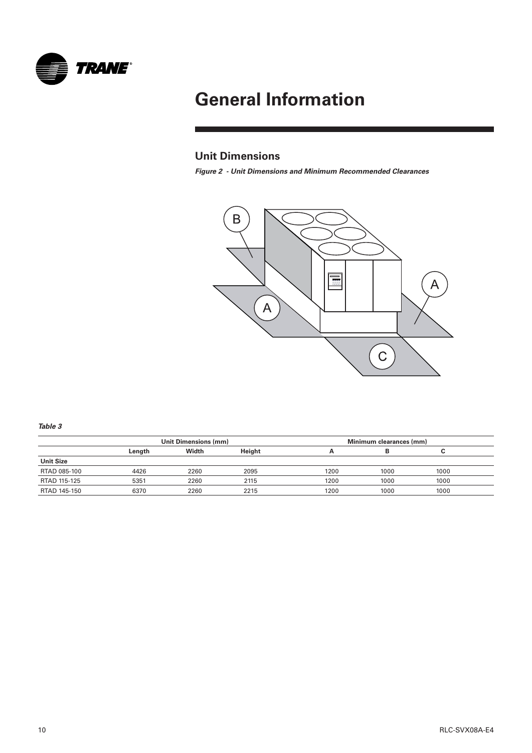# General Information

## Unit Dimensions

***Figure 2 - Unit Dimensions and Minimum Recommended Clearances***

***Table 3***

| | Unit Dimensions (mm) | | | Minimum clearances (mm) | | |
|---|---|---|---|---|---|---|
| | **Length** | **Width** | **Height** | **A** | **B** | **C** |
| **Unit Size** | | | | | | |
| RTAD 085-100 | 4426 | 2260 | 2095 | 1200 | 1000 | 1000 |
| RTAD 115-125 | 5351 | 2260 | 2115 | 1200 | 1000 | 1000 |
| RTAD 145-150 | 6370 | 2260 | 2215 | 1200 | 1000 | 1000 |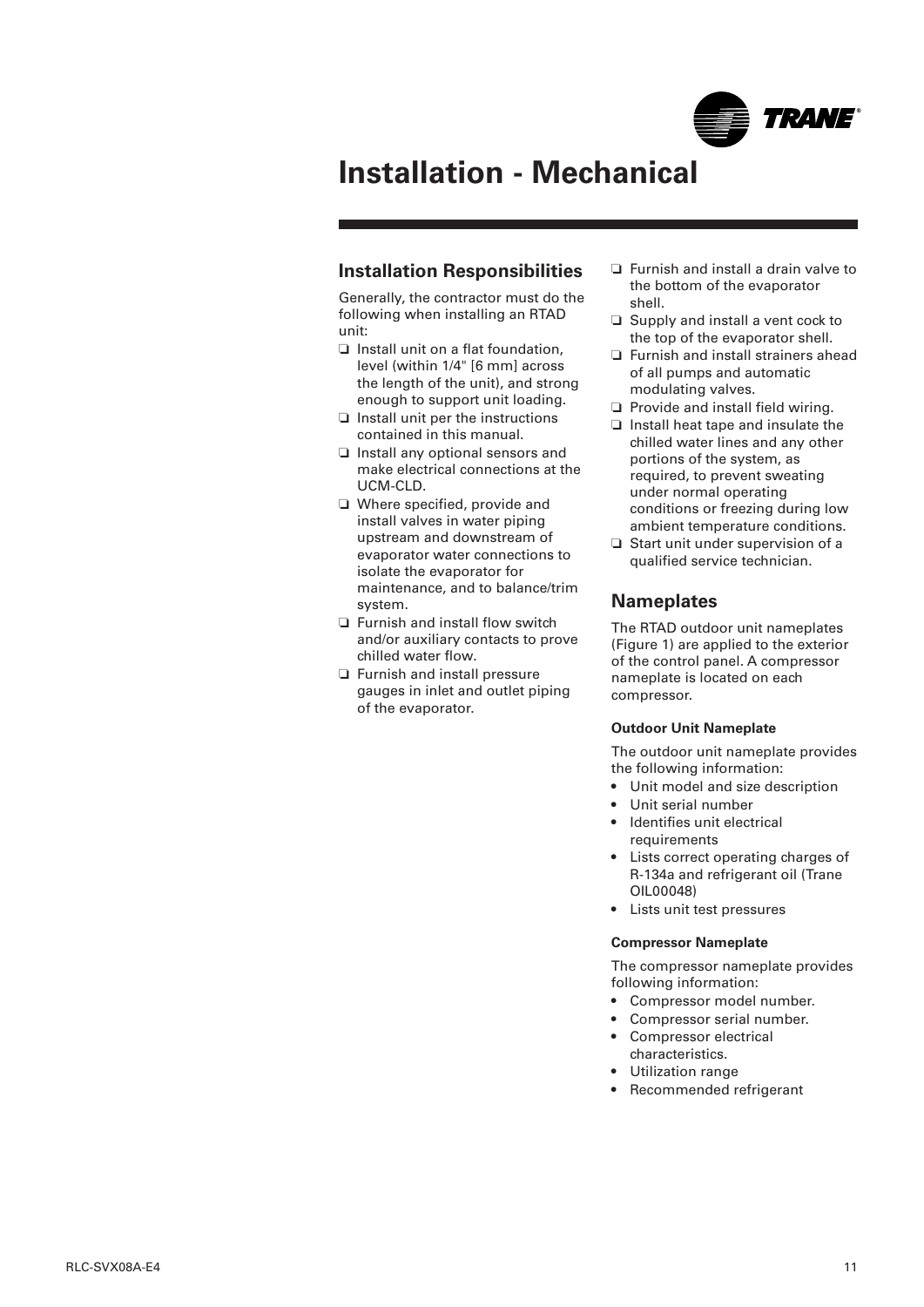# Installation - Mechanical

## Installation Responsibilities

Generally, the contractor must do the following when installing an RTAD unit:

- ❑ Install unit on a flat foundation, level (within 1/4" [6 mm] across the length of the unit), and strong enough to support unit loading.
- ❑ Install unit per the instructions contained in this manual.
- ❑ Install any optional sensors and make electrical connections at the UCM-CLD.
- ❑ Where specified, provide and install valves in water piping upstream and downstream of evaporator water connections to isolate the evaporator for maintenance, and to balance/trim system.
- ❑ Furnish and install flow switch and/or auxiliary contacts to prove chilled water flow.
- ❑ Furnish and install pressure gauges in inlet and outlet piping of the evaporator.
- ❑ Furnish and install a drain valve to the bottom of the evaporator shell.
- ❑ Supply and install a vent cock to the top of the evaporator shell.
- ❑ Furnish and install strainers ahead of all pumps and automatic modulating valves.
- ❑ Provide and install field wiring.
- ❑ Install heat tape and insulate the chilled water lines and any other portions of the system, as required, to prevent sweating under normal operating conditions or freezing during low ambient temperature conditions.
- ❑ Start unit under supervision of a qualified service technician.

## Nameplates

The RTAD outdoor unit nameplates (Figure 1) are applied to the exterior of the control panel. A compressor nameplate is located on each compressor.

### Outdoor Unit Nameplate

The outdoor unit nameplate provides the following information:

- Unit model and size description
- Unit serial number
- Identifies unit electrical requirements
- Lists correct operating charges of R-134a and refrigerant oil (Trane OIL00048)
- Lists unit test pressures

### Compressor Nameplate

The compressor nameplate provides following information:

- Compressor model number.
- Compressor serial number.
- Compressor electrical characteristics.
- Utilization range
- Recommended refrigerant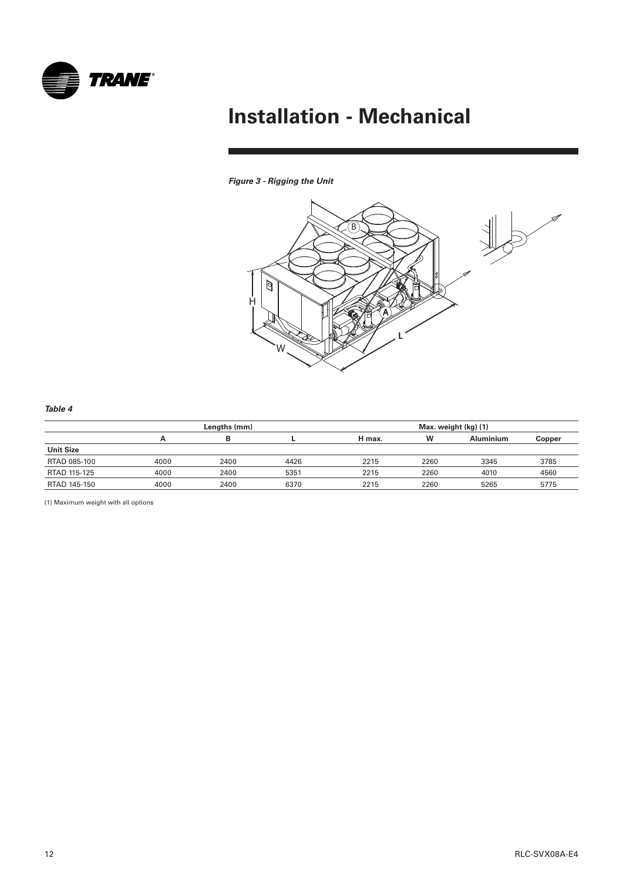# Installation - Mechanical

*Figure 3 - Rigging the Unit*

***Table 4***

| | Lengths (mm) | | | Max. weight (kg) (1) | | | |
|---|---|---|---|---|---|---|---|
| | A | B | L | H max. | W | Aluminium | Copper |
| **Unit Size** | | | | | | | |
| RTAD 085-100 | 4000 | 2400 | 4426 | 2215 | 2260 | 3345 | 3785 |
| RTAD 115-125 | 4000 | 2400 | 5351 | 2215 | 2260 | 4010 | 4560 |
| RTAD 145-150 | 4000 | 2400 | 6370 | 2215 | 2260 | 5265 | 5775 |

(1) Maximum weight with all options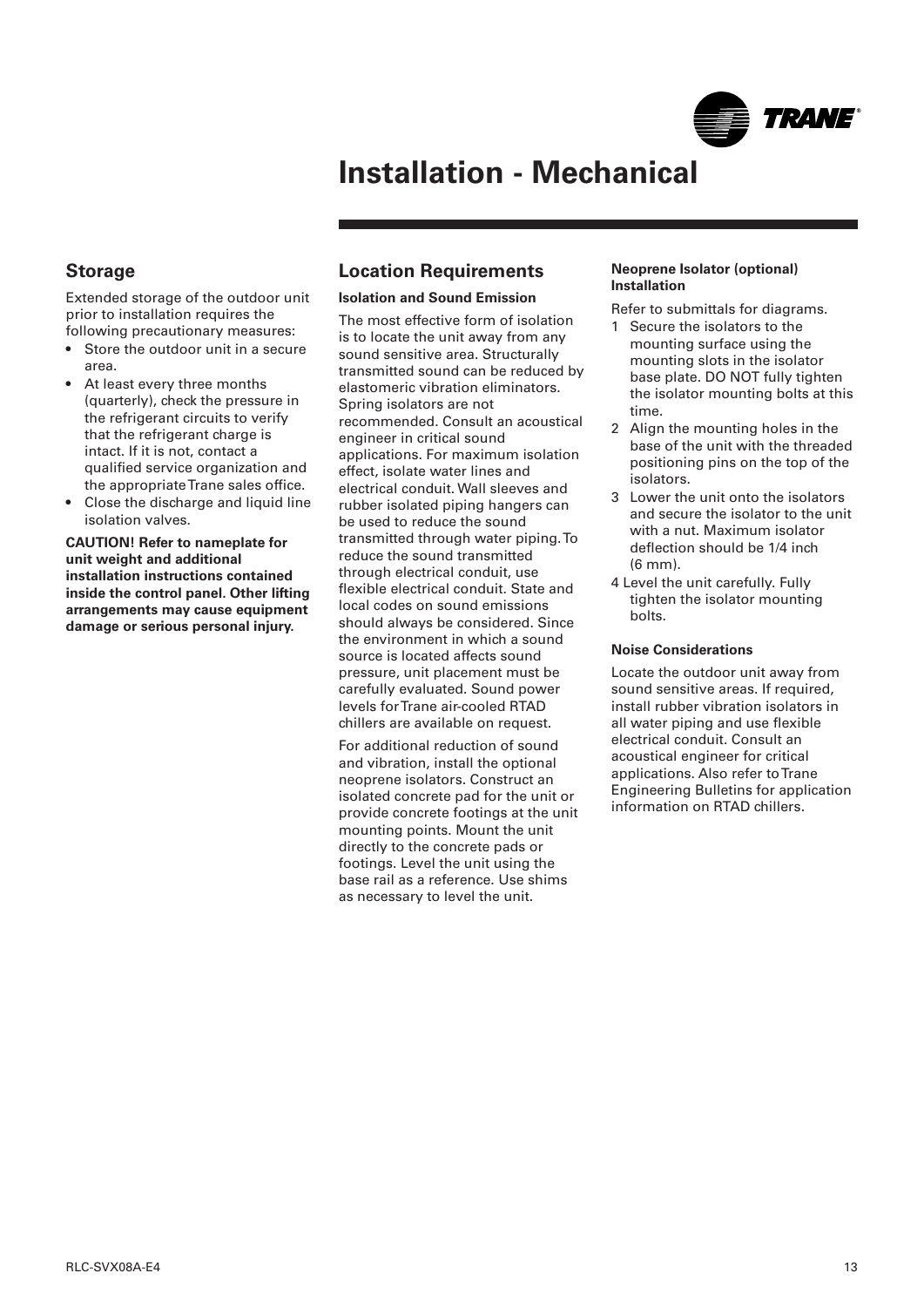# Installation - Mechanical

## Storage

Extended storage of the outdoor unit prior to installation requires the following precautionary measures:

- Store the outdoor unit in a secure area.
- At least every three months (quarterly), check the pressure in the refrigerant circuits to verify that the refrigerant charge is intact. If it is not, contact a qualified service organization and the appropriate Trane sales office.
- Close the discharge and liquid line isolation valves.

**CAUTION! Refer to nameplate for unit weight and additional installation instructions contained inside the control panel. Other lifting arrangements may cause equipment damage or serious personal injury.**

## Location Requirements

### Isolation and Sound Emission

The most effective form of isolation is to locate the unit away from any sound sensitive area. Structurally transmitted sound can be reduced by elastomeric vibration eliminators. Spring isolators are not recommended. Consult an acoustical engineer in critical sound applications. For maximum isolation effect, isolate water lines and electrical conduit. Wall sleeves and rubber isolated piping hangers can be used to reduce the sound transmitted through water piping. To reduce the sound transmitted through electrical conduit, use flexible electrical conduit. State and local codes on sound emissions should always be considered. Since the environment in which a sound source is located affects sound pressure, unit placement must be carefully evaluated. Sound power levels for Trane air-cooled RTAD chillers are available on request.

For additional reduction of sound and vibration, install the optional neoprene isolators. Construct an isolated concrete pad for the unit or provide concrete footings at the unit mounting points. Mount the unit directly to the concrete pads or footings. Level the unit using the base rail as a reference. Use shims as necessary to level the unit.

### Neoprene Isolator (optional) Installation

Refer to submittals for diagrams.

1. Secure the isolators to the mounting surface using the mounting slots in the isolator base plate. DO NOT fully tighten the isolator mounting bolts at this time.
2. Align the mounting holes in the base of the unit with the threaded positioning pins on the top of the isolators.
3. Lower the unit onto the isolators and secure the isolator to the unit with a nut. Maximum isolator deflection should be 1/4 inch (6 mm).
4. Level the unit carefully. Fully tighten the isolator mounting bolts.

### Noise Considerations

Locate the outdoor unit away from sound sensitive areas. If required, install rubber vibration isolators in all water piping and use flexible electrical conduit. Consult an acoustical engineer for critical applications. Also refer to Trane Engineering Bulletins for application information on RTAD chillers.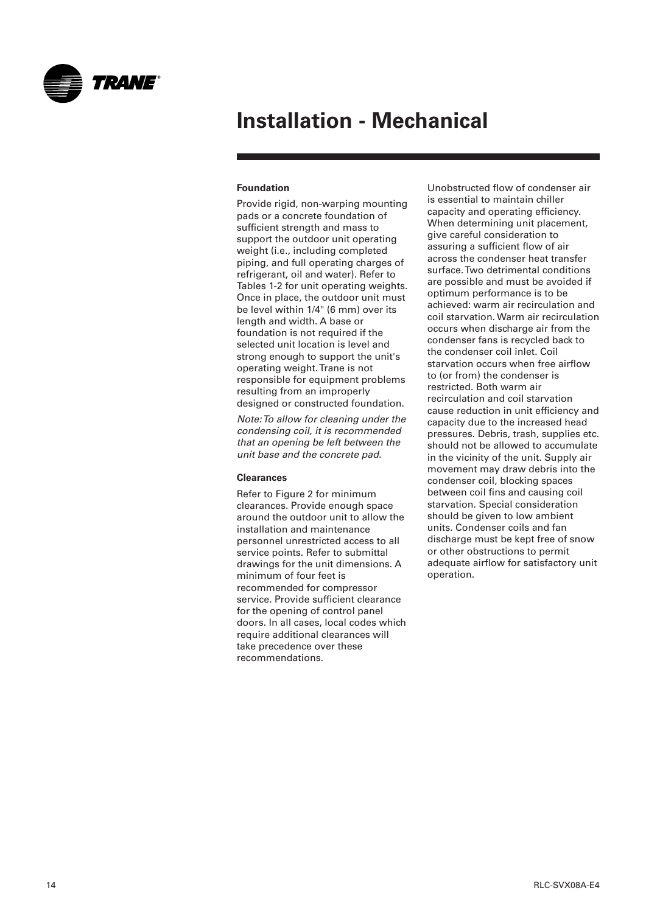# Installation - Mechanical

### Foundation

Provide rigid, non-warping mounting pads or a concrete foundation of sufficient strength and mass to support the outdoor unit operating weight (i.e., including completed piping, and full operating charges of refrigerant, oil and water). Refer to Tables 1-2 for unit operating weights. Once in place, the outdoor unit must be level within 1/4" (6 mm) over its length and width. A base or foundation is not required if the selected unit location is level and strong enough to support the unit's operating weight. Trane is not responsible for equipment problems resulting from an improperly designed or constructed foundation.

*Note: To allow for cleaning under the condensing coil, it is recommended that an opening be left between the unit base and the concrete pad.*

### Clearances

Refer to Figure 2 for minimum clearances. Provide enough space around the outdoor unit to allow the installation and maintenance personnel unrestricted access to all service points. Refer to submittal drawings for the unit dimensions. A minimum of four feet is recommended for compressor service. Provide sufficient clearance for the opening of control panel doors. In all cases, local codes which require additional clearances will take precedence over these recommendations.

Unobstructed flow of condenser air is essential to maintain chiller capacity and operating efficiency. When determining unit placement, give careful consideration to assuring a sufficient flow of air across the condenser heat transfer surface. Two detrimental conditions are possible and must be avoided if optimum performance is to be achieved: warm air recirculation and coil starvation. Warm air recirculation occurs when discharge air from the condenser fans is recycled back to the condenser coil inlet. Coil starvation occurs when free airflow to (or from) the condenser is restricted. Both warm air recirculation and coil starvation cause reduction in unit efficiency and capacity due to the increased head pressures. Debris, trash, supplies etc. should not be allowed to accumulate in the vicinity of the unit. Supply air movement may draw debris into the condenser coil, blocking spaces between coil fins and causing coil starvation. Special consideration should be given to low ambient units. Condenser coils and fan discharge must be kept free of snow or other obstructions to permit adequate airflow for satisfactory unit operation.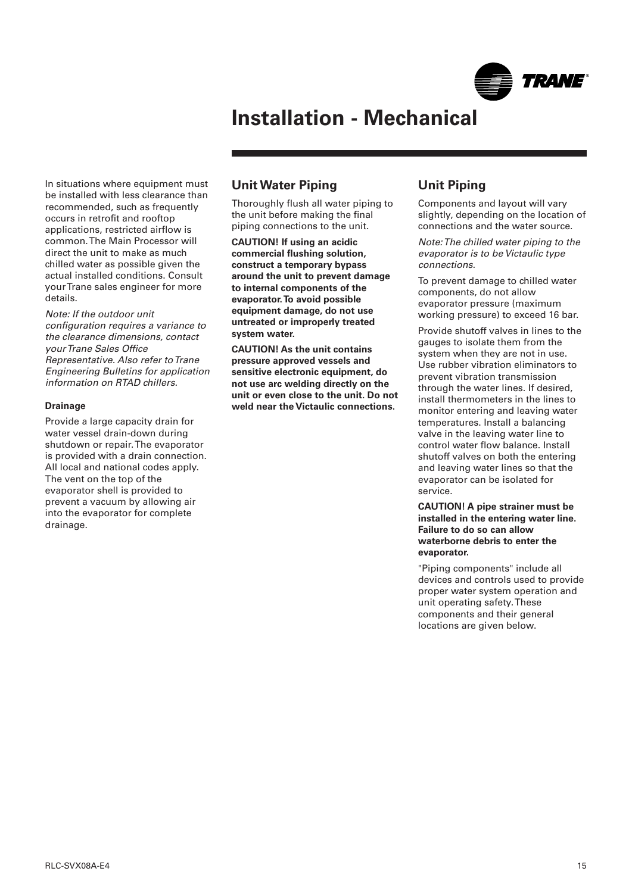# Installation - Mechanical

In situations where equipment must be installed with less clearance than recommended, such as frequently occurs in retrofit and rooftop applications, restricted airflow is common. The Main Processor will direct the unit to make as much chilled water as possible given the actual installed conditions. Consult your Trane sales engineer for more details.

*Note: If the outdoor unit configuration requires a variance to the clearance dimensions, contact your Trane Sales Office Representative. Also refer to Trane Engineering Bulletins for application information on RTAD chillers.*

#### Drainage

Provide a large capacity drain for water vessel drain-down during shutdown or repair. The evaporator is provided with a drain connection. All local and national codes apply. The vent on the top of the evaporator shell is provided to prevent a vacuum by allowing air into the evaporator for complete drainage.

## Unit Water Piping

Thoroughly flush all water piping to the unit before making the final piping connections to the unit.

**CAUTION! If using an acidic commercial flushing solution, construct a temporary bypass around the unit to prevent damage to internal components of the evaporator. To avoid possible equipment damage, do not use untreated or improperly treated system water.**

**CAUTION! As the unit contains pressure approved vessels and sensitive electronic equipment, do not use arc welding directly on the unit or even close to the unit. Do not weld near the Victaulic connections.**

## Unit Piping

Components and layout will vary slightly, depending on the location of connections and the water source.

*Note: The chilled water piping to the evaporator is to be Victaulic type connections.*

To prevent damage to chilled water components, do not allow evaporator pressure (maximum working pressure) to exceed 16 bar.

Provide shutoff valves in lines to the gauges to isolate them from the system when they are not in use. Use rubber vibration eliminators to prevent vibration transmission through the water lines. If desired, install thermometers in the lines to monitor entering and leaving water temperatures. Install a balancing valve in the leaving water line to control water flow balance. Install shutoff valves on both the entering and leaving water lines so that the evaporator can be isolated for service.

**CAUTION! A pipe strainer must be installed in the entering water line. Failure to do so can allow waterborne debris to enter the evaporator.**

"Piping components" include all devices and controls used to provide proper water system operation and unit operating safety. These components and their general locations are given below.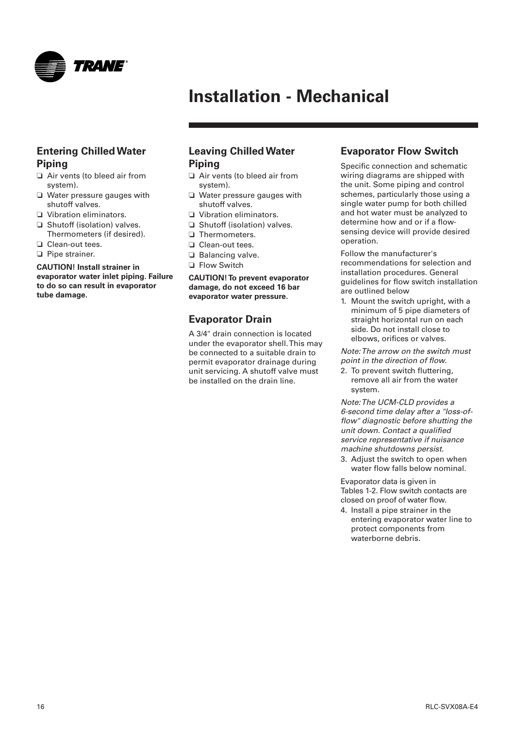# Installation - Mechanical

## Entering Chilled Water Piping

- ❑ Air vents (to bleed air from system).
- ❑ Water pressure gauges with shutoff valves.
- ❑ Vibration eliminators.
- ❑ Shutoff (isolation) valves. Thermometers (if desired).
- ❑ Clean-out tees.
- ❑ Pipe strainer.

**CAUTION! Install strainer in evaporator water inlet piping. Failure to do so can result in evaporator tube damage.**

## Leaving Chilled Water Piping

- ❑ Air vents (to bleed air from system).
- ❑ Water pressure gauges with shutoff valves.
- ❑ Vibration eliminators.
- ❑ Shutoff (isolation) valves.
- ❑ Thermometers.
- ❑ Clean-out tees.
- ❑ Balancing valve.
- ❑ Flow Switch

**CAUTION! To prevent evaporator damage, do not exceed 16 bar evaporator water pressure.**

## Evaporator Drain

A 3/4" drain connection is located under the evaporator shell. This may be connected to a suitable drain to permit evaporator drainage during unit servicing. A shutoff valve must be installed on the drain line.

## Evaporator Flow Switch

Specific connection and schematic wiring diagrams are shipped with the unit. Some piping and control schemes, particularly those using a single water pump for both chilled and hot water must be analyzed to determine how and or if a flow-sensing device will provide desired operation.

Follow the manufacturer's recommendations for selection and installation procedures. General guidelines for flow switch installation are outlined below

1. Mount the switch upright, with a minimum of 5 pipe diameters of straight horizontal run on each side. Do not install close to elbows, orifices or valves.

*Note: The arrow on the switch must point in the direction of flow.*

2. To prevent switch fluttering, remove all air from the water system.

*Note: The UCM-CLD provides a 6-second time delay after a "loss-of-flow" diagnostic before shutting the unit down. Contact a qualified service representative if nuisance machine shutdowns persist.*

3. Adjust the switch to open when water flow falls below nominal.

Evaporator data is given in Tables 1-2. Flow switch contacts are closed on proof of water flow.

4. Install a pipe strainer in the entering evaporator water line to protect components from waterborne debris.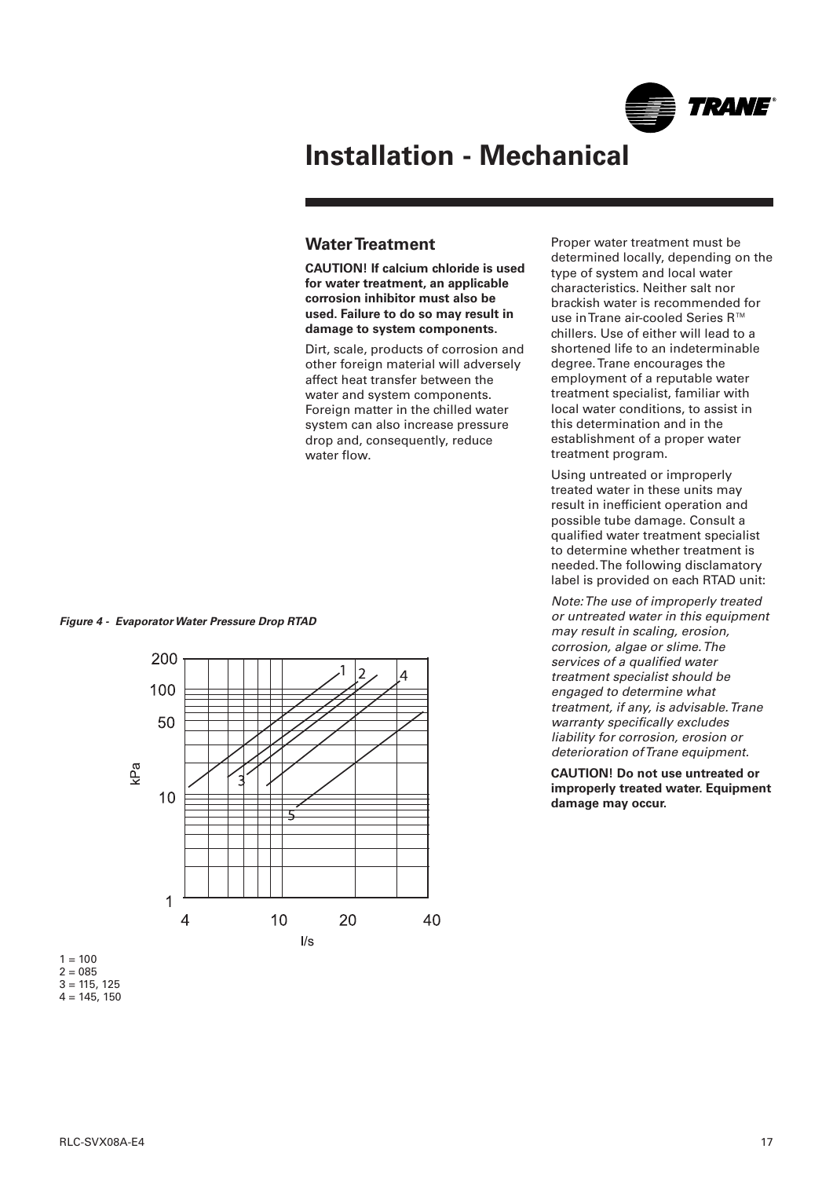# Installation - Mechanical

## Water Treatment

**CAUTION! If calcium chloride is used for water treatment, an applicable corrosion inhibitor must also be used. Failure to do so may result in damage to system components.**

Dirt, scale, products of corrosion and other foreign material will adversely affect heat transfer between the water and system components. Foreign matter in the chilled water system can also increase pressure drop and, consequently, reduce water flow.

Proper water treatment must be determined locally, depending on the type of system and local water characteristics. Neither salt nor brackish water is recommended for use in Trane air-cooled Series R™ chillers. Use of either will lead to a shortened life to an indeterminable degree. Trane encourages the employment of a reputable water treatment specialist, familiar with local water conditions, to assist in this determination and in the establishment of a proper water treatment program.

Using untreated or improperly treated water in these units may result in inefficient operation and possible tube damage. Consult a qualified water treatment specialist to determine whether treatment is needed. The following disclamatory label is provided on each RTAD unit:

*Note: The use of improperly treated or untreated water in this equipment may result in scaling, erosion, corrosion, algae or slime. The services of a qualified water treatment specialist should be engaged to determine what treatment, if any, is advisable. Trane warranty specifically excludes liability for corrosion, erosion or deterioration of Trane equipment.*

**CAUTION! Do not use untreated or improperly treated water. Equipment damage may occur.**

***Figure 4 - Evaporator Water Pressure Drop RTAD***

1 = 100
2 = 085
3 = 115, 125
4 = 145, 150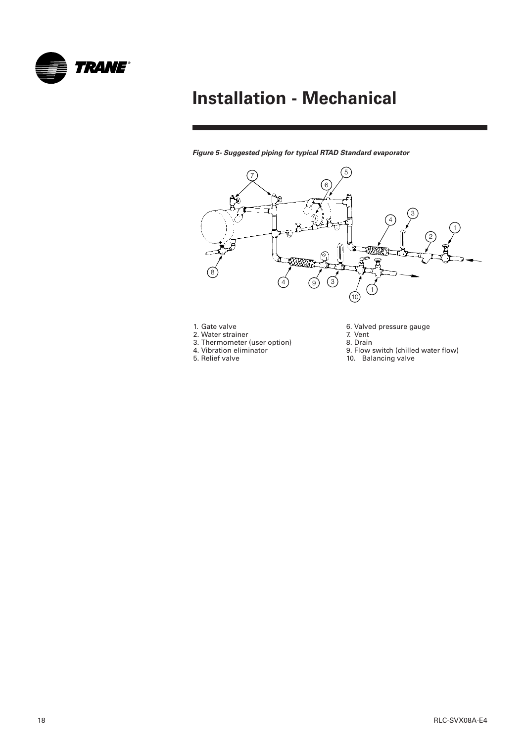# Installation - Mechanical

*Figure 5- Suggested piping for typical RTAD Standard evaporator*

1. Gate valve
2. Water strainer
3. Thermometer (user option)
4. Vibration eliminator
5. Relief valve
6. Valved pressure gauge
7. Vent
8. Drain
9. Flow switch (chilled water flow)
10. Balancing valve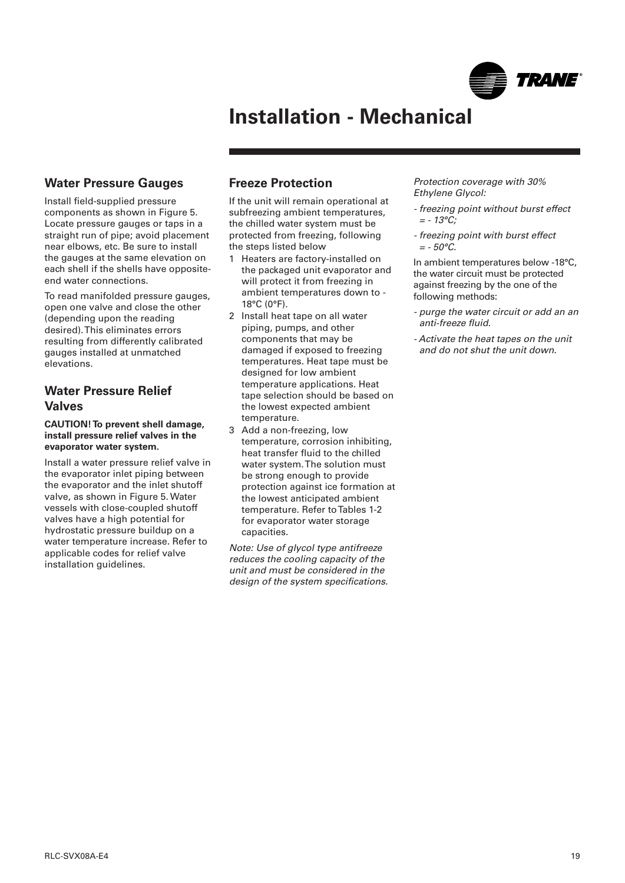# Installation - Mechanical

## Water Pressure Gauges

Install field-supplied pressure components as shown in Figure 5. Locate pressure gauges or taps in a straight run of pipe; avoid placement near elbows, etc. Be sure to install the gauges at the same elevation on each shell if the shells have opposite-end water connections.

To read manifolded pressure gauges, open one valve and close the other (depending upon the reading desired). This eliminates errors resulting from differently calibrated gauges installed at unmatched elevations.

## Water Pressure Relief Valves

**CAUTION! To prevent shell damage, install pressure relief valves in the evaporator water system.**

Install a water pressure relief valve in the evaporator inlet piping between the evaporator and the inlet shutoff valve, as shown in Figure 5. Water vessels with close-coupled shutoff valves have a high potential for hydrostatic pressure buildup on a water temperature increase. Refer to applicable codes for relief valve installation guidelines.

## Freeze Protection

If the unit will remain operational at subfreezing ambient temperatures, the chilled water system must be protected from freezing, following the steps listed below

1 Heaters are factory-installed on the packaged unit evaporator and will protect it from freezing in ambient temperatures down to -18°C (0°F).
2 Install heat tape on all water piping, pumps, and other components that may be damaged if exposed to freezing temperatures. Heat tape must be designed for low ambient temperature applications. Heat tape selection should be based on the lowest expected ambient temperature.
3 Add a non-freezing, low temperature, corrosion inhibiting, heat transfer fluid to the chilled water system. The solution must be strong enough to provide protection against ice formation at the lowest anticipated ambient temperature. Refer to Tables 1-2 for evaporator water storage capacities.

*Note: Use of glycol type antifreeze reduces the cooling capacity of the unit and must be considered in the design of the system specifications.*

*Protection coverage with 30% Ethylene Glycol:*

- *freezing point without burst effect = - 13°C;*
- *freezing point with burst effect = - 50°C.*

In ambient temperatures below -18°C, the water circuit must be protected against freezing by the one of the following methods:

- *purge the water circuit or add an an anti-freeze fluid.*
- *Activate the heat tapes on the unit and do not shut the unit down.*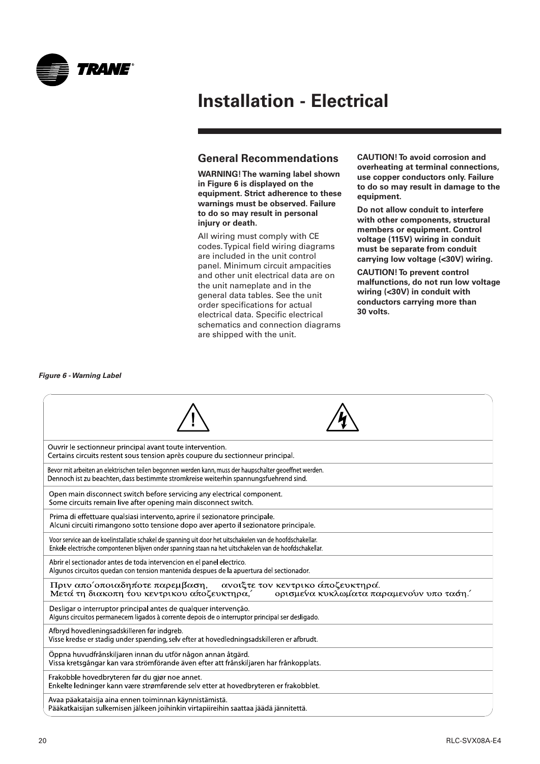# Installation - Electrical

## General Recommendations

**WARNING! The warning label shown in Figure 6 is displayed on the equipment. Strict adherence to these warnings must be observed. Failure to do so may result in personal injury or death.**

All wiring must comply with CE codes. Typical field wiring diagrams are included in the unit control panel. Minimum circuit ampacities and other unit electrical data are on the unit nameplate and in the general data tables. See the unit order specifications for actual electrical data. Specific electrical schematics and connection diagrams are shipped with the unit.

**CAUTION! To avoid corrosion and overheating at terminal connections, use copper conductors only. Failure to do so may result in damage to the equipment.**

**Do not allow conduit to interfere with other components, structural members or equipment. Control voltage (115V) wiring in conduit must be separate from conduit carrying low voltage (<30V) wiring.**

**CAUTION! To prevent control malfunctions, do not run low voltage wiring (<30V) in conduit with conductors carrying more than 30 volts.**

***Figure 6 - Warning Label***

Ouvrir le sectionneur principal avant toute intervention.
Certains circuits restent sous tension après coupure du sectionneur principal.

Bevor mit arbeiten an elektrischen teilen begonnen werden kann, muss der haupschalter geoeffnet werden.
Dennoch ist zu beachten, dass bestimmte stromkreise weiterhin spannungsfuehrend sind.

Open main disconnect switch before servicing any electrical component.
Some circuits remain live after opening main disconnect switch.

Prima di effettuare qualsiasi intervento, aprire il sezionatore principale.
Alcuni circuiti rimangono sotto tensione dopo aver aperto il sezionatore principale.

Voor service aan de koelinstallatie schakel de spanning uit door het uitschakelen van de hoofdschakellar.
Enkele electrische compontenen blijven onder spanning staan na het uitschakelen van de hoofdschakellar.

Abrir el sectionador antes de toda intervencion en el panel electrico.
Algunos circuitos quedan con tension mantenida despues de la apuertura del sectionador.

Πριν απο΄οποιαδηποτε παρεμβαση, ανοιξτε τον κεντρικο άποζευκτηρα.
Μετά τη διακοπη του κεντρικου άποζευκτηρα,΄ ορισμένα κυκλωματα παραμενούν υπο τασή.΄

Desligar o interruptor principal antes de qualquer intervenção.
Alguns circuitos permanecem ligados à corrente depois de o interruptor principal ser desligado.

Afbryd hovedledningsadskilleren før indgreb.
Visse kredse er stadig under spænding, selv efter at hovedledningsadskilleren er afbrudt.

Öppna huvudfrånskiljaren innan du utför någon annan åtgärd.
Vissa kretsgångar kan vara strömförande även efter att frånskiljaren har frånkopplats.

Frakobble hovedbryteren før du gjør noe annet.
Enkelte ledninger kann være strømførende selv etter at hovedbryteren er frakobblet.

Avaa pääkataisija aina ennen toiminnan käynnistämistä.
Pääkatkaisijan sulkemisen jälkeen joihinkin virtapiireihin saattaa jäädä jännitettä.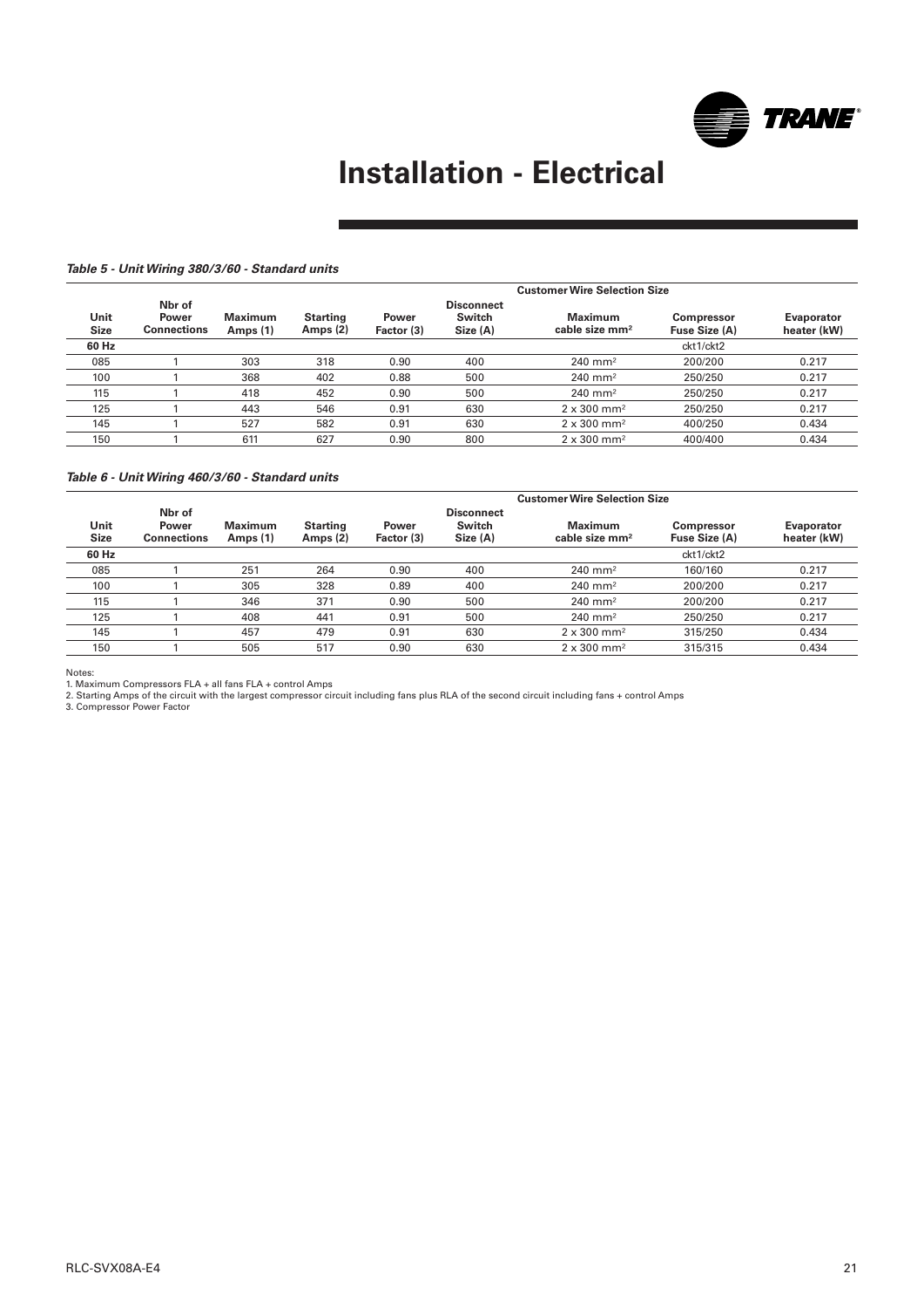# Installation - Electrical

***Table 5 - Unit Wiring 380/3/60 - Standard units***

| Unit Size | Nbr of Power Connections | Maximum Amps (1) | Starting Amps (2) | Power Factor (3) | Disconnect Switch Size (A) | Customer Wire Selection Size Maximum cable size mm² | Compressor Fuse Size (A) | Evaporator heater (kW) |
|---|---|---|---|---|---|---|---|---|
| 60 Hz | | | | | | | ckt1/ckt2 | |
| 085 | 1 | 303 | 318 | 0.90 | 400 | 240 mm² | 200/200 | 0.217 |
| 100 | 1 | 368 | 402 | 0.88 | 500 | 240 mm² | 250/250 | 0.217 |
| 115 | 1 | 418 | 452 | 0.90 | 500 | 240 mm² | 250/250 | 0.217 |
| 125 | 1 | 443 | 546 | 0.91 | 630 | 2 x 300 mm² | 250/250 | 0.217 |
| 145 | 1 | 527 | 582 | 0.91 | 630 | 2 x 300 mm² | 400/250 | 0.434 |
| 150 | 1 | 611 | 627 | 0.90 | 800 | 2 x 300 mm² | 400/400 | 0.434 |

***Table 6 - Unit Wiring 460/3/60 - Standard units***

| Unit Size | Nbr of Power Connections | Maximum Amps (1) | Starting Amps (2) | Power Factor (3) | Disconnect Switch Size (A) | Customer Wire Selection Size Maximum cable size mm² | Compressor Fuse Size (A) | Evaporator heater (kW) |
|---|---|---|---|---|---|---|---|---|
| 60 Hz | | | | | | | ckt1/ckt2 | |
| 085 | 1 | 251 | 264 | 0.90 | 400 | 240 mm² | 160/160 | 0.217 |
| 100 | 1 | 305 | 328 | 0.89 | 400 | 240 mm² | 200/200 | 0.217 |
| 115 | 1 | 346 | 371 | 0.90 | 500 | 240 mm² | 200/200 | 0.217 |
| 125 | 1 | 408 | 441 | 0.91 | 500 | 240 mm² | 250/250 | 0.217 |
| 145 | 1 | 457 | 479 | 0.91 | 630 | 2 x 300 mm² | 315/250 | 0.434 |
| 150 | 1 | 505 | 517 | 0.90 | 630 | 2 x 300 mm² | 315/315 | 0.434 |

Notes:
1. Maximum Compressors FLA + all fans FLA + control Amps
2. Starting Amps of the circuit with the largest compressor circuit including fans plus RLA of the second circuit including fans + control Amps
3. Compressor Power Factor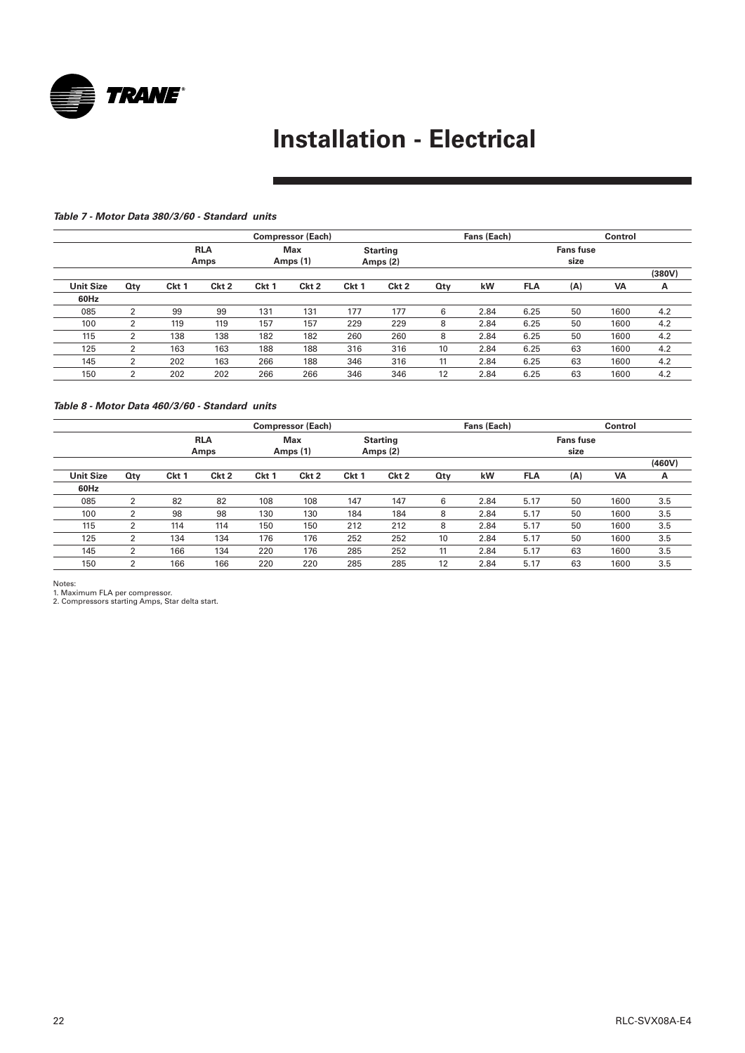# Installation - Electrical

*Table 7 - Motor Data 380/3/60 - Standard units*

| | | Compressor (Each) | | | | | | Fans (Each) | | | | Control | |
|---|---|---|---|---|---|---|---|---|---|---|---|---|---|
| | | RLA Amps | | Max Amps (1) | | Starting Amps (2) | | | | | Fans fuse size | | |
| | | | | | | | | | | | | | (380V) |
| **Unit Size** | **Qty** | **Ckt 1** | **Ckt 2** | **Ckt 1** | **Ckt 2** | **Ckt 1** | **Ckt 2** | **Qty** | **kW** | **FLA** | **(A)** | **VA** | **A** |
| **60Hz** | | | | | | | | | | | | | |
| 085 | 2 | 99 | 99 | 131 | 131 | 177 | 177 | 6 | 2.84 | 6.25 | 50 | 1600 | 4.2 |
| 100 | 2 | 119 | 119 | 157 | 157 | 229 | 229 | 8 | 2.84 | 6.25 | 50 | 1600 | 4.2 |
| 115 | 2 | 138 | 138 | 182 | 182 | 260 | 260 | 8 | 2.84 | 6.25 | 50 | 1600 | 4.2 |
| 125 | 2 | 163 | 163 | 188 | 188 | 316 | 316 | 10 | 2.84 | 6.25 | 63 | 1600 | 4.2 |
| 145 | 2 | 202 | 163 | 266 | 188 | 346 | 316 | 11 | 2.84 | 6.25 | 63 | 1600 | 4.2 |
| 150 | 2 | 202 | 202 | 266 | 266 | 346 | 346 | 12 | 2.84 | 6.25 | 63 | 1600 | 4.2 |

*Table 8 - Motor Data 460/3/60 - Standard units*

| | | Compressor (Each) | | | | | | Fans (Each) | | | | Control | |
|---|---|---|---|---|---|---|---|---|---|---|---|---|---|
| | | RLA Amps | | Max Amps (1) | | Starting Amps (2) | | | | | Fans fuse size | | |
| | | | | | | | | | | | | | (460V) |
| **Unit Size** | **Qty** | **Ckt 1** | **Ckt 2** | **Ckt 1** | **Ckt 2** | **Ckt 1** | **Ckt 2** | **Qty** | **kW** | **FLA** | **(A)** | **VA** | **A** |
| **60Hz** | | | | | | | | | | | | | |
| 085 | 2 | 82 | 82 | 108 | 108 | 147 | 147 | 6 | 2.84 | 5.17 | 50 | 1600 | 3.5 |
| 100 | 2 | 98 | 98 | 130 | 130 | 184 | 184 | 8 | 2.84 | 5.17 | 50 | 1600 | 3.5 |
| 115 | 2 | 114 | 114 | 150 | 150 | 212 | 212 | 8 | 2.84 | 5.17 | 50 | 1600 | 3.5 |
| 125 | 2 | 134 | 134 | 176 | 176 | 252 | 252 | 10 | 2.84 | 5.17 | 50 | 1600 | 3.5 |
| 145 | 2 | 166 | 134 | 220 | 176 | 285 | 252 | 11 | 2.84 | 5.17 | 63 | 1600 | 3.5 |
| 150 | 2 | 166 | 166 | 220 | 220 | 285 | 285 | 12 | 2.84 | 5.17 | 63 | 1600 | 3.5 |

Notes:
1. Maximum FLA per compressor.
2. Compressors starting Amps, Star delta start.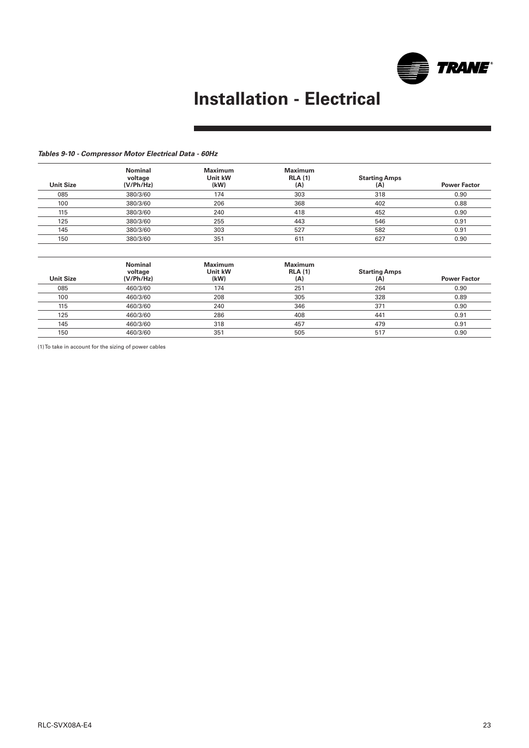# Installation - Electrical

***Tables 9-10 - Compressor Motor Electrical Data - 60Hz***

| Unit Size | Nominal voltage (V/Ph/Hz) | Maximum Unit kW (kW) | Maximum RLA (1) (A) | Starting Amps (A) | Power Factor |
|---|---|---|---|---|---|
| 085 | 380/3/60 | 174 | 303 | 318 | 0.90 |
| 100 | 380/3/60 | 206 | 368 | 402 | 0.88 |
| 115 | 380/3/60 | 240 | 418 | 452 | 0.90 |
| 125 | 380/3/60 | 255 | 443 | 546 | 0.91 |
| 145 | 380/3/60 | 303 | 527 | 582 | 0.91 |
| 150 | 380/3/60 | 351 | 611 | 627 | 0.90 |

| Unit Size | Nominal voltage (V/Ph/Hz) | Maximum Unit kW (kW) | Maximum RLA (1) (A) | Starting Amps (A) | Power Factor |
|---|---|---|---|---|---|
| 085 | 460/3/60 | 174 | 251 | 264 | 0.90 |
| 100 | 460/3/60 | 208 | 305 | 328 | 0.89 |
| 115 | 460/3/60 | 240 | 346 | 371 | 0.90 |
| 125 | 460/3/60 | 286 | 408 | 441 | 0.91 |
| 145 | 460/3/60 | 318 | 457 | 479 | 0.91 |
| 150 | 460/3/60 | 351 | 505 | 517 | 0.90 |

(1) To take in account for the sizing of power cables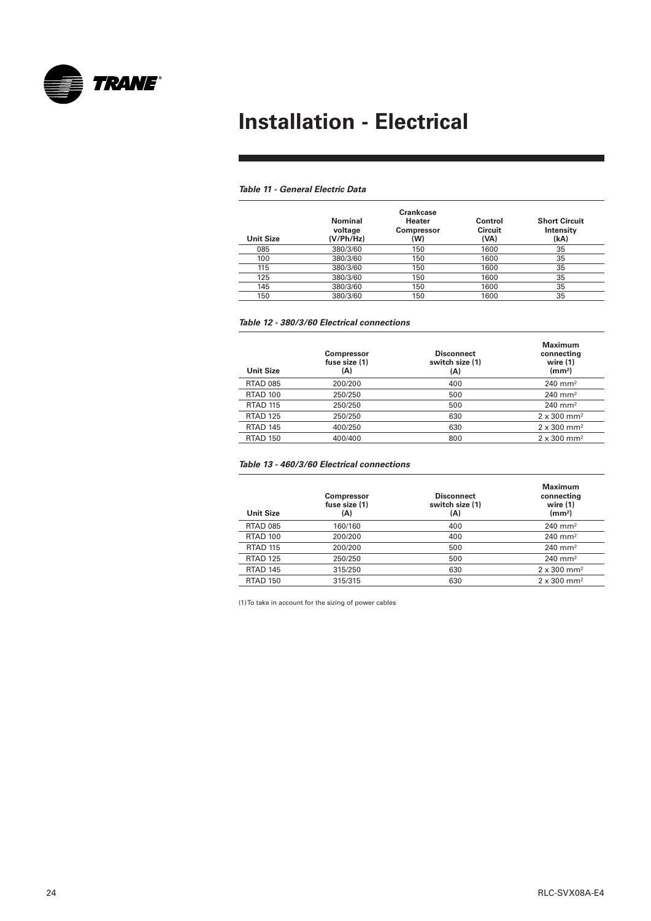# Installation - Electrical

*Table 11 - General Electric Data*

| Unit Size | Nominal voltage (V/Ph/Hz) | Crankcase Heater Compressor (W) | Control Circuit (VA) | Short Circuit Intensity (kA) |
|---|---|---|---|---|
| 085 | 380/3/60 | 150 | 1600 | 35 |
| 100 | 380/3/60 | 150 | 1600 | 35 |
| 115 | 380/3/60 | 150 | 1600 | 35 |
| 125 | 380/3/60 | 150 | 1600 | 35 |
| 145 | 380/3/60 | 150 | 1600 | 35 |
| 150 | 380/3/60 | 150 | 1600 | 35 |

*Table 12 - 380/3/60 Electrical connections*

| Unit Size | Compressor fuse size (1) (A) | Disconnect switch size (1) (A) | Maximum connecting wire (1) ($mm^2$) |
|---|---|---|---|
| RTAD 085 | 200/200 | 400 | 240 $mm^2$ |
| RTAD 100 | 250/250 | 500 | 240 $mm^2$ |
| RTAD 115 | 250/250 | 500 | 240 $mm^2$ |
| RTAD 125 | 250/250 | 630 | 2 x 300 $mm^2$ |
| RTAD 145 | 400/250 | 630 | 2 x 300 $mm^2$ |
| RTAD 150 | 400/400 | 800 | 2 x 300 $mm^2$ |

*Table 13 - 460/3/60 Electrical connections*

| Unit Size | Compressor fuse size (1) (A) | Disconnect switch size (1) (A) | Maximum connecting wire (1) ($mm^2$) |
|---|---|---|---|
| RTAD 085 | 160/160 | 400 | 240 $mm^2$ |
| RTAD 100 | 200/200 | 400 | 240 $mm^2$ |
| RTAD 115 | 200/200 | 500 | 240 $mm^2$ |
| RTAD 125 | 250/250 | 500 | 240 $mm^2$ |
| RTAD 145 | 315/250 | 630 | 2 x 300 $mm^2$ |
| RTAD 150 | 315/315 | 630 | 2 x 300 $mm^2$ |

(1) To take in account for the sizing of power cables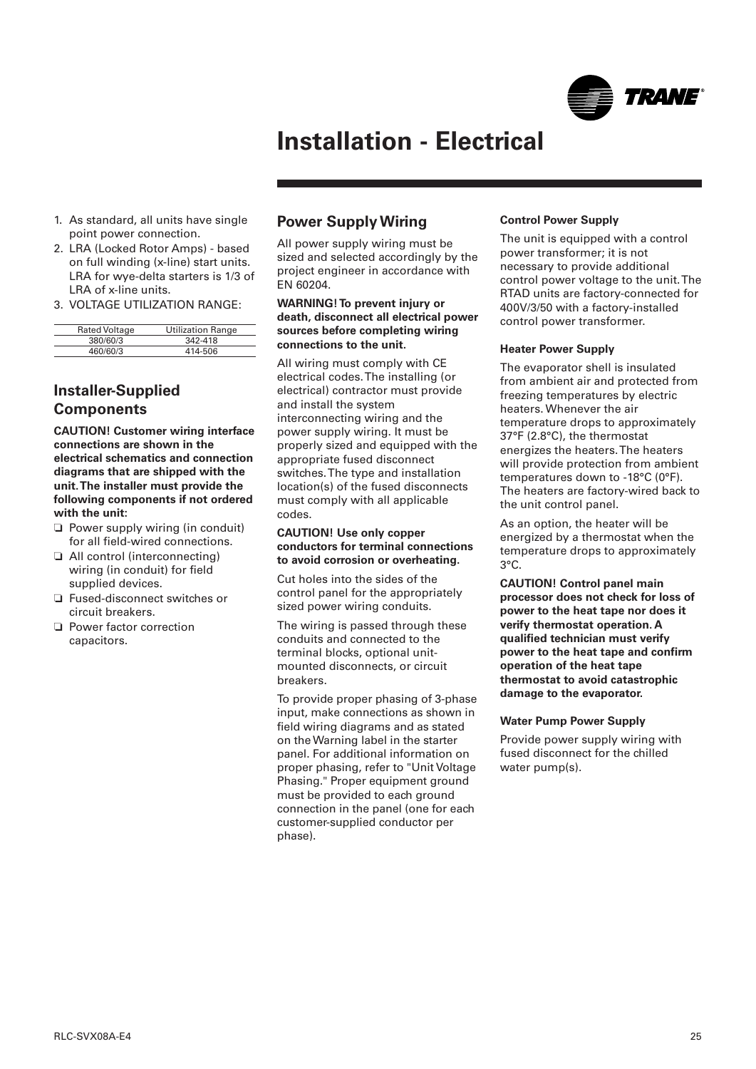# Installation - Electrical

1. As standard, all units have single point power connection.
2. LRA (Locked Rotor Amps) - based on full winding (x-line) start units. LRA for wye-delta starters is 1/3 of LRA of x-line units.
3. VOLTAGE UTILIZATION RANGE:

| Rated Voltage | Utilization Range |
|---|---|
| 380/60/3 | 342-418 |
| 460/60/3 | 414-506 |

## Installer-Supplied Components

**CAUTION! Customer wiring interface connections are shown in the electrical schematics and connection diagrams that are shipped with the unit. The installer must provide the following components if not ordered with the unit:**

- ❑ Power supply wiring (in conduit) for all field-wired connections.
- ❑ All control (interconnecting) wiring (in conduit) for field supplied devices.
- ❑ Fused-disconnect switches or circuit breakers.
- ❑ Power factor correction capacitors.

## Power Supply Wiring

All power supply wiring must be sized and selected accordingly by the project engineer in accordance with EN 60204.

**WARNING! To prevent injury or death, disconnect all electrical power sources before completing wiring connections to the unit.**

All wiring must comply with CE electrical codes. The installing (or electrical) contractor must provide and install the system interconnecting wiring and the power supply wiring. It must be properly sized and equipped with the appropriate fused disconnect switches. The type and installation location(s) of the fused disconnects must comply with all applicable codes.

**CAUTION! Use only copper conductors for terminal connections to avoid corrosion or overheating.**

Cut holes into the sides of the control panel for the appropriately sized power wiring conduits.

The wiring is passed through these conduits and connected to the terminal blocks, optional unit-mounted disconnects, or circuit breakers.

To provide proper phasing of 3-phase input, make connections as shown in field wiring diagrams and as stated on the Warning label in the starter panel. For additional information on proper phasing, refer to "Unit Voltage Phasing." Proper equipment ground must be provided to each ground connection in the panel (one for each customer-supplied conductor per phase).

### Control Power Supply

The unit is equipped with a control power transformer; it is not necessary to provide additional control power voltage to the unit. The RTAD units are factory-connected for 400V/3/50 with a factory-installed control power transformer.

### Heater Power Supply

The evaporator shell is insulated from ambient air and protected from freezing temperatures by electric heaters. Whenever the air temperature drops to approximately 37°F (2.8°C), the thermostat energizes the heaters. The heaters will provide protection from ambient temperatures down to -18°C (0°F). The heaters are factory-wired back to the unit control panel.

As an option, the heater will be energized by a thermostat when the temperature drops to approximately 3°C.

**CAUTION! Control panel main processor does not check for loss of power to the heat tape nor does it verify thermostat operation. A qualified technician must verify power to the heat tape and confirm operation of the heat tape thermostat to avoid catastrophic damage to the evaporator.**

### Water Pump Power Supply

Provide power supply wiring with fused disconnect for the chilled water pump(s).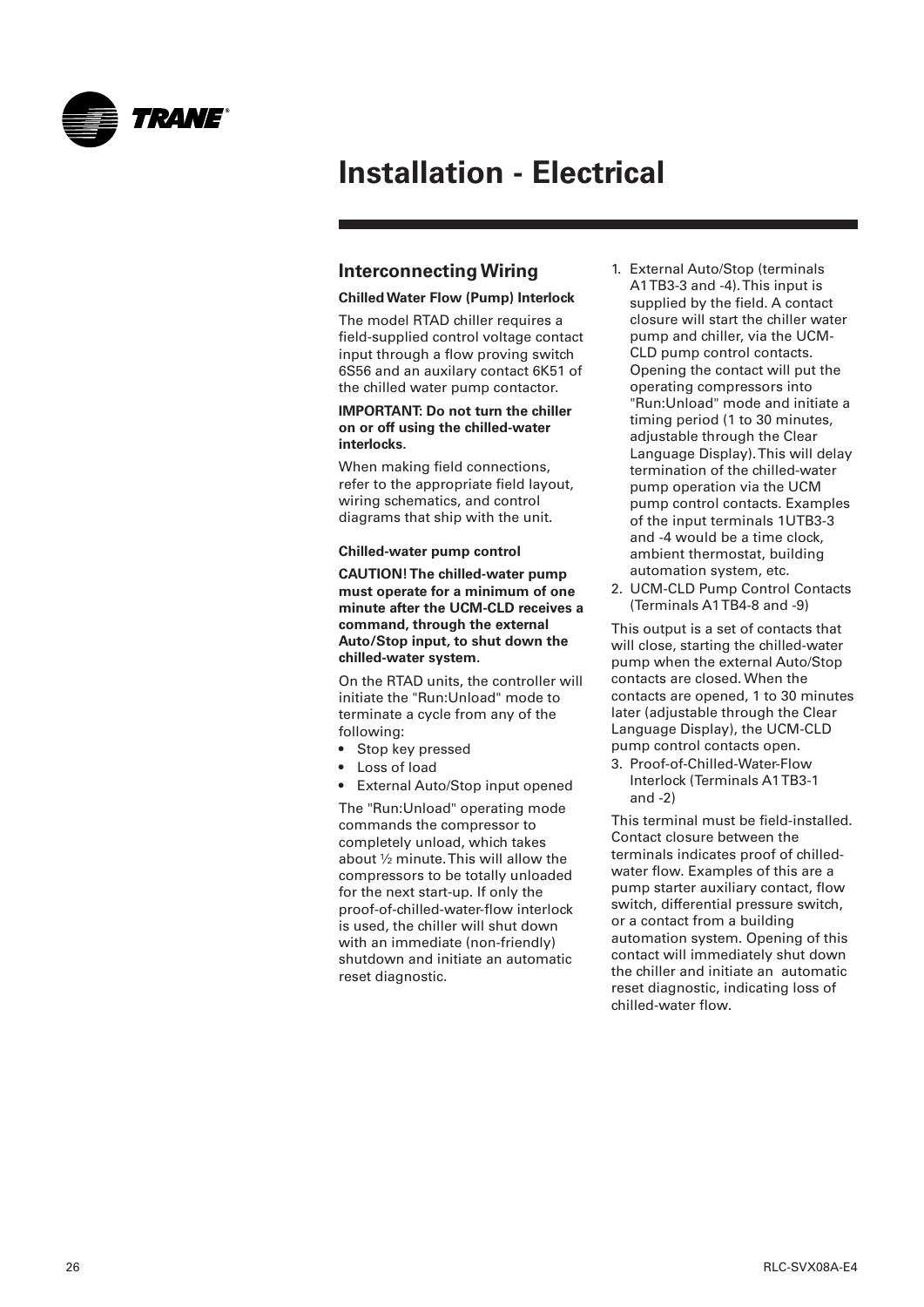# Installation - Electrical

## Interconnecting Wiring

**Chilled Water Flow (Pump) Interlock**

The model RTAD chiller requires a field-supplied control voltage contact input through a flow proving switch 6S56 and an auxilary contact 6K51 of the chilled water pump contactor.

**IMPORTANT: Do not turn the chiller on or off using the chilled-water interlocks.**

When making field connections, refer to the appropriate field layout, wiring schematics, and control diagrams that ship with the unit.

**Chilled-water pump control**

**CAUTION! The chilled-water pump must operate for a minimum of one minute after the UCM-CLD receives a command, through the external Auto/Stop input, to shut down the chilled-water system.**

On the RTAD units, the controller will initiate the "Run:Unload" mode to terminate a cycle from any of the following:

- Stop key pressed
- Loss of load
- External Auto/Stop input opened

The "Run:Unload" operating mode commands the compressor to completely unload, which takes about ½ minute. This will allow the compressors to be totally unloaded for the next start-up. If only the proof-of-chilled-water-flow interlock is used, the chiller will shut down with an immediate (non-friendly) shutdown and initiate an automatic reset diagnostic.

1. External Auto/Stop (terminals A1TB3-3 and -4). This input is supplied by the field. A contact closure will start the chiller water pump and chiller, via the UCM-CLD pump control contacts. Opening the contact will put the operating compressors into "Run:Unload" mode and initiate a timing period (1 to 30 minutes, adjustable through the Clear Language Display). This will delay termination of the chilled-water pump operation via the UCM pump control contacts. Examples of the input terminals 1UTB3-3 and -4 would be a time clock, ambient thermostat, building automation system, etc.
2. UCM-CLD Pump Control Contacts (Terminals A1TB4-8 and -9)

This output is a set of contacts that will close, starting the chilled-water pump when the external Auto/Stop contacts are closed. When the contacts are opened, 1 to 30 minutes later (adjustable through the Clear Language Display), the UCM-CLD pump control contacts open.

3. Proof-of-Chilled-Water-Flow Interlock (Terminals A1TB3-1 and -2)

This terminal must be field-installed. Contact closure between the terminals indicates proof of chilled-water flow. Examples of this are a pump starter auxiliary contact, flow switch, differential pressure switch, or a contact from a building automation system. Opening of this contact will immediately shut down the chiller and initiate an automatic reset diagnostic, indicating loss of chilled-water flow.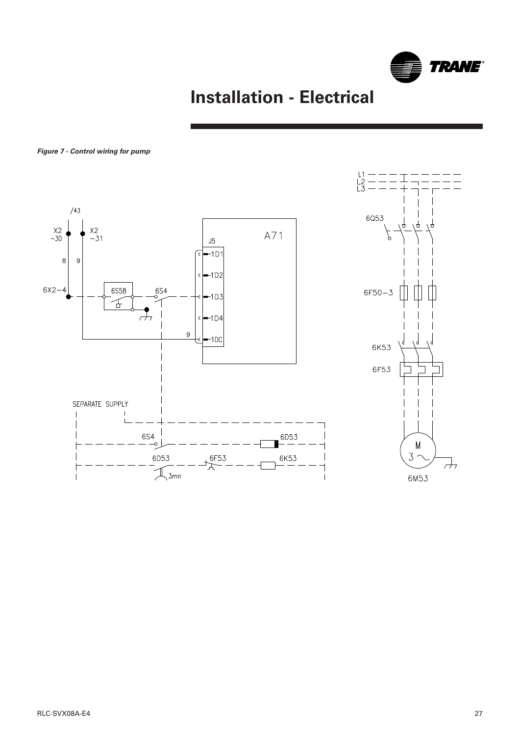# Installation - Electrical

*Figure 7 - Control wiring for pump*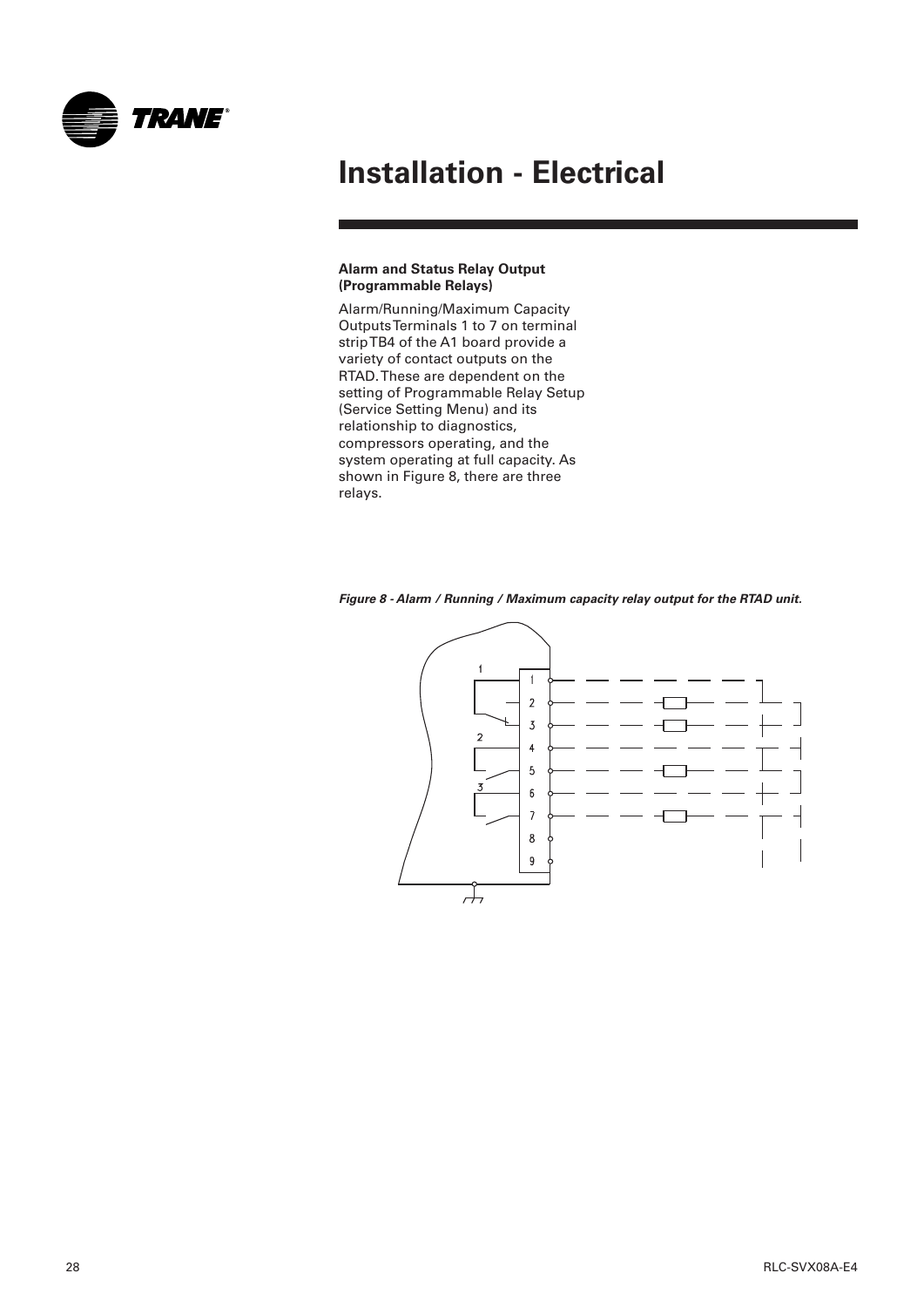# Installation - Electrical

**Alarm and Status Relay Output (Programmable Relays)**

Alarm/Running/Maximum Capacity Outputs Terminals 1 to 7 on terminal strip TB4 of the A1 board provide a variety of contact outputs on the RTAD. These are dependent on the setting of Programmable Relay Setup (Service Setting Menu) and its relationship to diagnostics, compressors operating, and the system operating at full capacity. As shown in Figure 8, there are three relays.

***Figure 8 - Alarm / Running / Maximum capacity relay output for the RTAD unit.***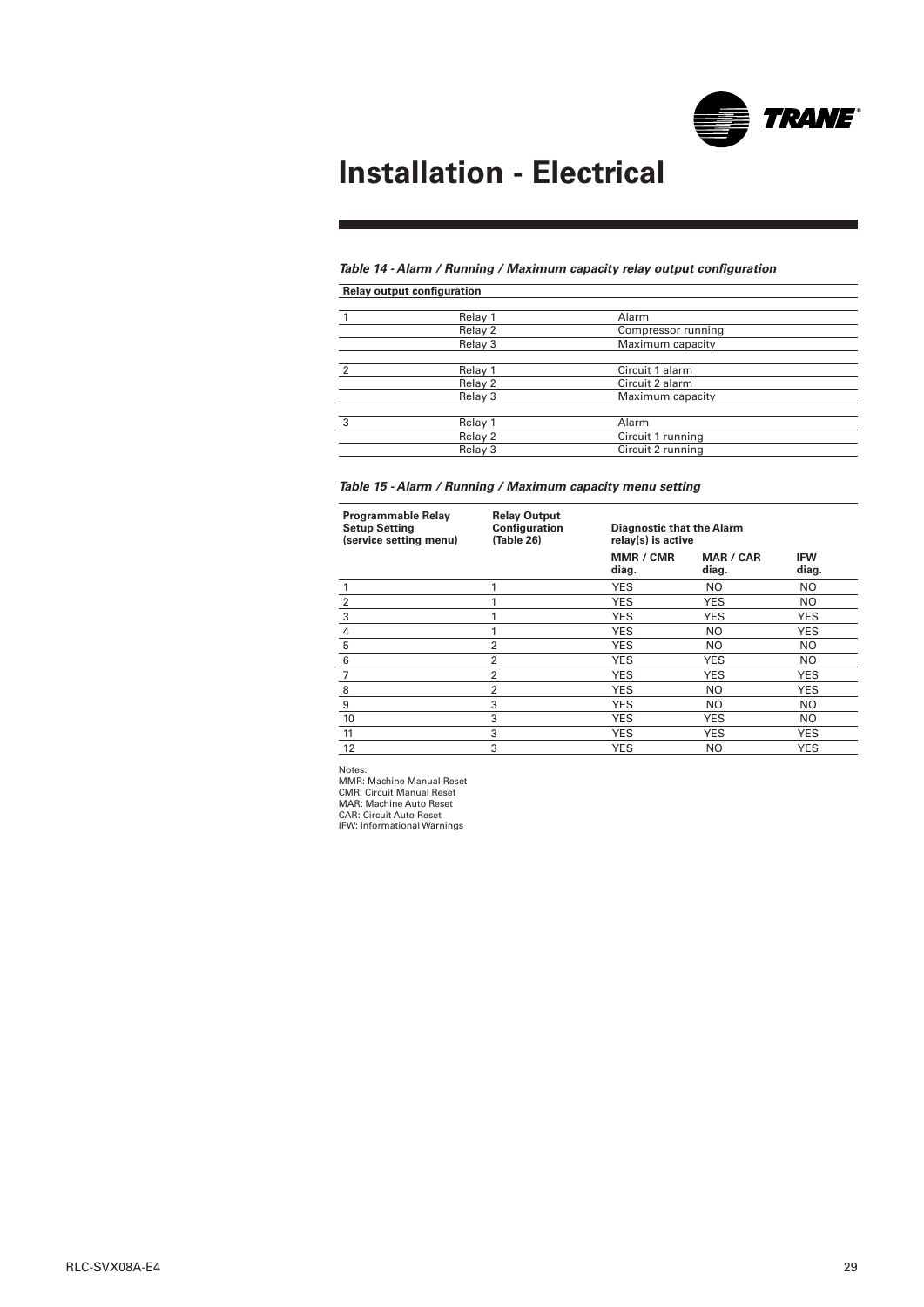# Installation - Electrical

*Table 14 - Alarm / Running / Maximum capacity relay output configuration*

| Relay output configuration | | |
|---|---|---|
| 1 | Relay 1 | Alarm |
| | Relay 2 | Compressor running |
| | Relay 3 | Maximum capacity |
| 2 | Relay 1 | Circuit 1 alarm |
| | Relay 2 | Circuit 2 alarm |
| | Relay 3 | Maximum capacity |
| 3 | Relay 1 | Alarm |
| | Relay 2 | Circuit 1 running |
| | Relay 3 | Circuit 2 running |

*Table 15 - Alarm / Running / Maximum capacity menu setting*

| Programmable Relay Setup Setting (service setting menu) | Relay Output Configuration (Table 26) | Diagnostic that the Alarm relay(s) is active | | |
|---|---|---|---|---|
| | | MMR / CMR diag. | MAR / CAR diag. | IFW diag. |
| 1 | 1 | YES | NO | NO |
| 2 | 1 | YES | YES | NO |
| 3 | 1 | YES | YES | YES |
| 4 | 1 | YES | NO | YES |
| 5 | 2 | YES | NO | NO |
| 6 | 2 | YES | YES | NO |
| 7 | 2 | YES | YES | YES |
| 8 | 2 | YES | NO | YES |
| 9 | 3 | YES | NO | NO |
| 10 | 3 | YES | YES | NO |
| 11 | 3 | YES | YES | YES |
| 12 | 3 | YES | NO | YES |

Notes:
MMR: Machine Manual Reset
CMR: Circuit Manual Reset
MAR: Machine Auto Reset
CAR: Circuit Auto Reset
IFW: Informational Warnings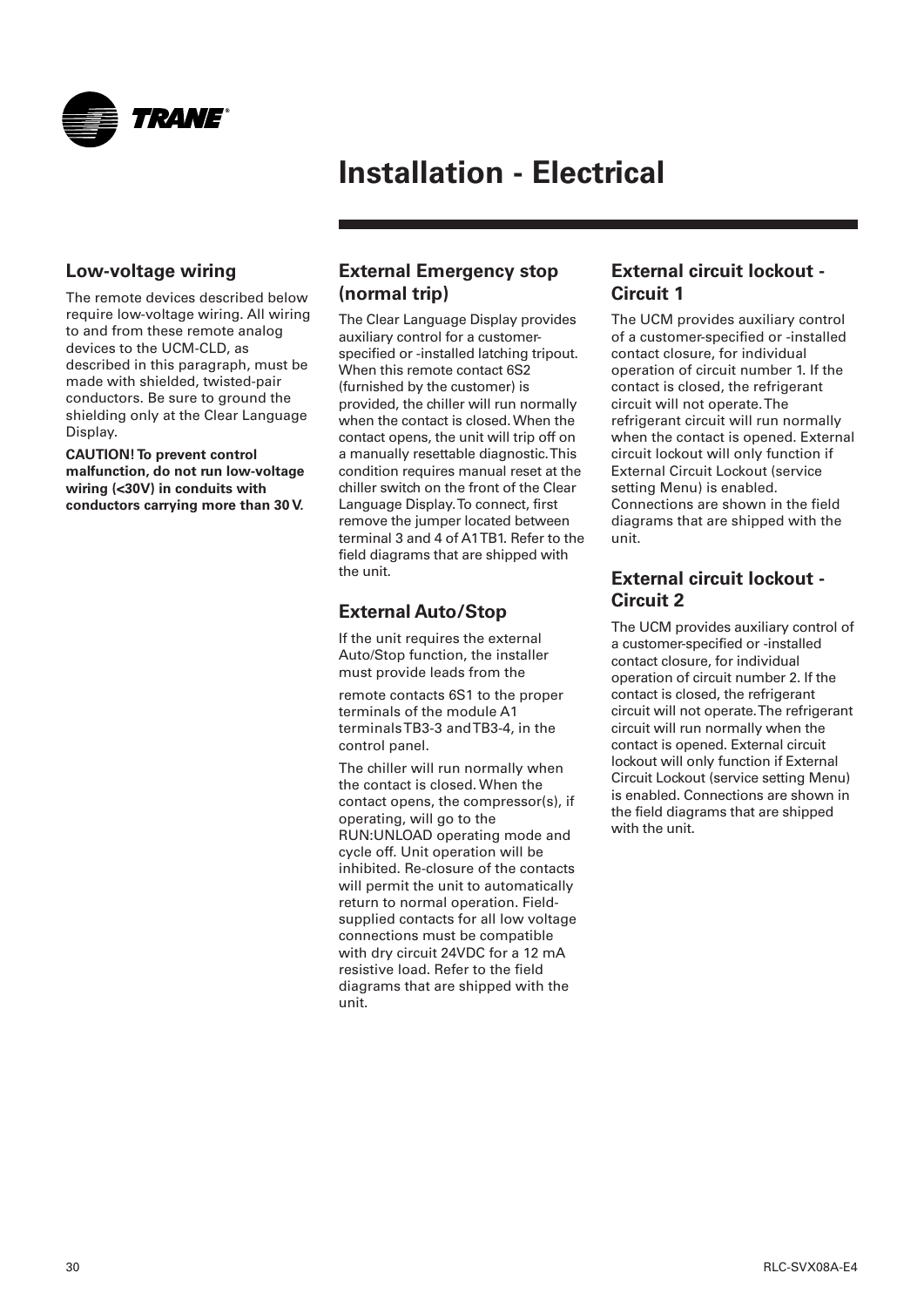# Installation - Electrical

## Low-voltage wiring

The remote devices described below require low-voltage wiring. All wiring to and from these remote analog devices to the UCM-CLD, as described in this paragraph, must be made with shielded, twisted-pair conductors. Be sure to ground the shielding only at the Clear Language Display.

**CAUTION! To prevent control malfunction, do not run low-voltage wiring (<30V) in conduits with conductors carrying more than 30 V.**

## External Emergency stop (normal trip)

The Clear Language Display provides auxiliary control for a customer-specified or -installed latching tripout. When this remote contact 6S2 (furnished by the customer) is provided, the chiller will run normally when the contact is closed. When the contact opens, the unit will trip off on a manually resettable diagnostic. This condition requires manual reset at the chiller switch on the front of the Clear Language Display. To connect, first remove the jumper located between terminal 3 and 4 of A1TB1. Refer to the field diagrams that are shipped with the unit.

## External Auto/Stop

If the unit requires the external Auto/Stop function, the installer must provide leads from the remote contacts 6S1 to the proper terminals of the module A1 terminals TB3-3 and TB3-4, in the control panel.

The chiller will run normally when the contact is closed. When the contact opens, the compressor(s), if operating, will go to the RUN:UNLOAD operating mode and cycle off. Unit operation will be inhibited. Re-closure of the contacts will permit the unit to automatically return to normal operation. Field-supplied contacts for all low voltage connections must be compatible with dry circuit 24VDC for a 12 mA resistive load. Refer to the field diagrams that are shipped with the unit.

## External circuit lockout - Circuit 1

The UCM provides auxiliary control of a customer-specified or -installed contact closure, for individual operation of circuit number 1. If the contact is closed, the refrigerant circuit will not operate. The refrigerant circuit will run normally when the contact is opened. External circuit lockout will only function if External Circuit Lockout (service setting Menu) is enabled. Connections are shown in the field diagrams that are shipped with the unit.

## External circuit lockout - Circuit 2

The UCM provides auxiliary control of a customer-specified or -installed contact closure, for individual operation of circuit number 2. If the contact is closed, the refrigerant circuit will not operate. The refrigerant circuit will run normally when the contact is opened. External circuit lockout will only function if External Circuit Lockout (service setting Menu) is enabled. Connections are shown in the field diagrams that are shipped with the unit.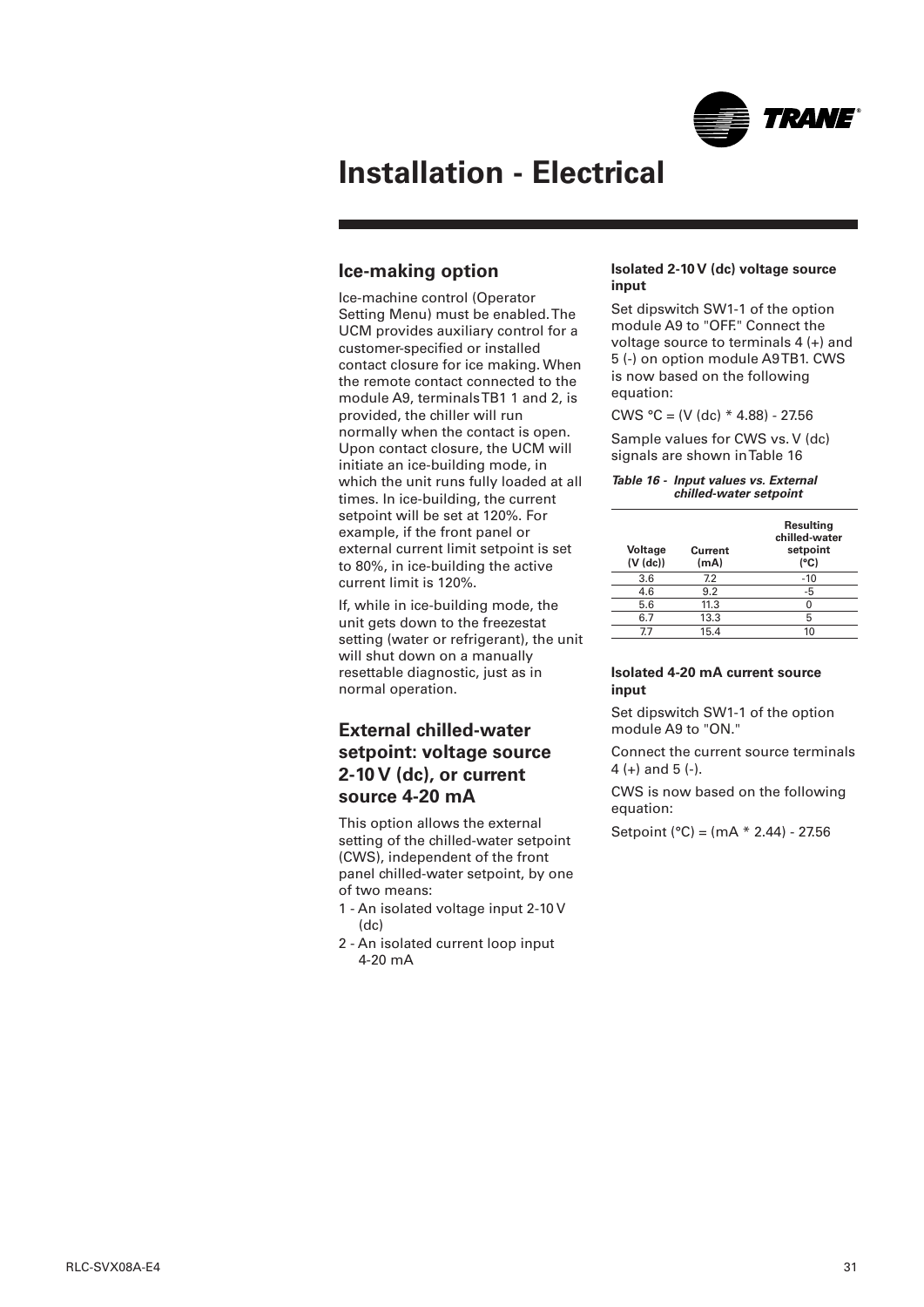# Installation - Electrical

## Ice-making option

Ice-machine control (Operator Setting Menu) must be enabled. The UCM provides auxiliary control for a customer-specified or installed contact closure for ice making. When the remote contact connected to the module A9, terminals TB1 1 and 2, is provided, the chiller will run normally when the contact is open. Upon contact closure, the UCM will initiate an ice-building mode, in which the unit runs fully loaded at all times. In ice-building, the current setpoint will be set at 120%. For example, if the front panel or external current limit setpoint is set to 80%, in ice-building the active current limit is 120%.

If, while in ice-building mode, the unit gets down to the freezestat setting (water or refrigerant), the unit will shut down on a manually resettable diagnostic, just as in normal operation.

## External chilled-water setpoint: voltage source 2-10 V (dc), or current source 4-20 mA

This option allows the external setting of the chilled-water setpoint (CWS), independent of the front panel chilled-water setpoint, by one of two means:

1 - An isolated voltage input 2-10 V (dc)
2 - An isolated current loop input 4-20 mA

### Isolated 2-10 V (dc) voltage source input

Set dipswitch SW1-1 of the option module A9 to "OFF." Connect the voltage source to terminals 4 (+) and 5 (-) on option module A9 TB1. CWS is now based on the following equation:

CWS °C = (V (dc) * 4.88) - 27.56

Sample values for CWS vs. V (dc) signals are shown in Table 16

*Table 16 - Input values vs. External chilled-water setpoint*

| Voltage (V (dc)) | Current (mA) | Resulting chilled-water setpoint (°C) |
|---|---|---|
| 3.6 | 7.2 | -10 |
| 4.6 | 9.2 | -5 |
| 5.6 | 11.3 | 0 |
| 6.7 | 13.3 | 5 |
| 7.7 | 15.4 | 10 |

### Isolated 4-20 mA current source input

Set dipswitch SW1-1 of the option module A9 to "ON."

Connect the current source terminals 4 (+) and 5 (-).

CWS is now based on the following equation:

Setpoint (°C) = (mA * 2.44) - 27.56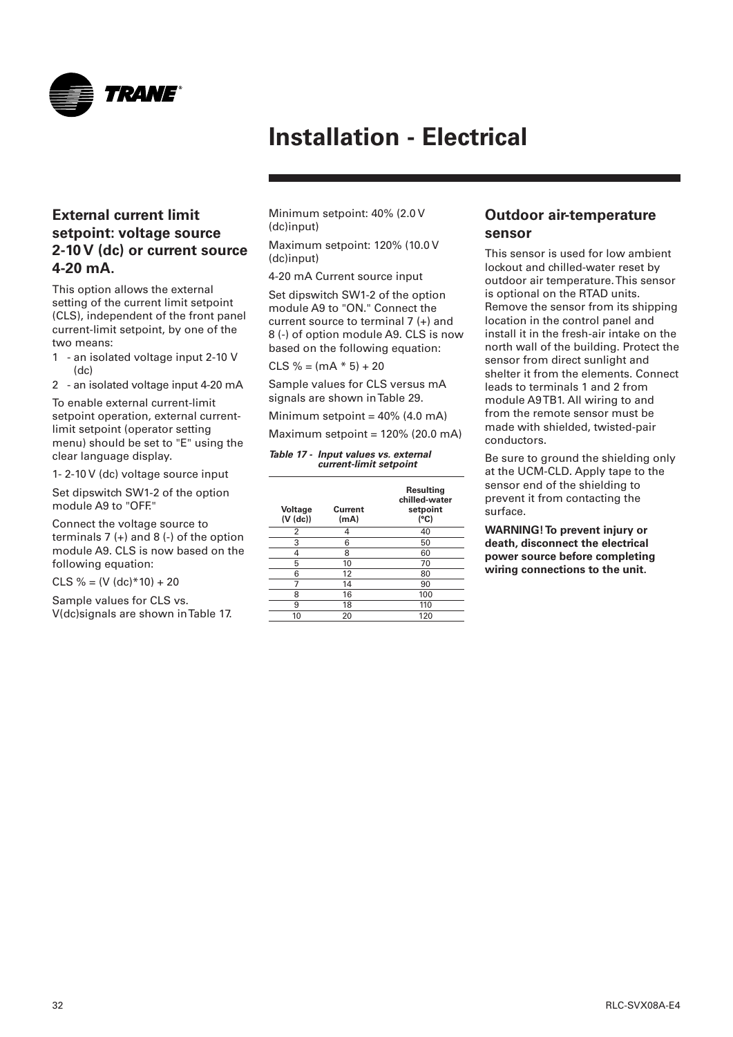# Installation - Electrical

## External current limit setpoint: voltage source 2-10 V (dc) or current source 4-20 mA.

This option allows the external setting of the current limit setpoint (CLS), independent of the front panel current-limit setpoint, by one of the two means:

1 - an isolated voltage input 2-10 V (dc)
2 - an isolated voltage input 4-20 mA

To enable external current-limit setpoint operation, external current-limit setpoint (operator setting menu) should be set to "E" using the clear language display.

1- 2-10 V (dc) voltage source input

Set dipswitch SW1-2 of the option module A9 to "OFF."

Connect the voltage source to terminals 7 (+) and 8 (-) of the option module A9. CLS is now based on the following equation:

CLS % = (V (dc)*10) + 20

Sample values for CLS vs. V(dc)signals are shown in Table 17.

Minimum setpoint: 40% (2.0 V (dc)input)

Maximum setpoint: 120% (10.0 V (dc)input)

4-20 mA Current source input

Set dipswitch SW1-2 of the option module A9 to "ON." Connect the current source to terminal 7 (+) and 8 (-) of option module A9. CLS is now based on the following equation:

CLS % = (mA * 5) + 20

Sample values for CLS versus mA signals are shown in Table 29.

Minimum setpoint = 40% (4.0 mA)

Maximum setpoint = 120% (20.0 mA)

*Table 17 - Input values vs. external current-limit setpoint*

| Voltage (V (dc)) | Current (mA) | Resulting chilled-water setpoint (°C) |
|---|---|---|
| 2 | 4 | 40 |
| 3 | 6 | 50 |
| 4 | 8 | 60 |
| 5 | 10 | 70 |
| 6 | 12 | 80 |
| 7 | 14 | 90 |
| 8 | 16 | 100 |
| 9 | 18 | 110 |
| 10 | 20 | 120 |

## Outdoor air-temperature sensor

This sensor is used for low ambient lockout and chilled-water reset by outdoor air temperature. This sensor is optional on the RTAD units. Remove the sensor from its shipping location in the control panel and install it in the fresh-air intake on the north wall of the building. Protect the sensor from direct sunlight and shelter it from the elements. Connect leads to terminals 1 and 2 from module A9 TB1. All wiring to and from the remote sensor must be made with shielded, twisted-pair conductors.

Be sure to ground the shielding only at the UCM-CLD. Apply tape to the sensor end of the shielding to prevent it from contacting the surface.

**WARNING! To prevent injury or death, disconnect the electrical power source before completing wiring connections to the unit.**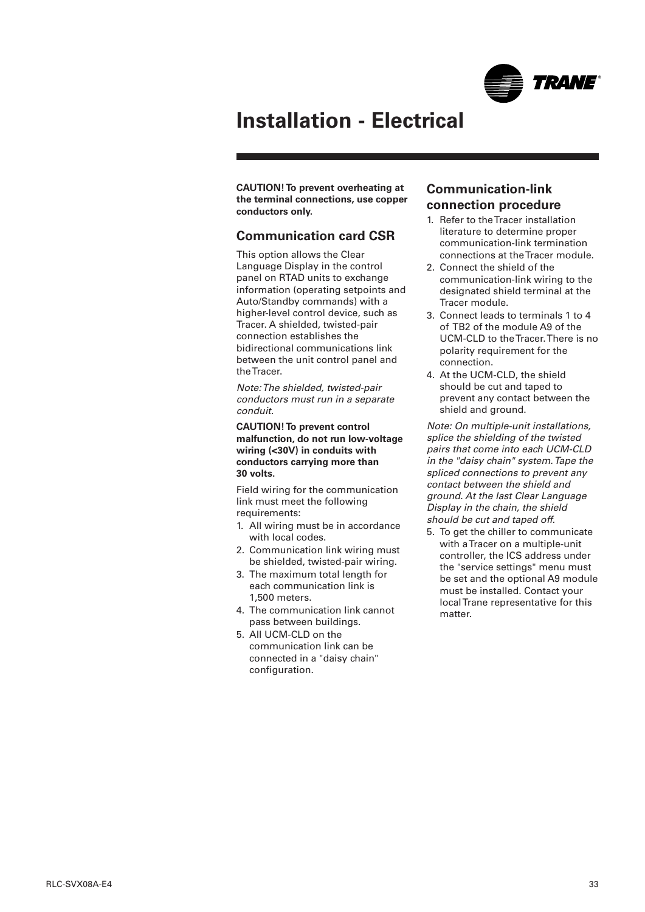# Installation - Electrical

**CAUTION! To prevent overheating at the terminal connections, use copper conductors only.**

## Communication card CSR

This option allows the Clear Language Display in the control panel on RTAD units to exchange information (operating setpoints and Auto/Standby commands) with a higher-level control device, such as Tracer. A shielded, twisted-pair connection establishes the bidirectional communications link between the unit control panel and the Tracer.

*Note: The shielded, twisted-pair conductors must run in a separate conduit.*

**CAUTION! To prevent control malfunction, do not run low-voltage wiring (<30V) in conduits with conductors carrying more than 30 volts.**

Field wiring for the communication link must meet the following requirements:

1. All wiring must be in accordance with local codes.
2. Communication link wiring must be shielded, twisted-pair wiring.
3. The maximum total length for each communication link is 1,500 meters.
4. The communication link cannot pass between buildings.
5. All UCM-CLD on the communication link can be connected in a "daisy chain" configuration.

## Communication-link connection procedure

1. Refer to the Tracer installation literature to determine proper communication-link termination connections at the Tracer module.
2. Connect the shield of the communication-link wiring to the designated shield terminal at the Tracer module.
3. Connect leads to terminals 1 to 4 of TB2 of the module A9 of the UCM-CLD to the Tracer. There is no polarity requirement for the connection.
4. At the UCM-CLD, the shield should be cut and taped to prevent any contact between the shield and ground.

*Note: On multiple-unit installations, splice the shielding of the twisted pairs that come into each UCM-CLD in the "daisy chain" system. Tape the spliced connections to prevent any contact between the shield and ground. At the last Clear Language Display in the chain, the shield should be cut and taped off.*

5. To get the chiller to communicate with a Tracer on a multiple-unit controller, the ICS address under the "service settings" menu must be set and the optional A9 module must be installed. Contact your local Trane representative for this matter.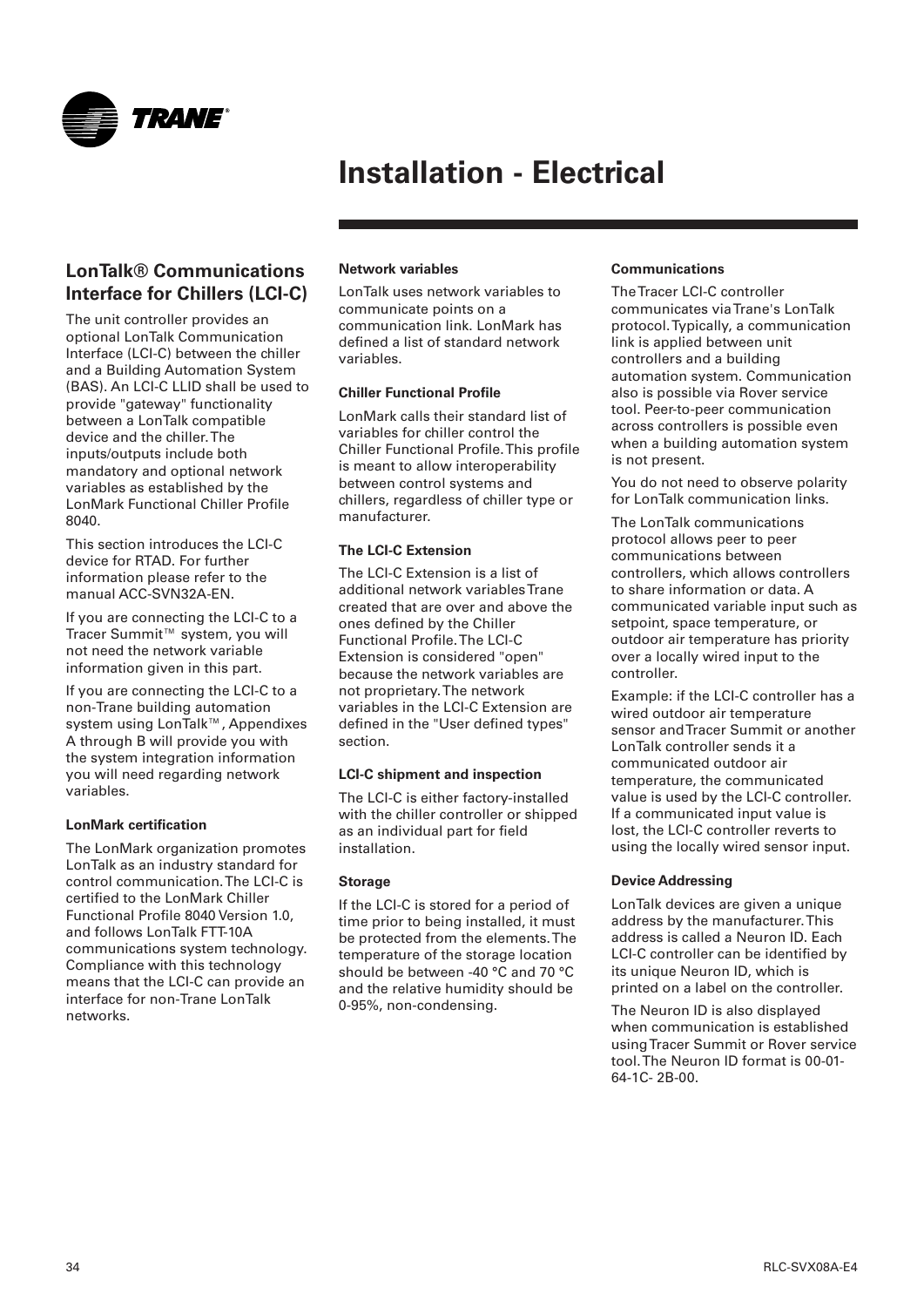# Installation - Electrical

## LonTalk® Communications Interface for Chillers (LCI-C)

The unit controller provides an optional LonTalk Communication Interface (LCI-C) between the chiller and a Building Automation System (BAS). An LCI-C LLID shall be used to provide "gateway" functionality between a LonTalk compatible device and the chiller. The inputs/outputs include both mandatory and optional network variables as established by the LonMark Functional Chiller Profile 8040.

This section introduces the LCI-C device for RTAD. For further information please refer to the manual ACC-SVN32A-EN.

If you are connecting the LCI-C to a Tracer Summit™ system, you will not need the network variable information given in this part.

If you are connecting the LCI-C to a non-Trane building automation system using LonTalk™, Appendixes A through B will provide you with the system integration information you will need regarding network variables.

### LonMark certification

The LonMark organization promotes LonTalk as an industry standard for control communication. The LCI-C is certified to the LonMark Chiller Functional Profile 8040 Version 1.0, and follows LonTalk FTT-10A communications system technology. Compliance with this technology means that the LCI-C can provide an interface for non-Trane LonTalk networks.

### Network variables

LonTalk uses network variables to communicate points on a communication link. LonMark has defined a list of standard network variables.

### Chiller Functional Profile

LonMark calls their standard list of variables for chiller control the Chiller Functional Profile. This profile is meant to allow interoperability between control systems and chillers, regardless of chiller type or manufacturer.

### The LCI-C Extension

The LCI-C Extension is a list of additional network variables Trane created that are over and above the ones defined by the Chiller Functional Profile. The LCI-C Extension is considered "open" because the network variables are not proprietary. The network variables in the LCI-C Extension are defined in the "User defined types" section.

### LCI-C shipment and inspection

The LCI-C is either factory-installed with the chiller controller or shipped as an individual part for field installation.

### Storage

If the LCI-C is stored for a period of time prior to being installed, it must be protected from the elements. The temperature of the storage location should be between -40 °C and 70 °C and the relative humidity should be 0-95%, non-condensing.

### Communications

The Tracer LCI-C controller communicates via Trane's LonTalk protocol. Typically, a communication link is applied between unit controllers and a building automation system. Communication also is possible via Rover service tool. Peer-to-peer communication across controllers is possible even when a building automation system is not present.

You do not need to observe polarity for LonTalk communication links.

The LonTalk communications protocol allows peer to peer communications between controllers, which allows controllers to share information or data. A communicated variable input such as setpoint, space temperature, or outdoor air temperature has priority over a locally wired input to the controller.

Example: if the LCI-C controller has a wired outdoor air temperature sensor and Tracer Summit or another LonTalk controller sends it a communicated outdoor air temperature, the communicated value is used by the LCI-C controller. If a communicated input value is lost, the LCI-C controller reverts to using the locally wired sensor input.

### Device Addressing

LonTalk devices are given a unique address by the manufacturer. This address is called a Neuron ID. Each LCI-C controller can be identified by its unique Neuron ID, which is printed on a label on the controller.

The Neuron ID is also displayed when communication is established using Tracer Summit or Rover service tool. The Neuron ID format is 00-01-64-1C- 2B-00.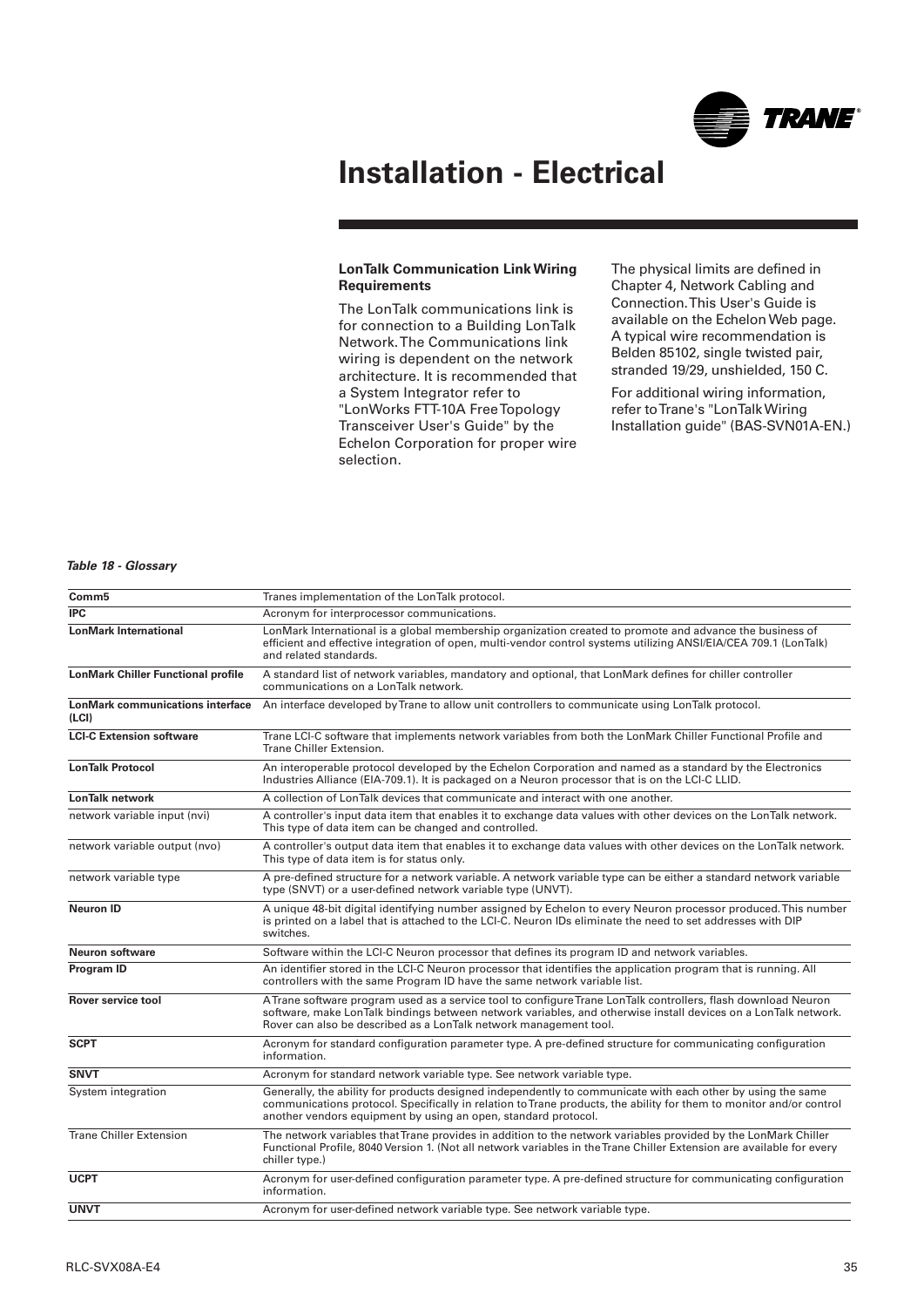# Installation - Electrical

**LonTalk Communication Link Wiring Requirements**

The LonTalk communications link is for connection to a Building LonTalk Network. The Communications link wiring is dependent on the network architecture. It is recommended that a System Integrator refer to "LonWorks FTT-10A Free Topology Transceiver User's Guide" by the Echelon Corporation for proper wire selection.

The physical limits are defined in Chapter 4, Network Cabling and Connection. This User's Guide is available on the Echelon Web page. A typical wire recommendation is Belden 85102, single twisted pair, stranded 19/29, unshielded, 150 C.

For additional wiring information, refer to Trane's "LonTalk Wiring Installation guide" (BAS-SVN01A-EN.)

*Table 18 - Glossary*

| | |
|---|---|
| **Comm5** | Tranes implementation of the LonTalk protocol. |
| **IPC** | Acronym for interprocessor communications. |
| **LonMark International** | LonMark International is a global membership organization created to promote and advance the business of efficient and effective integration of open, multi-vendor control systems utilizing ANSI/EIA/CEA 709.1 (LonTalk) and related standards. |
| **LonMark Chiller Functional profile** | A standard list of network variables, mandatory and optional, that LonMark defines for chiller controller communications on a LonTalk network. |
| **LonMark communications interface (LCI)** | An interface developed by Trane to allow unit controllers to communicate using LonTalk protocol. |
| **LCI-C Extension software** | Trane LCI-C software that implements network variables from both the LonMark Chiller Functional Profile and Trane Chiller Extension. |
| **LonTalk Protocol** | An interoperable protocol developed by the Echelon Corporation and named as a standard by the Electronics Industries Alliance (EIA-709.1). It is packaged on a Neuron processor that is on the LCI-C LLID. |
| **LonTalk network** | A collection of LonTalk devices that communicate and interact with one another. |
| network variable input (nvi) | A controller's input data item that enables it to exchange data values with other devices on the LonTalk network. This type of data item can be changed and controlled. |
| network variable output (nvo) | A controller's output data item that enables it to exchange data values with other devices on the LonTalk network. This type of data item is for status only. |
| network variable type | A pre-defined structure for a network variable. A network variable type can be either a standard network variable type (SNVT) or a user-defined network variable type (UNVT). |
| **Neuron ID** | A unique 48-bit digital identifying number assigned by Echelon to every Neuron processor produced. This number is printed on a label that is attached to the LCI-C. Neuron IDs eliminate the need to set addresses with DIP switches. |
| **Neuron software** | Software within the LCI-C Neuron processor that defines its program ID and network variables. |
| **Program ID** | An identifier stored in the LCI-C Neuron processor that identifies the application program that is running. All controllers with the same Program ID have the same network variable list. |
| **Rover service tool** | A Trane software program used as a service tool to configure Trane LonTalk controllers, flash download Neuron software, make LonTalk bindings between network variables, and otherwise install devices on a LonTalk network. Rover can also be described as a LonTalk network management tool. |
| **SCPT** | Acronym for standard configuration parameter type. A pre-defined structure for communicating configuration information. |
| **SNVT** | Acronym for standard network variable type. See network variable type. |
| System integration | Generally, the ability for products designed independently to communicate with each other by using the same communications protocol. Specifically in relation to Trane products, the ability for them to monitor and/or control another vendors equipment by using an open, standard protocol. |
| Trane Chiller Extension | The network variables that Trane provides in addition to the network variables provided by the LonMark Chiller Functional Profile, 8040 Version 1. (Not all network variables in the Trane Chiller Extension are available for every chiller type.) |
| **UCPT** | Acronym for user-defined configuration parameter type. A pre-defined structure for communicating configuration information. |
| **UNVT** | Acronym for user-defined network variable type. See network variable type. |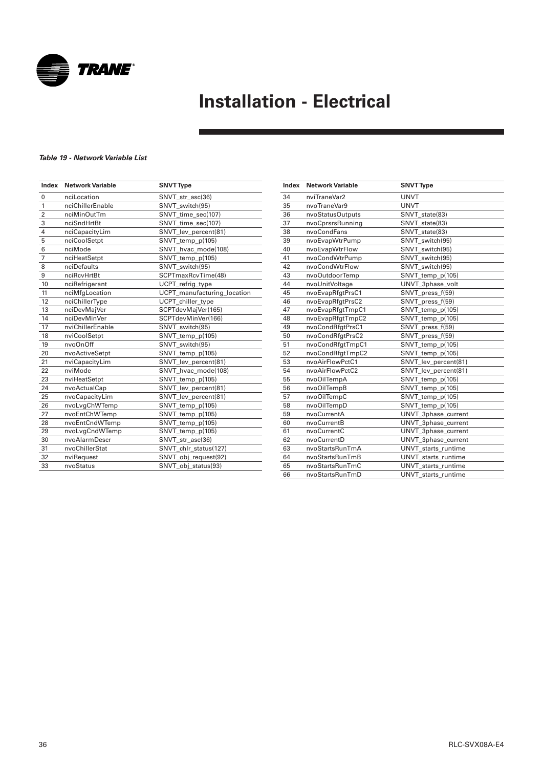# Installation - Electrical

***Table 19 - Network Variable List***

| Index | Network Variable | SNVT Type |
|---|---|---|
| 0 | nciLocation | SNVT_str_asc(36) |
| 1 | nciChillerEnable | SNVT_switch(95) |
| 2 | nciMinOutTm | SNVT_time_sec(107) |
| 3 | nciSndHrtBt | SNVT_time_sec(107) |
| 4 | nciCapacityLim | SNVT_lev_percent(81) |
| 5 | nciCoolSetpt | SNVT_temp_p(105) |
| 6 | nciMode | SNVT_hvac_mode(108) |
| 7 | nciHeatSetpt | SNVT_temp_p(105) |
| 8 | nciDefaults | SNVT_switch(95) |
| 9 | nciRcvHrtBt | SCPTmaxRcvTime(48) |
| 10 | nciRefrigerant | UCPT_refrig_type |
| 11 | nciMfgLocation | UCPT_manufacturing_location |
| 12 | nciChillerType | UCPT_chiller_type |
| 13 | nciDevMajVer | SCPTdevMajVer(165) |
| 14 | nciDevMinVer | SCPTdevMinVer(166) |
| 17 | nviChillerEnable | SNVT_switch(95) |
| 18 | nviCoolSetpt | SNVT_temp_p(105) |
| 19 | nvoOnOff | SNVT_switch(95) |
| 20 | nvoActiveSetpt | SNVT_temp_p(105) |
| 21 | nviCapacityLim | SNVT_lev_percent(81) |
| 22 | nviMode | SNVT_hvac_mode(108) |
| 23 | nviHeatSetpt | SNVT_temp_p(105) |
| 24 | nvoActualCap | SNVT_lev_percent(81) |
| 25 | nvoCapacityLim | SNVT_lev_percent(81) |
| 26 | nvoLvgChWTemp | SNVT_temp_p(105) |
| 27 | nvoEntChWTemp | SNVT_temp_p(105) |
| 28 | nvoEntCndWTemp | SNVT_temp_p(105) |
| 29 | nvoLvgCndWTemp | SNVT_temp_p(105) |
| 30 | nvoAlarmDescr | SNVT_str_asc(36) |
| 31 | nvoChillerStat | SNVT_chlr_status(127) |
| 32 | nviRequest | SNVT_obj_request(92) |
| 33 | nvoStatus | SNVT_obj_status(93) |
| 34 | nviTraneVar2 | UNVT |
| 35 | nvoTraneVar9 | UNVT |
| 36 | nvoStatusOutputs | SNVT_state(83) |
| 37 | nvoCprsrsRunning | SNVT_state(83) |
| 38 | nvoCondFans | SNVT_state(83) |
| 39 | nvoEvapWtrPump | SNVT_switch(95) |
| 40 | nvoEvapWtrFlow | SNVT_switch(95) |
| 41 | nvoCondWtrPump | SNVT_switch(95) |
| 42 | nvoCondWtrFlow | SNVT_switch(95) |
| 43 | nvoOutdoorTemp | SNVT_temp_p(105) |
| 44 | nvoUnitVoltage | UNVT_3phase_volt |
| 45 | nvoEvapRfgtPrsC1 | SNVT_press_f(59) |
| 46 | nvoEvapRfgtPrsC2 | SNVT_press_f(59) |
| 47 | nvoEvapRfgtTmpC1 | SNVT_temp_p(105) |
| 48 | nvoEvapRfgtTmpC2 | SNVT_temp_p(105) |
| 49 | nvoCondRfgtPrsC1 | SNVT_press_f(59) |
| 50 | nvoCondRfgtPrsC2 | SNVT_press_f(59) |
| 51 | nvoCondRfgtTmpC1 | SNVT_temp_p(105) |
| 52 | nvoCondRfgtTmpC2 | SNVT_temp_p(105) |
| 53 | nvoAirFlowPctC1 | SNVT_lev_percent(81) |
| 54 | nvoAirFlowPctC2 | SNVT_lev_percent(81) |
| 55 | nvoOilTempA | SNVT_temp_p(105) |
| 56 | nvoOilTempB | SNVT_temp_p(105) |
| 57 | nvoOilTempC | SNVT_temp_p(105) |
| 58 | nvoOilTempD | SNVT_temp_p(105) |
| 59 | nvoCurrentA | UNVT_3phase_current |
| 60 | nvoCurrentB | UNVT_3phase_current |
| 61 | nvoCurrentC | UNVT_3phase_current |
| 62 | nvoCurrentD | UNVT_3phase_current |
| 63 | nvoStartsRunTmA | UNVT_starts_runtime |
| 64 | nvoStartsRunTmB | UNVT_starts_runtime |
| 65 | nvoStartsRunTmC | UNVT_starts_runtime |
| 66 | nvoStartsRunTmD | UNVT_starts_runtime |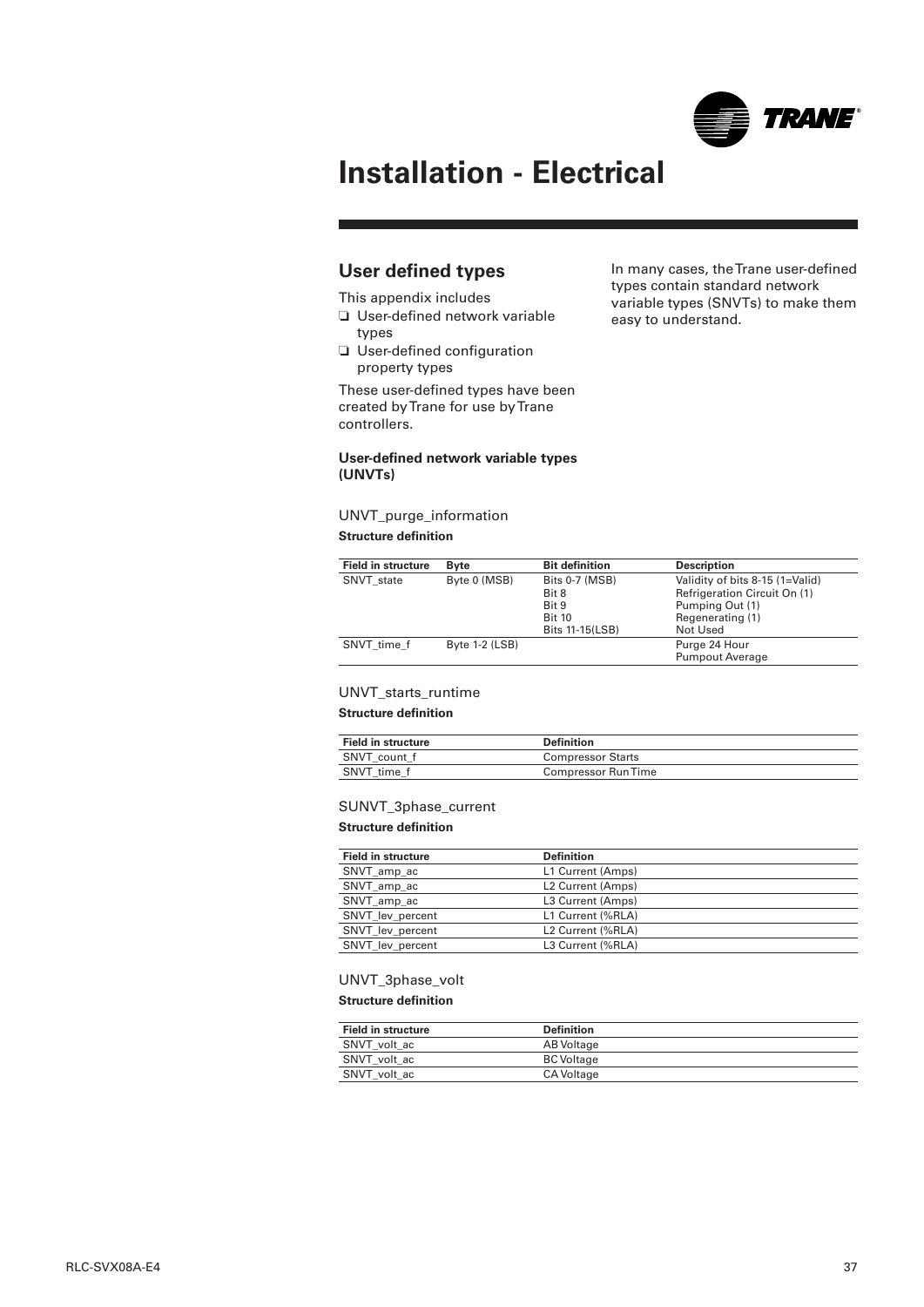# Installation - Electrical

## User defined types

This appendix includes

- ❑ User-defined network variable types
- ❑ User-defined configuration property types

These user-defined types have been created by Trane for use by Trane controllers.

In many cases, the Trane user-defined types contain standard network variable types (SNVTs) to make them easy to understand.

**User-defined network variable types (UNVTs)**

UNVT_purge_information

**Structure definition**

| Field in structure | Byte | Bit definition | Description |
|---|---|---|---|
| SNVT_state | Byte 0 (MSB) | Bits 0-7 (MSB)<br>Bit 8<br>Bit 9<br>Bit 10<br>Bits 11-15(LSB) | Validity of bits 8-15 (1=Valid)<br>Refrigeration Circuit On (1)<br>Pumping Out (1)<br>Regenerating (1)<br>Not Used |
| SNVT_time_f | Byte 1-2 (LSB) | | Purge 24 Hour<br>Pumpout Average |

UNVT_starts_runtime

**Structure definition**

| Field in structure | Definition |
|---|---|
| SNVT_count_f | Compressor Starts |
| SNVT_time_f | Compressor Run Time |

SUNVT_3phase_current

**Structure definition**

| Field in structure | Definition |
|---|---|
| SNVT_amp_ac | L1 Current (Amps) |
| SNVT_amp_ac | L2 Current (Amps) |
| SNVT_amp_ac | L3 Current (Amps) |
| SNVT_lev_percent | L1 Current (%RLA) |
| SNVT_lev_percent | L2 Current (%RLA) |
| SNVT_lev_percent | L3 Current (%RLA) |

UNVT_3phase_volt

**Structure definition**

| Field in structure | Definition |
|---|---|
| SNVT_volt_ac | AB Voltage |
| SNVT_volt_ac | BC Voltage |
| SNVT_volt_ac | CA Voltage |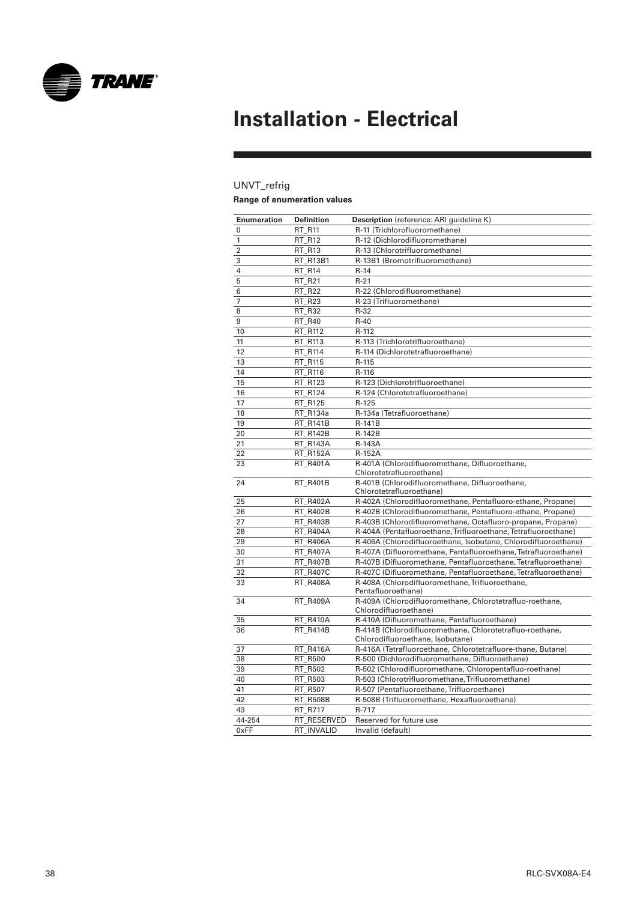# Installation - Electrical

UNVT_refrig

**Range of enumeration values**

| Enumeration | Definition | **Description** (reference: ARI guideline K) |
|---|---|---|
| 0 | RT_R11 | R-11 (Trichlorofluoromethane) |
| 1 | RT_R12 | R-12 (Dichlorodifluoromethane) |
| 2 | RT_R13 | R-13 (Chlorotrifluoromethane) |
| 3 | RT_R13B1 | R-13B1 (Bromotrifluoromethane) |
| 4 | RT_R14 | R-14 |
| 5 | RT_R21 | R-21 |
| 6 | RT_R22 | R-22 (Chlorodifluoromethane) |
| 7 | RT_R23 | R-23 (Trifluoromethane) |
| 8 | RT_R32 | R-32 |
| 9 | RT_R40 | R-40 |
| 10 | RT_R112 | R-112 |
| 11 | RT_R113 | R-113 (Trichlorotrifluoroethane) |
| 12 | RT_R114 | R-114 (Dichlorotetrafluoroethane) |
| 13 | RT_R115 | R-115 |
| 14 | RT_R116 | R-116 |
| 15 | RT_R123 | R-123 (Dichlorotrifluoroethane) |
| 16 | RT_R124 | R-124 (Chlorotetrafluoroethane) |
| 17 | RT_R125 | R-125 |
| 18 | RT_R134a | R-134a (Tetrafluoroethane) |
| 19 | RT_R141B | R-141B |
| 20 | RT_R142B | R-142B |
| 21 | RT_R143A | R-143A |
| 22 | RT_R152A | R-152A |
| 23 | RT_R401A | R-401A (Chlorodifluoromethane, Difluoroethane, Chlorotetrafluoroethane) |
| 24 | RT_R401B | R-401B (Chlorodifluoromethane, Difluoroethane, Chlorotetrafluoroethane) |
| 25 | RT_R402A | R-402A (Chlorodifluoromethane, Pentafluoro-ethane, Propane) |
| 26 | RT_R402B | R-402B (Chlorodifluoromethane, Pentafluoro-ethane, Propane) |
| 27 | RT_R403B | R-403B (Chlorodifluoromethane, Octafluoro-propane, Propane) |
| 28 | RT_R404A | R-404A (Pentafluoroethane, Trifluoroethane, Tetrafluoroethane) |
| 29 | RT_R406A | R-406A (Chlorodifluoroethane, Isobutane, Chlorodifluoroethane) |
| 30 | RT_R407A | R-407A (Difluoromethane, Pentafluoroethane, Tetrafluoroethane) |
| 31 | RT_R407B | R-407B (Difluoromethane, Pentafluoroethane, Tetrafluoroethane) |
| 32 | RT_R407C | R-407C (Difluoromethane, Pentafluoroethane, Tetrafluoroethane) |
| 33 | RT_R408A | R-408A (Chlorodifluoromethane, Trifluoroethane, Pentafluoroethane) |
| 34 | RT_R409A | R-409A (Chlorodifluoromethane, Chlorotetrafluo-roethane, Chlorodifluoroethane) |
| 35 | RT_R410A | R-410A (Difluoromethane, Pentafluoroethane) |
| 36 | RT_R414B | R-414B (Chlorodifluoromethane, Chlorotetrafluo-roethane, Chlorodifluoroethane, Isobutane) |
| 37 | RT_R416A | R-416A (Tetrafluoroethane, Chlorotetrafluore-thane, Butane) |
| 38 | RT_R500 | R-500 (Dichlorodifluoromethane, Difluoroethane) |
| 39 | RT_R502 | R-502 (Chlorodifluoromethane, Chloropentafluo-roethane) |
| 40 | RT_R503 | R-503 (Chlorotrifluoromethane, Trifluoromethane) |
| 41 | RT_R507 | R-507 (Pentafluoroethane, Trifluoroethane) |
| 42 | RT_R508B | R-508B (Trifluoromethane, Hexafluoroethane) |
| 43 | RT_R717 | R-717 |
| 44-254 | RT_RESERVED | Reserved for future use |
| 0xFF | RT_INVALID | Invalid (default) |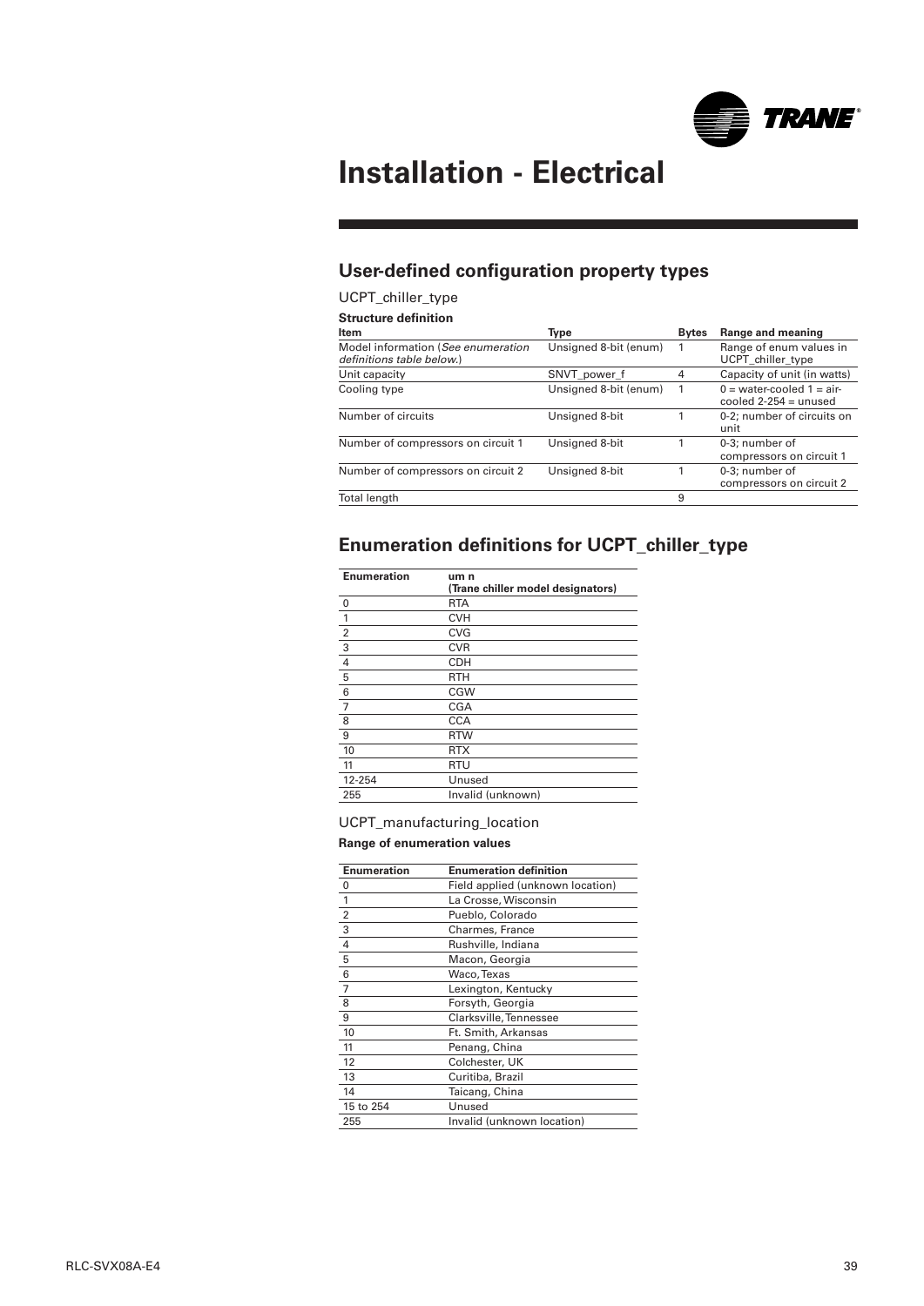# Installation - Electrical

## User-defined configuration property types

UCPT_chiller_type

**Structure definition**

| Item | Type | Bytes | Range and meaning |
|---|---|---|---|
| Model information (*See enumeration definitions table below.*) | Unsigned 8-bit (enum) | 1 | Range of enum values in UCPT_chiller_type |
| Unit capacity | SNVT_power_f | 4 | Capacity of unit (in watts) |
| Cooling type | Unsigned 8-bit (enum) | 1 | 0 = water-cooled 1 = air-cooled 2-254 = unused |
| Number of circuits | Unsigned 8-bit | 1 | 0-2; number of circuits on unit |
| Number of compressors on circuit 1 | Unsigned 8-bit | 1 | 0-3; number of compressors on circuit 1 |
| Number of compressors on circuit 2 | Unsigned 8-bit | 1 | 0-3; number of compressors on circuit 2 |
| Total length | | 9 | |

## Enumeration definitions for UCPT_chiller_type

| Enumeration | um n (Trane chiller model designators) |
|---|---|
| 0 | RTA |
| 1 | CVH |
| 2 | CVG |
| 3 | CVR |
| 4 | CDH |
| 5 | RTH |
| 6 | CGW |
| 7 | CGA |
| 8 | CCA |
| 9 | RTW |
| 10 | RTX |
| 11 | RTU |
| 12-254 | Unused |
| 255 | Invalid (unknown) |

UCPT_manufacturing_location

**Range of enumeration values**

| Enumeration | Enumeration definition |
|---|---|
| 0 | Field applied (unknown location) |
| 1 | La Crosse, Wisconsin |
| 2 | Pueblo, Colorado |
| 3 | Charmes, France |
| 4 | Rushville, Indiana |
| 5 | Macon, Georgia |
| 6 | Waco, Texas |
| 7 | Lexington, Kentucky |
| 8 | Forsyth, Georgia |
| 9 | Clarksville, Tennessee |
| 10 | Ft. Smith, Arkansas |
| 11 | Penang, China |
| 12 | Colchester, UK |
| 13 | Curitiba, Brazil |
| 14 | Taicang, China |
| 15 to 254 | Unused |
| 255 | Invalid (unknown location) |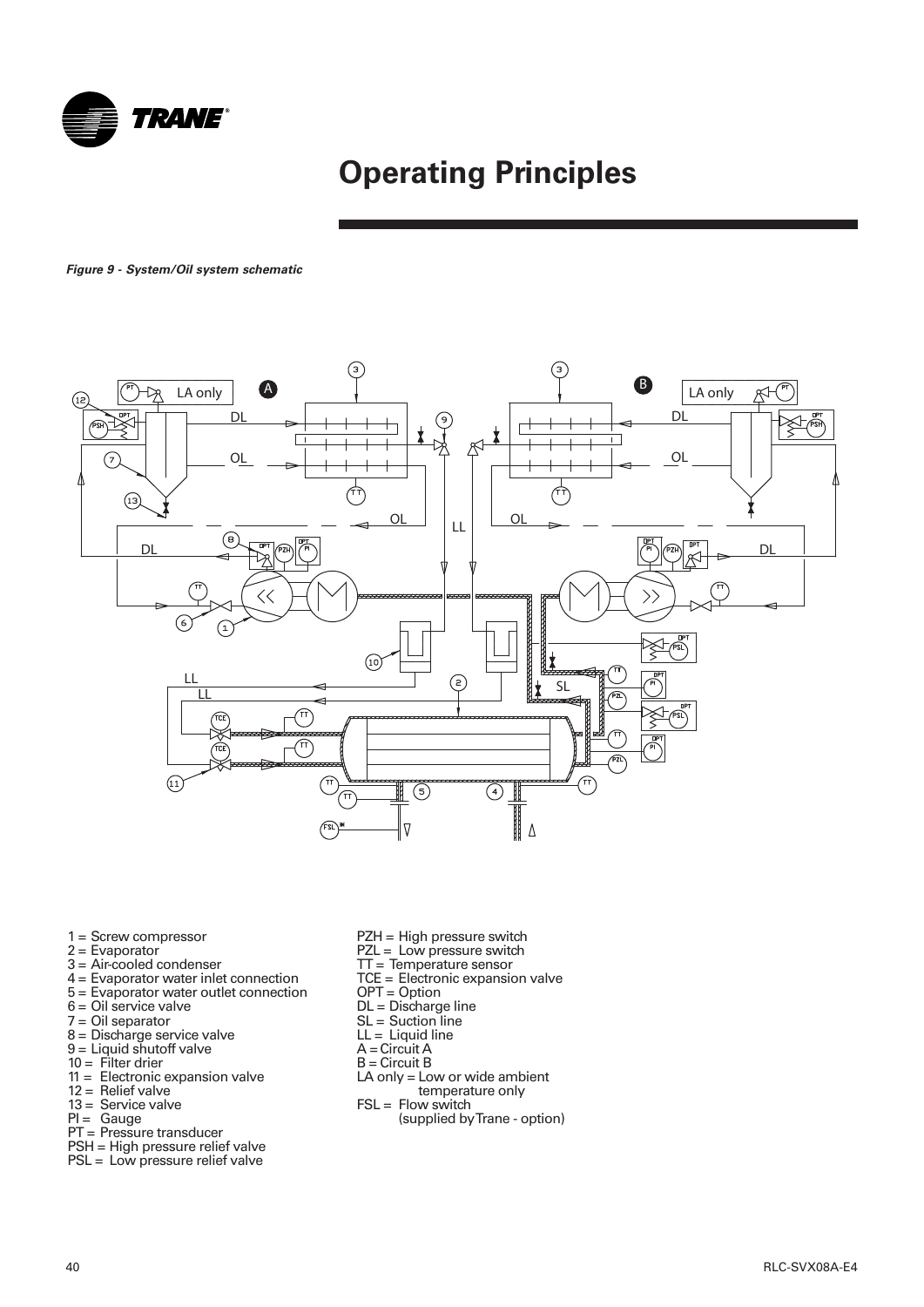# Operating Principles

*Figure 9 - System/Oil system schematic*

1 = Screw compressor
2 = Evaporator
3 = Air-cooled condenser
4 = Evaporator water inlet connection
5 = Evaporator water outlet connection
6 = Oil service valve
7 = Oil separator
8 = Discharge service valve
9 = Liquid shutoff valve
10 = Filter drier
11 = Electronic expansion valve
12 = Relief valve
13 = Service valve
PI = Gauge
PT = Pressure transducer
PSH = High pressure relief valve
PSL = Low pressure relief valve

PZH = High pressure switch
PZL = Low pressure switch
TT = Temperature sensor
TCE = Electronic expansion valve
OPT = Option
DL = Discharge line
SL = Suction line
LL = Liquid line
A = Circuit A
B = Circuit B
LA only = Low or wide ambient temperature only
FSL = Flow switch (supplied by Trane - option)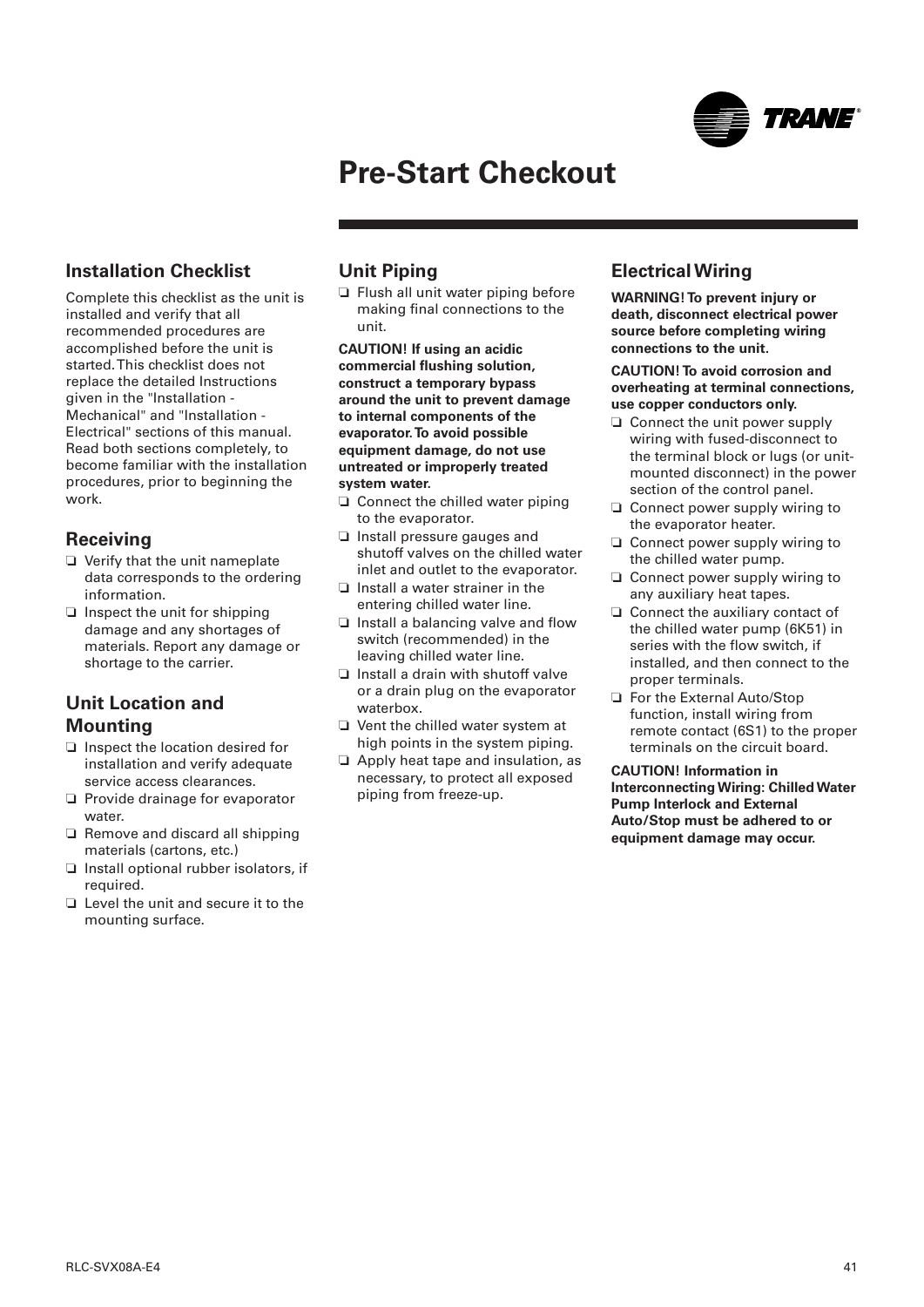# Pre-Start Checkout

## Installation Checklist

Complete this checklist as the unit is installed and verify that all recommended procedures are accomplished before the unit is started. This checklist does not replace the detailed Instructions given in the "Installation - Mechanical" and "Installation - Electrical" sections of this manual. Read both sections completely, to become familiar with the installation procedures, prior to beginning the work.

## Receiving

- ❑ Verify that the unit nameplate data corresponds to the ordering information.
- ❑ Inspect the unit for shipping damage and any shortages of materials. Report any damage or shortage to the carrier.

## Unit Location and Mounting

- ❑ Inspect the location desired for installation and verify adequate service access clearances.
- ❑ Provide drainage for evaporator water.
- ❑ Remove and discard all shipping materials (cartons, etc.)
- ❑ Install optional rubber isolators, if required.
- ❑ Level the unit and secure it to the mounting surface.

## Unit Piping

- ❑ Flush all unit water piping before making final connections to the unit.

**CAUTION! If using an acidic commercial flushing solution, construct a temporary bypass around the unit to prevent damage to internal components of the evaporator. To avoid possible equipment damage, do not use untreated or improperly treated system water.**

- ❑ Connect the chilled water piping to the evaporator.
- ❑ Install pressure gauges and shutoff valves on the chilled water inlet and outlet to the evaporator.
- ❑ Install a water strainer in the entering chilled water line.
- ❑ Install a balancing valve and flow switch (recommended) in the leaving chilled water line.
- ❑ Install a drain with shutoff valve or a drain plug on the evaporator waterbox.
- ❑ Vent the chilled water system at high points in the system piping.
- ❑ Apply heat tape and insulation, as necessary, to protect all exposed piping from freeze-up.

## Electrical Wiring

**WARNING! To prevent injury or death, disconnect electrical power source before completing wiring connections to the unit.**

**CAUTION! To avoid corrosion and overheating at terminal connections, use copper conductors only.**

- ❑ Connect the unit power supply wiring with fused-disconnect to the terminal block or lugs (or unit-mounted disconnect) in the power section of the control panel.
- ❑ Connect power supply wiring to the evaporator heater.
- ❑ Connect power supply wiring to the chilled water pump.
- ❑ Connect power supply wiring to any auxiliary heat tapes.
- ❑ Connect the auxiliary contact of the chilled water pump (6K51) in series with the flow switch, if installed, and then connect to the proper terminals.
- ❑ For the External Auto/Stop function, install wiring from remote contact (6S1) to the proper terminals on the circuit board.

**CAUTION! Information in Interconnecting Wiring: Chilled Water Pump Interlock and External Auto/Stop must be adhered to or equipment damage may occur.**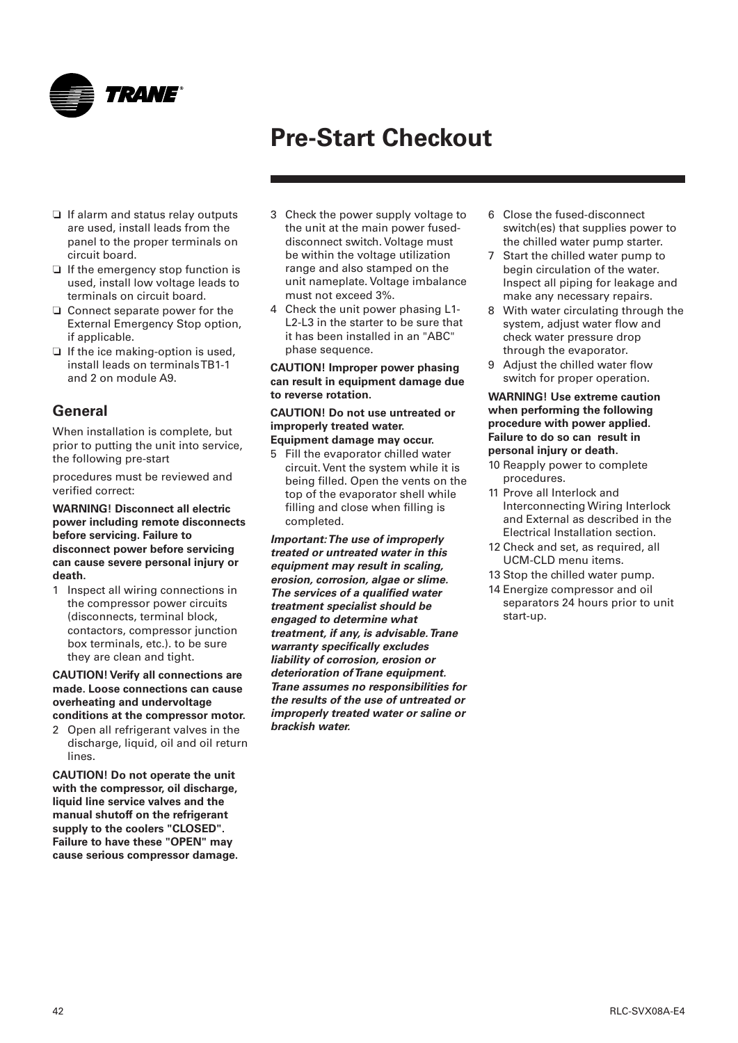# Pre-Start Checkout

- ❑ If alarm and status relay outputs are used, install leads from the panel to the proper terminals on circuit board.
- ❑ If the emergency stop function is used, install low voltage leads to terminals on circuit board.
- ❑ Connect separate power for the External Emergency Stop option, if applicable.
- ❑ If the ice making-option is used, install leads on terminals TB1-1 and 2 on module A9.

## General

When installation is complete, but prior to putting the unit into service, the following pre-start

procedures must be reviewed and verified correct:

**WARNING! Disconnect all electric power including remote disconnects before servicing. Failure to disconnect power before servicing can cause severe personal injury or death.**

1 Inspect all wiring connections in the compressor power circuits (disconnects, terminal block, contactors, compressor junction box terminals, etc.). to be sure they are clean and tight.

**CAUTION! Verify all connections are made. Loose connections can cause overheating and undervoltage conditions at the compressor motor.**

2 Open all refrigerant valves in the discharge, liquid, oil and oil return lines.

**CAUTION! Do not operate the unit with the compressor, oil discharge, liquid line service valves and the manual shutoff on the refrigerant supply to the coolers "CLOSED". Failure to have these "OPEN" may cause serious compressor damage.**

3 Check the power supply voltage to the unit at the main power fused-disconnect switch. Voltage must be within the voltage utilization range and also stamped on the unit nameplate. Voltage imbalance must not exceed 3%.

4 Check the unit power phasing L1-L2-L3 in the starter to be sure that it has been installed in an "ABC" phase sequence.

**CAUTION! Improper power phasing can result in equipment damage due to reverse rotation.**

**CAUTION! Do not use untreated or improperly treated water. Equipment damage may occur.**

5 Fill the evaporator chilled water circuit. Vent the system while it is being filled. Open the vents on the top of the evaporator shell while filling and close when filling is completed.

***Important: The use of improperly treated or untreated water in this equipment may result in scaling, erosion, corrosion, algae or slime. The services of a qualified water treatment specialist should be engaged to determine what treatment, if any, is advisable. Trane warranty specifically excludes liability of corrosion, erosion or deterioration of Trane equipment. Trane assumes no responsibilities for the results of the use of untreated or improperly treated water or saline or brackish water.***

6 Close the fused-disconnect switch(es) that supplies power to the chilled water pump starter.

7 Start the chilled water pump to begin circulation of the water. Inspect all piping for leakage and make any necessary repairs.

8 With water circulating through the system, adjust water flow and check water pressure drop through the evaporator.

9 Adjust the chilled water flow switch for proper operation.

**WARNING! Use extreme caution when performing the following procedure with power applied. Failure to do so can result in personal injury or death.**

10 Reapply power to complete procedures.

11 Prove all Interlock and Interconnecting Wiring Interlock and External as described in the Electrical Installation section.

12 Check and set, as required, all UCM-CLD menu items.

13 Stop the chilled water pump.

14 Energize compressor and oil separators 24 hours prior to unit start-up.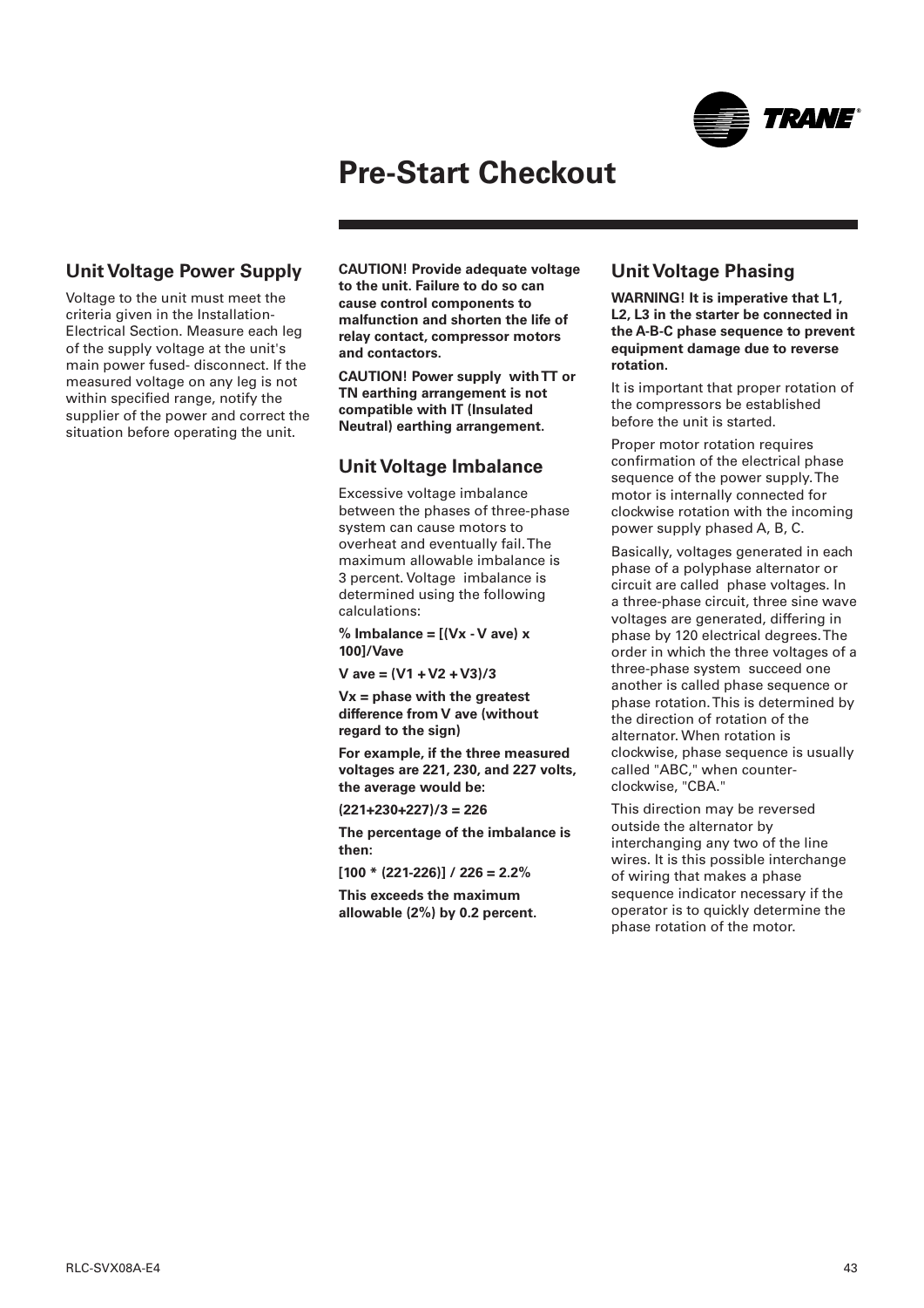# Pre-Start Checkout

## Unit Voltage Power Supply

Voltage to the unit must meet the criteria given in the Installation-Electrical Section. Measure each leg of the supply voltage at the unit's main power fused- disconnect. If the measured voltage on any leg is not within specified range, notify the supplier of the power and correct the situation before operating the unit.

**CAUTION! Provide adequate voltage to the unit. Failure to do so can cause control components to malfunction and shorten the life of relay contact, compressor motors and contactors.**

**CAUTION! Power supply with TT or TN earthing arrangement is not compatible with IT (Insulated Neutral) earthing arrangement.**

## Unit Voltage Imbalance

Excessive voltage imbalance between the phases of three-phase system can cause motors to overheat and eventually fail. The maximum allowable imbalance is 3 percent. Voltage imbalance is determined using the following calculations:

**% Imbalance = [(Vx - V ave) x 100]/Vave**

**V ave = (V1 + V2 + V3)/3**

**Vx = phase with the greatest difference from V ave (without regard to the sign)**

**For example, if the three measured voltages are 221, 230, and 227 volts, the average would be:**

**(221+230+227)/3 = 226**

**The percentage of the imbalance is then:**

**[100 * (221-226)] / 226 = 2.2%**

**This exceeds the maximum allowable (2%) by 0.2 percent.**

## Unit Voltage Phasing

**WARNING! It is imperative that L1, L2, L3 in the starter be connected in the A-B-C phase sequence to prevent equipment damage due to reverse rotation.**

It is important that proper rotation of the compressors be established before the unit is started.

Proper motor rotation requires confirmation of the electrical phase sequence of the power supply. The motor is internally connected for clockwise rotation with the incoming power supply phased A, B, C.

Basically, voltages generated in each phase of a polyphase alternator or circuit are called phase voltages. In a three-phase circuit, three sine wave voltages are generated, differing in phase by 120 electrical degrees. The order in which the three voltages of a three-phase system succeed one another is called phase sequence or phase rotation. This is determined by the direction of rotation of the alternator. When rotation is clockwise, phase sequence is usually called "ABC," when counter-clockwise, "CBA."

This direction may be reversed outside the alternator by interchanging any two of the line wires. It is this possible interchange of wiring that makes a phase sequence indicator necessary if the operator is to quickly determine the phase rotation of the motor.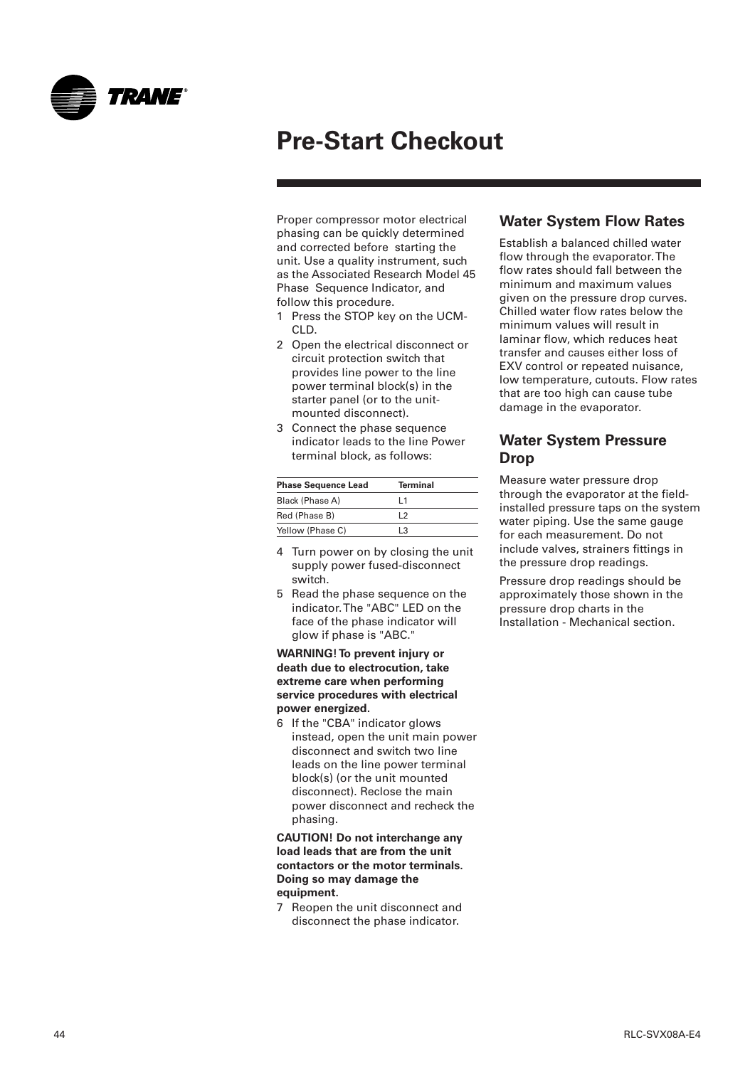# Pre-Start Checkout

Proper compressor motor electrical phasing can be quickly determined and corrected before starting the unit. Use a quality instrument, such as the Associated Research Model 45 Phase Sequence Indicator, and follow this procedure.

1. Press the STOP key on the UCM-CLD.
2. Open the electrical disconnect or circuit protection switch that provides line power to the line power terminal block(s) in the starter panel (or to the unit-mounted disconnect).
3. Connect the phase sequence indicator leads to the line Power terminal block, as follows:

| Phase Sequence Lead | Terminal |
|---|---|
| Black (Phase A) | L1 |
| Red (Phase B) | L2 |
| Yellow (Phase C) | L3 |

4. Turn power on by closing the unit supply power fused-disconnect switch.
5. Read the phase sequence on the indicator. The "ABC" LED on the face of the phase indicator will glow if phase is "ABC."

**WARNING! To prevent injury or death due to electrocution, take extreme care when performing service procedures with electrical power energized.**

6. If the "CBA" indicator glows instead, open the unit main power disconnect and switch two line leads on the line power terminal block(s) (or the unit mounted disconnect). Reclose the main power disconnect and recheck the phasing.

**CAUTION! Do not interchange any load leads that are from the unit contactors or the motor terminals. Doing so may damage the equipment.**

7. Reopen the unit disconnect and disconnect the phase indicator.

## Water System Flow Rates

Establish a balanced chilled water flow through the evaporator. The flow rates should fall between the minimum and maximum values given on the pressure drop curves. Chilled water flow rates below the minimum values will result in laminar flow, which reduces heat transfer and causes either loss of EXV control or repeated nuisance, low temperature, cutouts. Flow rates that are too high can cause tube damage in the evaporator.

## Water System Pressure Drop

Measure water pressure drop through the evaporator at the field-installed pressure taps on the system water piping. Use the same gauge for each measurement. Do not include valves, strainers fittings in the pressure drop readings.

Pressure drop readings should be approximately those shown in the pressure drop charts in the Installation - Mechanical section.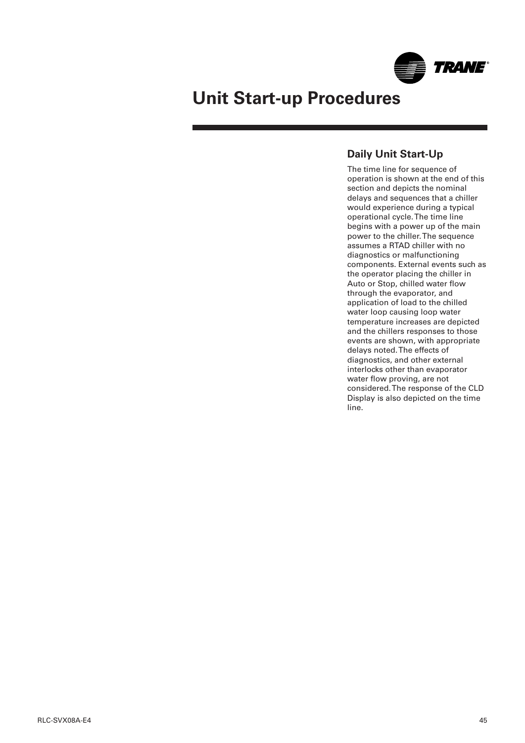# Unit Start-up Procedures

## Daily Unit Start-Up

The time line for sequence of operation is shown at the end of this section and depicts the nominal delays and sequences that a chiller would experience during a typical operational cycle. The time line begins with a power up of the main power to the chiller. The sequence assumes a RTAD chiller with no diagnostics or malfunctioning components. External events such as the operator placing the chiller in Auto or Stop, chilled water flow through the evaporator, and application of load to the chilled water loop causing loop water temperature increases are depicted and the chillers responses to those events are shown, with appropriate delays noted. The effects of diagnostics, and other external interlocks other than evaporator water flow proving, are not considered. The response of the CLD Display is also depicted on the time line.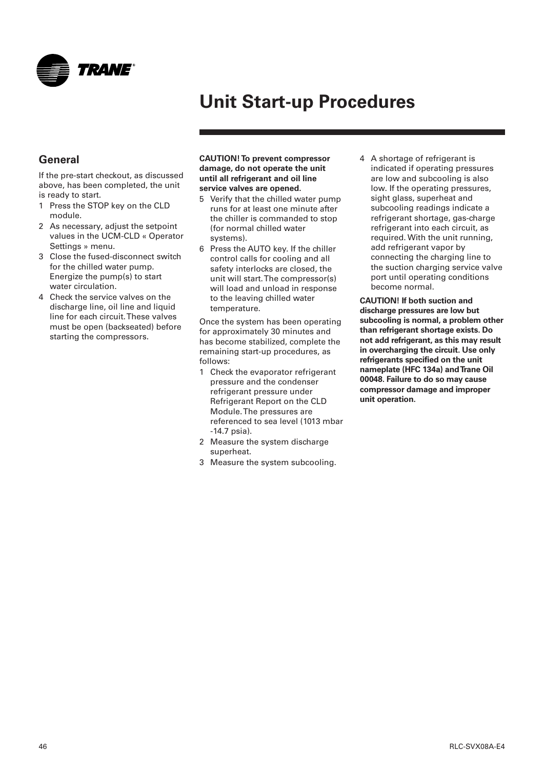# Unit Start-up Procedures

## General

If the pre-start checkout, as discussed above, has been completed, the unit is ready to start.

1. Press the STOP key on the CLD module.
2. As necessary, adjust the setpoint values in the UCM-CLD « Operator Settings » menu.
3. Close the fused-disconnect switch for the chilled water pump. Energize the pump(s) to start water circulation.
4. Check the service valves on the discharge line, oil line and liquid line for each circuit. These valves must be open (backseated) before starting the compressors.

**CAUTION! To prevent compressor damage, do not operate the unit until all refrigerant and oil line service valves are opened.**

5. Verify that the chilled water pump runs for at least one minute after the chiller is commanded to stop (for normal chilled water systems).
6. Press the AUTO key. If the chiller control calls for cooling and all safety interlocks are closed, the unit will start. The compressor(s) will load and unload in response to the leaving chilled water temperature.

Once the system has been operating for approximately 30 minutes and has become stabilized, complete the remaining start-up procedures, as follows:

1. Check the evaporator refrigerant pressure and the condenser refrigerant pressure under Refrigerant Report on the CLD Module. The pressures are referenced to sea level (1013 mbar -14.7 psia).
2. Measure the system discharge superheat.
3. Measure the system subcooling.
4. A shortage of refrigerant is indicated if operating pressures are low and subcooling is also low. If the operating pressures, sight glass, superheat and subcooling readings indicate a refrigerant shortage, gas-charge refrigerant into each circuit, as required. With the unit running, add refrigerant vapor by connecting the charging line to the suction charging service valve port until operating conditions become normal.

**CAUTION! If both suction and discharge pressures are low but subcooling is normal, a problem other than refrigerant shortage exists. Do not add refrigerant, as this may result in overcharging the circuit. Use only refrigerants specified on the unit nameplate (HFC 134a) and Trane Oil 00048. Failure to do so may cause compressor damage and improper unit operation.**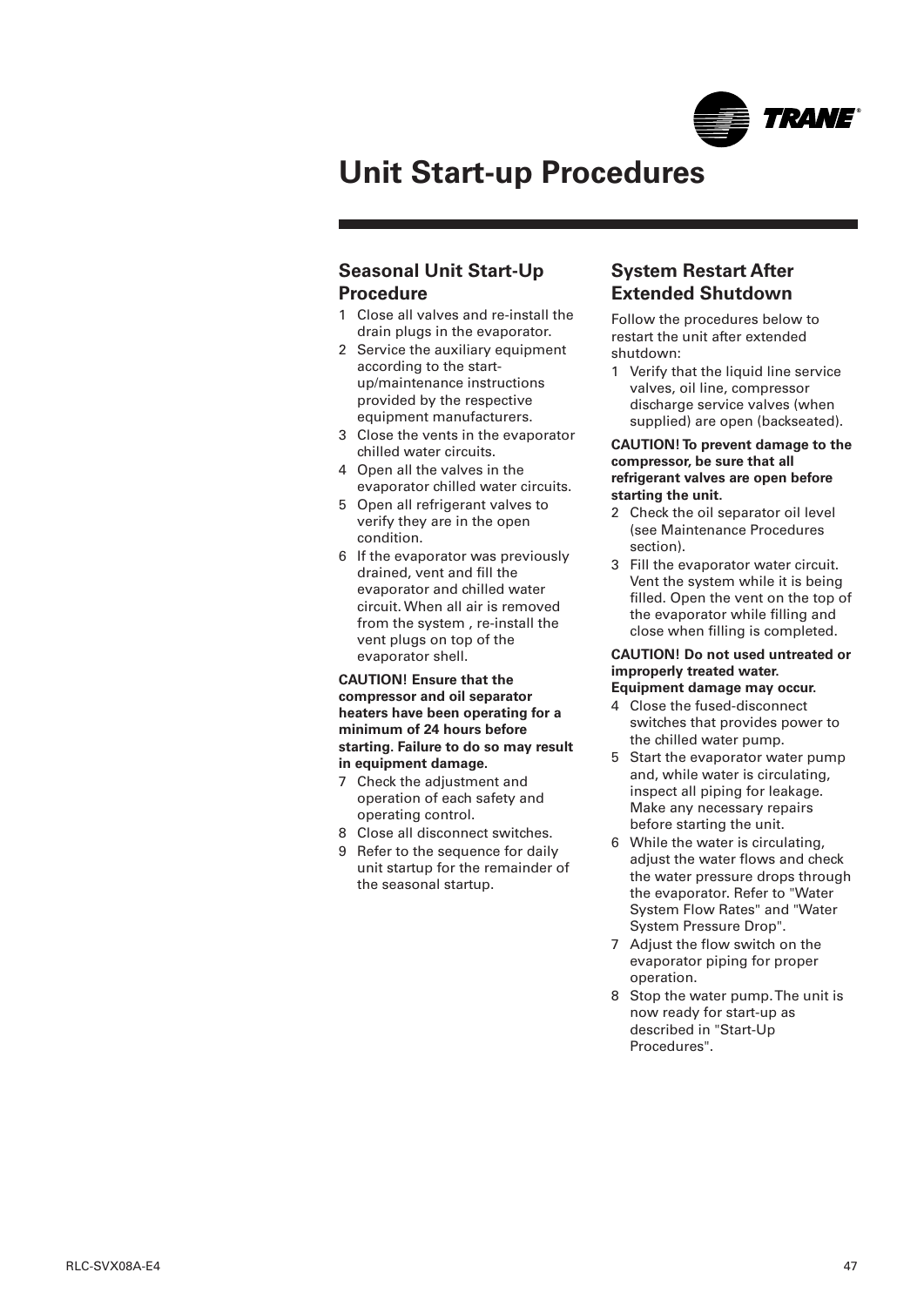# Unit Start-up Procedures

## Seasonal Unit Start-Up Procedure

1. Close all valves and re-install the drain plugs in the evaporator.
2. Service the auxiliary equipment according to the start-up/maintenance instructions provided by the respective equipment manufacturers.
3. Close the vents in the evaporator chilled water circuits.
4. Open all the valves in the evaporator chilled water circuits.
5. Open all refrigerant valves to verify they are in the open condition.
6. If the evaporator was previously drained, vent and fill the evaporator and chilled water circuit. When all air is removed from the system , re-install the vent plugs on top of the evaporator shell.

**CAUTION! Ensure that the compressor and oil separator heaters have been operating for a minimum of 24 hours before starting. Failure to do so may result in equipment damage.**

7. Check the adjustment and operation of each safety and operating control.
8. Close all disconnect switches.
9. Refer to the sequence for daily unit startup for the remainder of the seasonal startup.

## System Restart After Extended Shutdown

Follow the procedures below to restart the unit after extended shutdown:

1. Verify that the liquid line service valves, oil line, compressor discharge service valves (when supplied) are open (backseated).

**CAUTION! To prevent damage to the compressor, be sure that all refrigerant valves are open before starting the unit.**

2. Check the oil separator oil level (see Maintenance Procedures section).
3. Fill the evaporator water circuit. Vent the system while it is being filled. Open the vent on the top of the evaporator while filling and close when filling is completed.

**CAUTION! Do not used untreated or improperly treated water. Equipment damage may occur.**

4. Close the fused-disconnect switches that provides power to the chilled water pump.
5. Start the evaporator water pump and, while water is circulating, inspect all piping for leakage. Make any necessary repairs before starting the unit.
6. While the water is circulating, adjust the water flows and check the water pressure drops through the evaporator. Refer to "Water System Flow Rates" and "Water System Pressure Drop".
7. Adjust the flow switch on the evaporator piping for proper operation.
8. Stop the water pump. The unit is now ready for start-up as described in "Start-Up Procedures".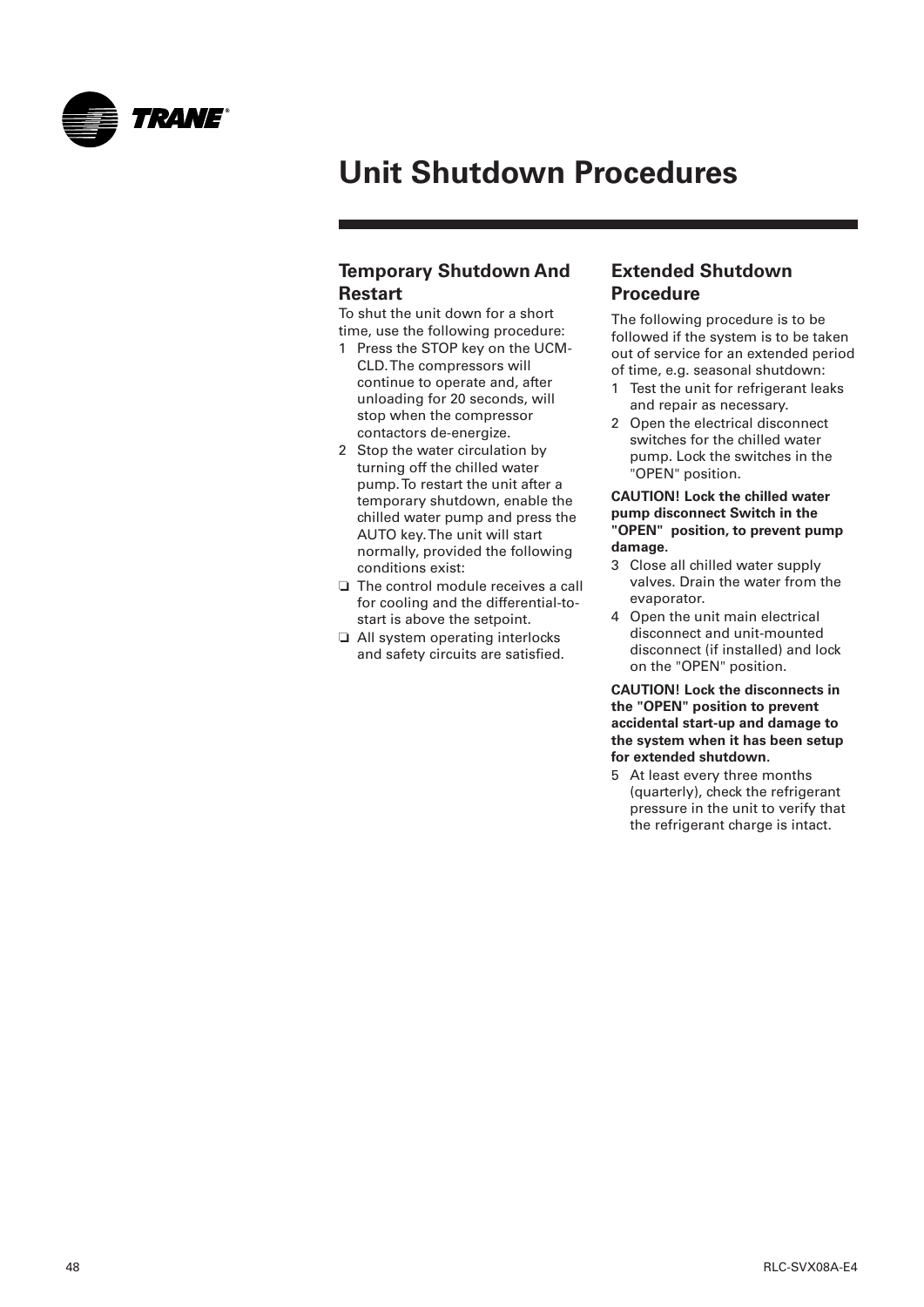# Unit Shutdown Procedures

## Temporary Shutdown And Restart

To shut the unit down for a short time, use the following procedure:

1. Press the STOP key on the UCM-CLD. The compressors will continue to operate and, after unloading for 20 seconds, will stop when the compressor contactors de-energize.
2. Stop the water circulation by turning off the chilled water pump. To restart the unit after a temporary shutdown, enable the chilled water pump and press the AUTO key. The unit will start normally, provided the following conditions exist:

- ❑ The control module receives a call for cooling and the differential-to-start is above the setpoint.
- ❑ All system operating interlocks and safety circuits are satisfied.

## Extended Shutdown Procedure

The following procedure is to be followed if the system is to be taken out of service for an extended period of time, e.g. seasonal shutdown:

1. Test the unit for refrigerant leaks and repair as necessary.
2. Open the electrical disconnect switches for the chilled water pump. Lock the switches in the "OPEN" position.

**CAUTION! Lock the chilled water pump disconnect Switch in the "OPEN" position, to prevent pump damage.**

3. Close all chilled water supply valves. Drain the water from the evaporator.
4. Open the unit main electrical disconnect and unit-mounted disconnect (if installed) and lock on the "OPEN" position.

**CAUTION! Lock the disconnects in the "OPEN" position to prevent accidental start-up and damage to the system when it has been setup for extended shutdown.**

5. At least every three months (quarterly), check the refrigerant pressure in the unit to verify that the refrigerant charge is intact.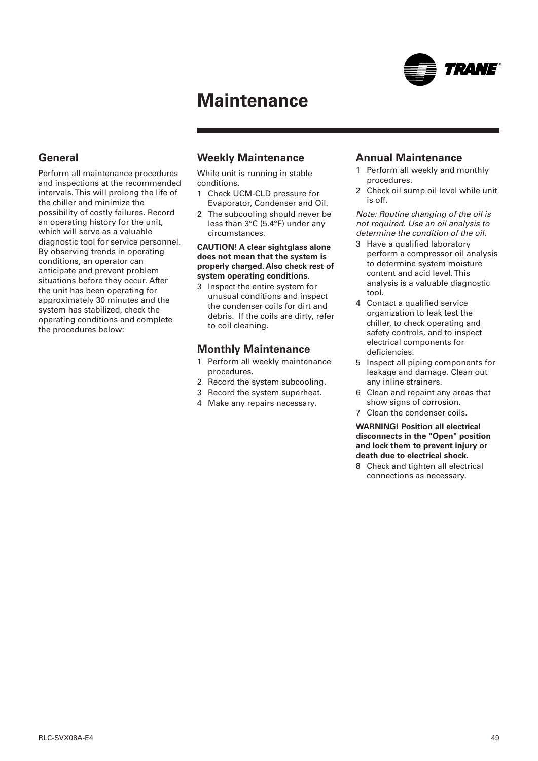# Maintenance

## General

Perform all maintenance procedures and inspections at the recommended intervals. This will prolong the life of the chiller and minimize the possibility of costly failures. Record an operating history for the unit, which will serve as a valuable diagnostic tool for service personnel. By observing trends in operating conditions, an operator can anticipate and prevent problem situations before they occur. After the unit has been operating for approximately 30 minutes and the system has stabilized, check the operating conditions and complete the procedures below:

## Weekly Maintenance

While unit is running in stable conditions.

1. Check UCM-CLD pressure for Evaporator, Condenser and Oil.
2. The subcooling should never be less than 3°C (5.4°F) under any circumstances.

**CAUTION! A clear sightglass alone does not mean that the system is properly charged. Also check rest of system operating conditions.**

3. Inspect the entire system for unusual conditions and inspect the condenser coils for dirt and debris. If the coils are dirty, refer to coil cleaning.

## Monthly Maintenance

1. Perform all weekly maintenance procedures.
2. Record the system subcooling.
3. Record the system superheat.
4. Make any repairs necessary.

## Annual Maintenance

1. Perform all weekly and monthly procedures.
2. Check oil sump oil level while unit is off.

*Note: Routine changing of the oil is not required. Use an oil analysis to determine the condition of the oil.*

3. Have a qualified laboratory perform a compressor oil analysis to determine system moisture content and acid level. This analysis is a valuable diagnostic tool.
4. Contact a qualified service organization to leak test the chiller, to check operating and safety controls, and to inspect electrical components for deficiencies.
5. Inspect all piping components for leakage and damage. Clean out any inline strainers.
6. Clean and repaint any areas that show signs of corrosion.
7. Clean the condenser coils.

**WARNING! Position all electrical disconnects in the "Open" position and lock them to prevent injury or death due to electrical shock.**

8. Check and tighten all electrical connections as necessary.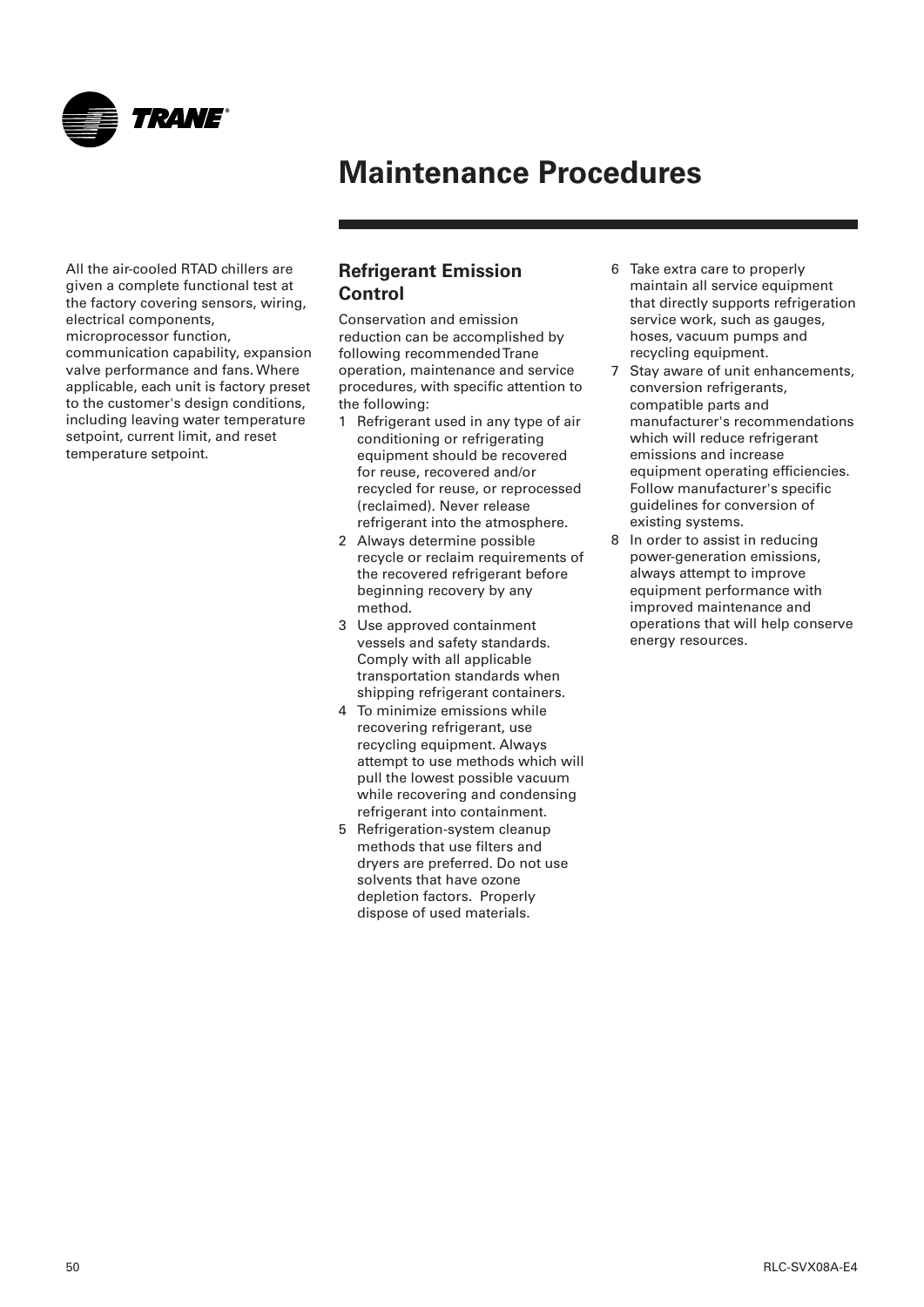# Maintenance Procedures

All the air-cooled RTAD chillers are given a complete functional test at the factory covering sensors, wiring, electrical components, microprocessor function, communication capability, expansion valve performance and fans. Where applicable, each unit is factory preset to the customer's design conditions, including leaving water temperature setpoint, current limit, and reset temperature setpoint.

## Refrigerant Emission Control

Conservation and emission reduction can be accomplished by following recommended Trane operation, maintenance and service procedures, with specific attention to the following:

1. Refrigerant used in any type of air conditioning or refrigerating equipment should be recovered for reuse, recovered and/or recycled for reuse, or reprocessed (reclaimed). Never release refrigerant into the atmosphere.
2. Always determine possible recycle or reclaim requirements of the recovered refrigerant before beginning recovery by any method.
3. Use approved containment vessels and safety standards. Comply with all applicable transportation standards when shipping refrigerant containers.
4. To minimize emissions while recovering refrigerant, use recycling equipment. Always attempt to use methods which will pull the lowest possible vacuum while recovering and condensing refrigerant into containment.
5. Refrigeration-system cleanup methods that use filters and dryers are preferred. Do not use solvents that have ozone depletion factors. Properly dispose of used materials.
6. Take extra care to properly maintain all service equipment that directly supports refrigeration service work, such as gauges, hoses, vacuum pumps and recycling equipment.
7. Stay aware of unit enhancements, conversion refrigerants, compatible parts and manufacturer's recommendations which will reduce refrigerant emissions and increase equipment operating efficiencies. Follow manufacturer's specific guidelines for conversion of existing systems.
8. In order to assist in reducing power-generation emissions, always attempt to improve equipment performance with improved maintenance and operations that will help conserve energy resources.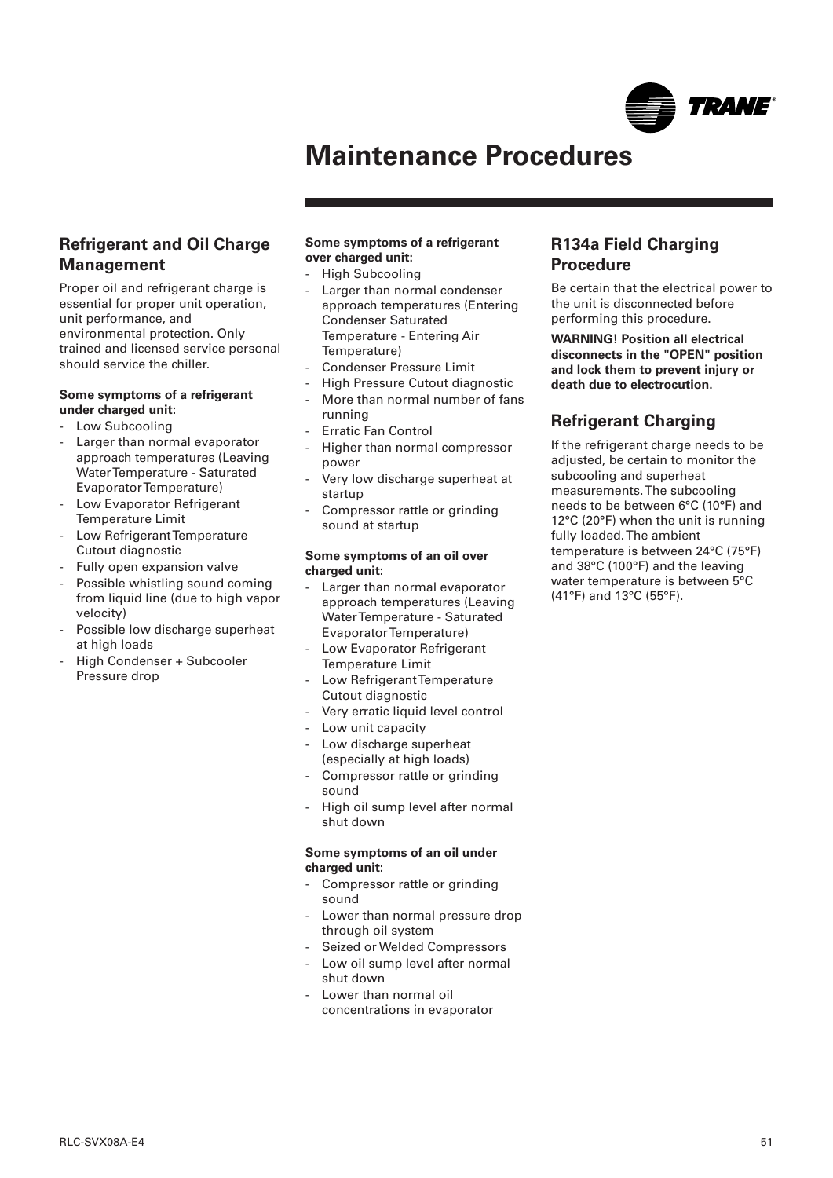# Maintenance Procedures

## Refrigerant and Oil Charge Management

Proper oil and refrigerant charge is essential for proper unit operation, unit performance, and environmental protection. Only trained and licensed service personal should service the chiller.

**Some symptoms of a refrigerant under charged unit:**

- Low Subcooling
- Larger than normal evaporator approach temperatures (Leaving Water Temperature - Saturated Evaporator Temperature)
- Low Evaporator Refrigerant Temperature Limit
- Low Refrigerant Temperature Cutout diagnostic
- Fully open expansion valve
- Possible whistling sound coming from liquid line (due to high vapor velocity)
- Possible low discharge superheat at high loads
- High Condenser + Subcooler Pressure drop

**Some symptoms of a refrigerant over charged unit:**

- High Subcooling
- Larger than normal condenser approach temperatures (Entering Condenser Saturated Temperature - Entering Air Temperature)
- Condenser Pressure Limit
- High Pressure Cutout diagnostic
- More than normal number of fans running
- Erratic Fan Control
- Higher than normal compressor power
- Very low discharge superheat at startup
- Compressor rattle or grinding sound at startup

**Some symptoms of an oil over charged unit:**

- Larger than normal evaporator approach temperatures (Leaving Water Temperature - Saturated Evaporator Temperature)
- Low Evaporator Refrigerant Temperature Limit
- Low Refrigerant Temperature Cutout diagnostic
- Very erratic liquid level control
- Low unit capacity
- Low discharge superheat (especially at high loads)
- Compressor rattle or grinding sound
- High oil sump level after normal shut down

**Some symptoms of an oil under charged unit:**

- Compressor rattle or grinding sound
- Lower than normal pressure drop through oil system
- Seized or Welded Compressors
- Low oil sump level after normal shut down
- Lower than normal oil concentrations in evaporator

## R134a Field Charging Procedure

Be certain that the electrical power to the unit is disconnected before performing this procedure.

**WARNING! Position all electrical disconnects in the "OPEN" position and lock them to prevent injury or death due to electrocution.**

## Refrigerant Charging

If the refrigerant charge needs to be adjusted, be certain to monitor the subcooling and superheat measurements. The subcooling needs to be between 6°C (10°F) and 12°C (20°F) when the unit is running fully loaded. The ambient temperature is between 24°C (75°F) and 38°C (100°F) and the leaving water temperature is between 5°C (41°F) and 13°C (55°F).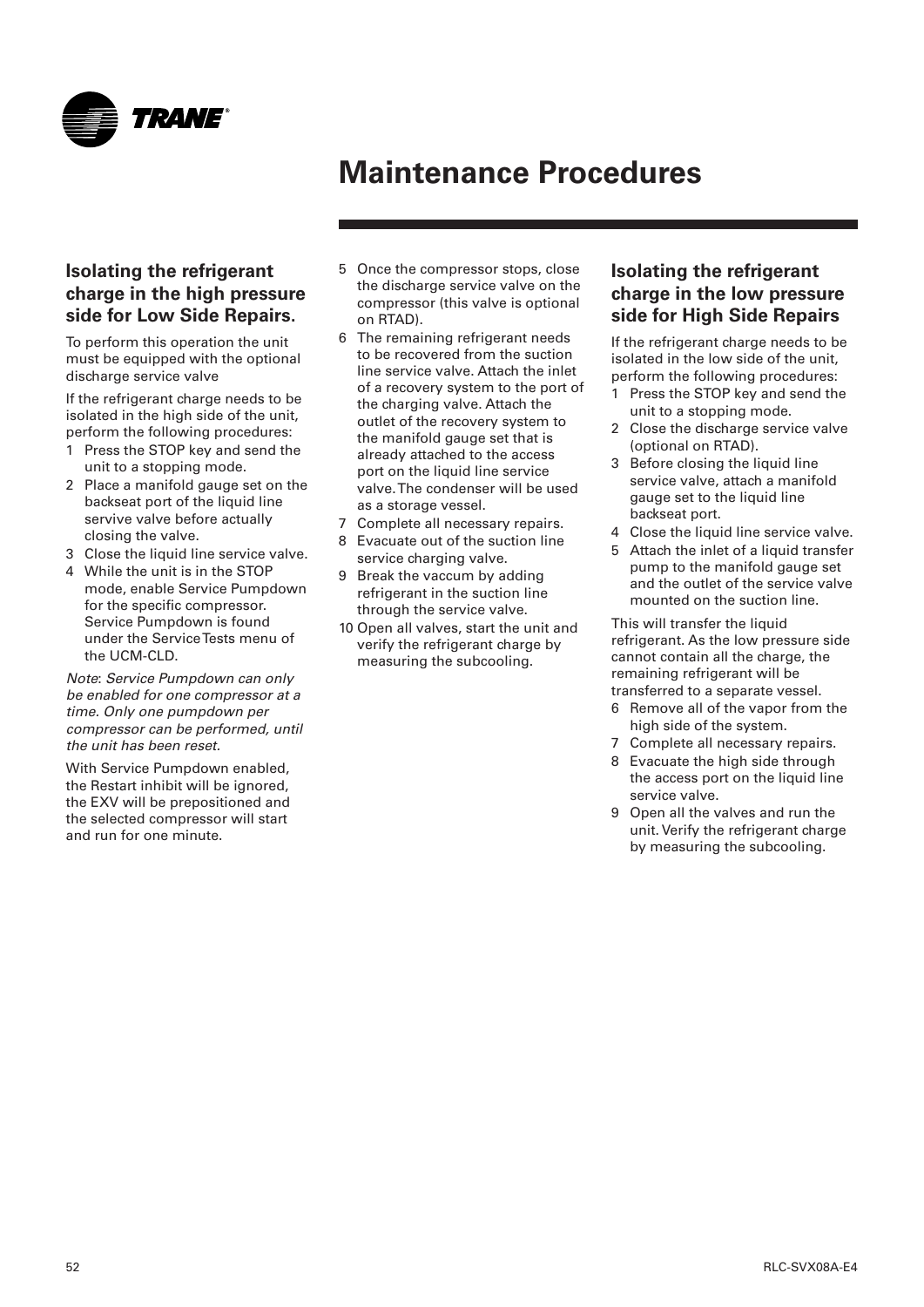# Maintenance Procedures

### Isolating the refrigerant charge in the high pressure side for Low Side Repairs.

To perform this operation the unit must be equipped with the optional discharge service valve

If the refrigerant charge needs to be isolated in the high side of the unit, perform the following procedures:

1. Press the STOP key and send the unit to a stopping mode.
2. Place a manifold gauge set on the backseat port of the liquid line servive valve before actually closing the valve.
3. Close the liquid line service valve.
4. While the unit is in the STOP mode, enable Service Pumpdown for the specific compressor. Service Pumpdown is found under the Service Tests menu of the UCM-CLD.

*Note*: *Service Pumpdown can only be enabled for one compressor at a time. Only one pumpdown per compressor can be performed, until the unit has been reset.*

With Service Pumpdown enabled, the Restart inhibit will be ignored, the EXV will be prepositioned and the selected compressor will start and run for one minute.

5. Once the compressor stops, close the discharge service valve on the compressor (this valve is optional on RTAD).
6. The remaining refrigerant needs to be recovered from the suction line service valve. Attach the inlet of a recovery system to the port of the charging valve. Attach the outlet of the recovery system to the manifold gauge set that is already attached to the access port on the liquid line service valve. The condenser will be used as a storage vessel.
7. Complete all necessary repairs.
8. Evacuate out of the suction line service charging valve.
9. Break the vaccum by adding refrigerant in the suction line through the service valve.
10. Open all valves, start the unit and verify the refrigerant charge by measuring the subcooling.

### Isolating the refrigerant charge in the low pressure side for High Side Repairs

If the refrigerant charge needs to be isolated in the low side of the unit, perform the following procedures:

1. Press the STOP key and send the unit to a stopping mode.
2. Close the discharge service valve (optional on RTAD).
3. Before closing the liquid line service valve, attach a manifold gauge set to the liquid line backseat port.
4. Close the liquid line service valve.
5. Attach the inlet of a liquid transfer pump to the manifold gauge set and the outlet of the service valve mounted on the suction line.

This will transfer the liquid refrigerant. As the low pressure side cannot contain all the charge, the remaining refrigerant will be transferred to a separate vessel.

6. Remove all of the vapor from the high side of the system.
7. Complete all necessary repairs.
8. Evacuate the high side through the access port on the liquid line service valve.
9. Open all the valves and run the unit. Verify the refrigerant charge by measuring the subcooling.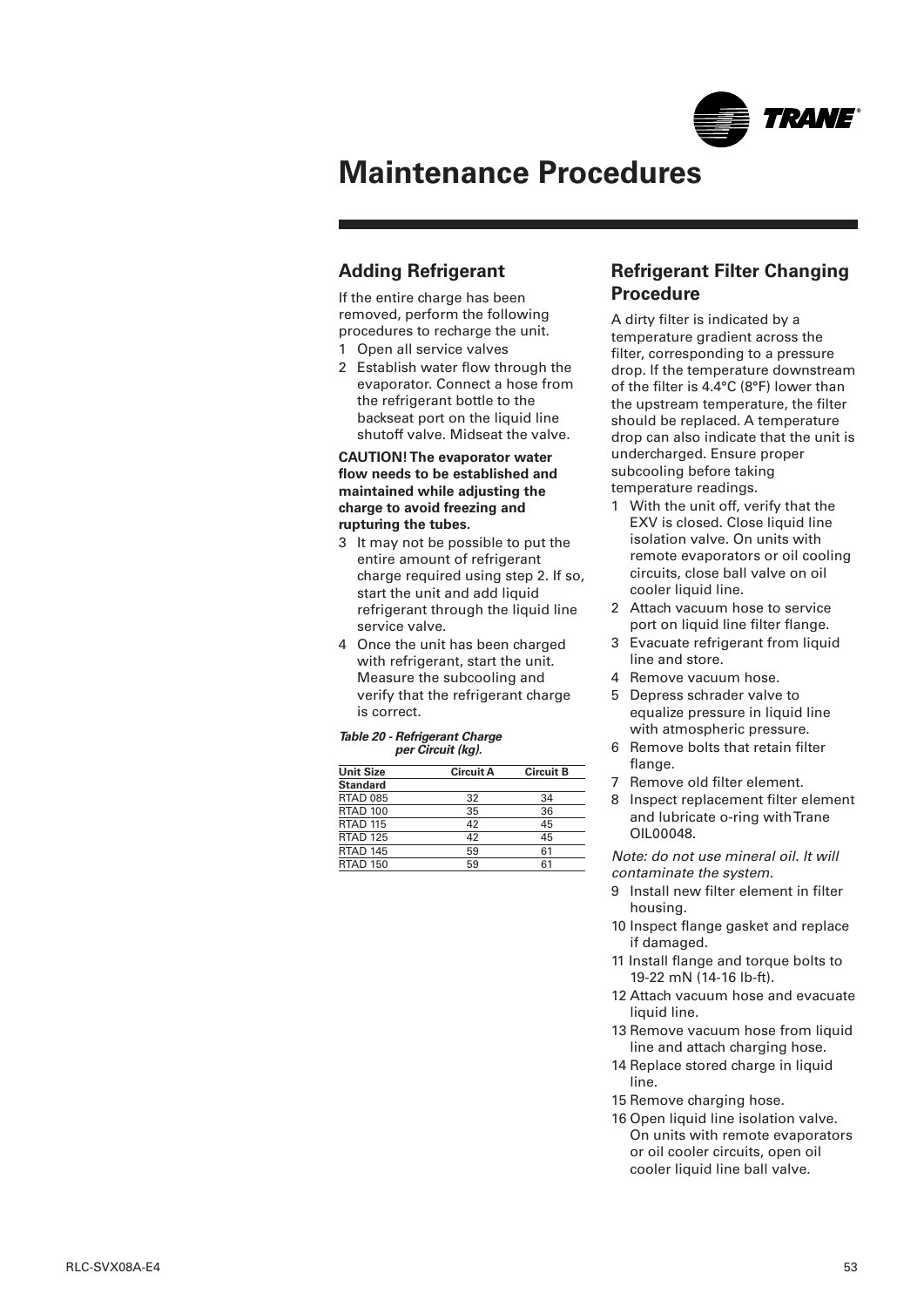// Header "Maintenance Procedures" appears to be a running section header; include as heading? It's likely repeated. Keep it as heading since it's prominent.

# Maintenance Procedures

## Adding Refrigerant

If the entire charge has been removed, perform the following procedures to recharge the unit.

1 Open all service valves
2 Establish water flow through the evaporator. Connect a hose from the refrigerant bottle to the backseat port on the liquid line shutoff valve. Midseat the valve.

**CAUTION! The evaporator water flow needs to be established and maintained while adjusting the charge to avoid freezing and rupturing the tubes.**

3 It may not be possible to put the entire amount of refrigerant charge required using step 2. If so, start the unit and add liquid refrigerant through the liquid line service valve.
4 Once the unit has been charged with refrigerant, start the unit. Measure the subcooling and verify that the refrigerant charge is correct.

***Table 20 - Refrigerant Charge per Circuit (kg).***

| Unit Size | Circuit A | Circuit B |
|---|---|---|
| **Standard** | | |
| RTAD 085 | 32 | 34 |
| RTAD 100 | 35 | 36 |
| RTAD 115 | 42 | 45 |
| RTAD 125 | 42 | 45 |
| RTAD 145 | 59 | 61 |
| RTAD 150 | 59 | 61 |

## Refrigerant Filter Changing Procedure

A dirty filter is indicated by a temperature gradient across the filter, corresponding to a pressure drop. If the temperature downstream of the filter is 4.4°C (8°F) lower than the upstream temperature, the filter should be replaced. A temperature drop can also indicate that the unit is undercharged. Ensure proper subcooling before taking temperature readings.

1 With the unit off, verify that the EXV is closed. Close liquid line isolation valve. On units with remote evaporators or oil cooling circuits, close ball valve on oil cooler liquid line.
2 Attach vacuum hose to service port on liquid line filter flange.
3 Evacuate refrigerant from liquid line and store.
4 Remove vacuum hose.
5 Depress schrader valve to equalize pressure in liquid line with atmospheric pressure.
6 Remove bolts that retain filter flange.
7 Remove old filter element.
8 Inspect replacement filter element and lubricate o-ring with Trane OIL00048.

*Note: do not use mineral oil. It will contaminate the system.*

9 Install new filter element in filter housing.
10 Inspect flange gasket and replace if damaged.
11 Install flange and torque bolts to 19-22 mN (14-16 lb-ft).
12 Attach vacuum hose and evacuate liquid line.
13 Remove vacuum hose from liquid line and attach charging hose.
14 Replace stored charge in liquid line.
15 Remove charging hose.
16 Open liquid line isolation valve. On units with remote evaporators or oil cooler circuits, open oil cooler liquid line ball valve.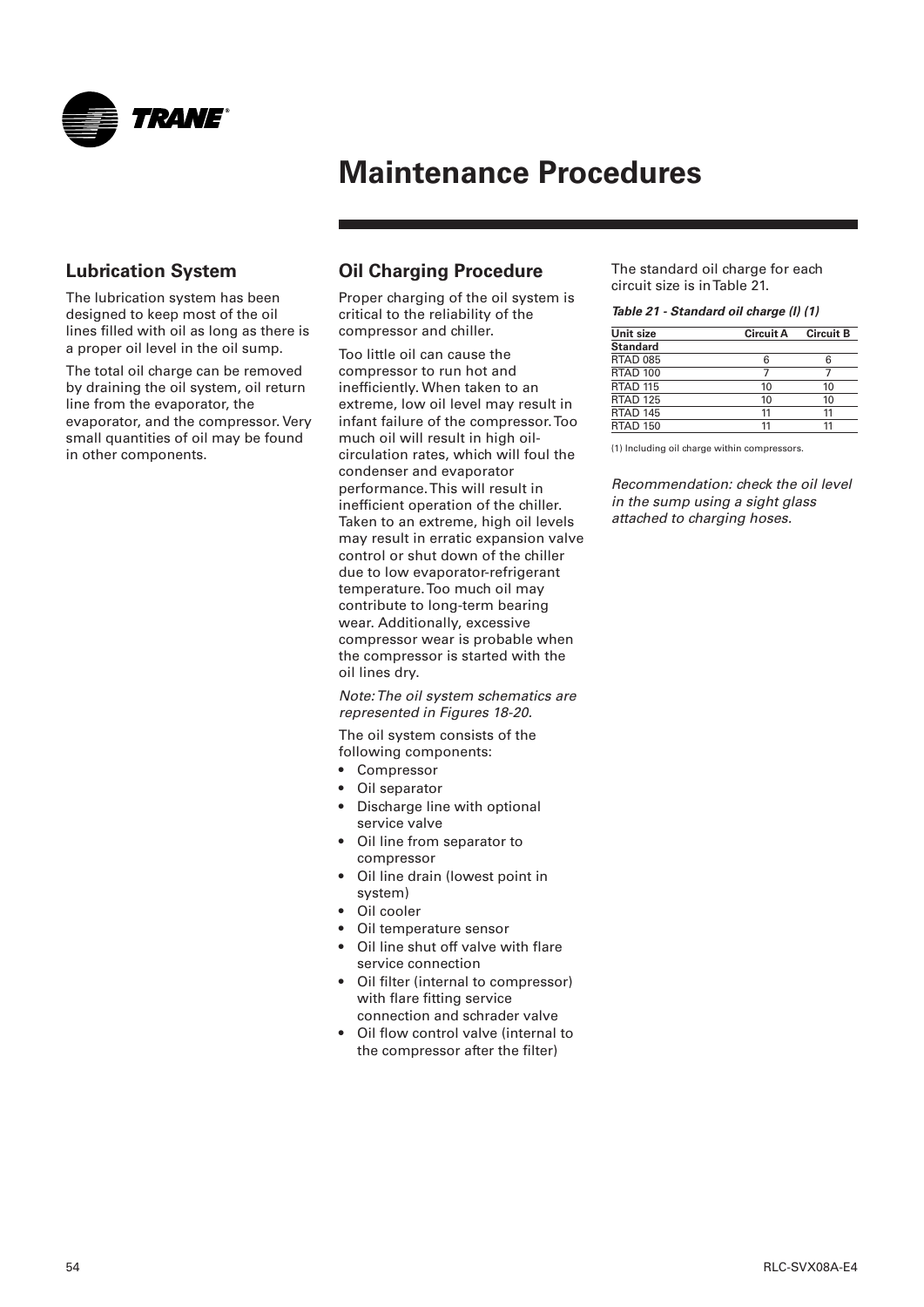# Maintenance Procedures

## Lubrication System

The lubrication system has been designed to keep most of the oil lines filled with oil as long as there is a proper oil level in the oil sump.

The total oil charge can be removed by draining the oil system, oil return line from the evaporator, the evaporator, and the compressor. Very small quantities of oil may be found in other components.

## Oil Charging Procedure

Proper charging of the oil system is critical to the reliability of the compressor and chiller.

Too little oil can cause the compressor to run hot and inefficiently. When taken to an extreme, low oil level may result in infant failure of the compressor. Too much oil will result in high oil-circulation rates, which will foul the condenser and evaporator performance. This will result in inefficient operation of the chiller. Taken to an extreme, high oil levels may result in erratic expansion valve control or shut down of the chiller due to low evaporator-refrigerant temperature. Too much oil may contribute to long-term bearing wear. Additionally, excessive compressor wear is probable when the compressor is started with the oil lines dry.

*Note: The oil system schematics are represented in Figures 18-20.*

The oil system consists of the following components:

- Compressor
- Oil separator
- Discharge line with optional service valve
- Oil line from separator to compressor
- Oil line drain (lowest point in system)
- Oil cooler
- Oil temperature sensor
- Oil line shut off valve with flare service connection
- Oil filter (internal to compressor) with flare fitting service connection and schrader valve
- Oil flow control valve (internal to the compressor after the filter)

The standard oil charge for each circuit size is in Table 21.

***Table 21 - Standard oil charge (l) (1)***

| Unit size | Circuit A | Circuit B |
|---|---|---|
| **Standard** | | |
| RTAD 085 | 6 | 6 |
| RTAD 100 | 7 | 7 |
| RTAD 115 | 10 | 10 |
| RTAD 125 | 10 | 10 |
| RTAD 145 | 11 | 11 |
| RTAD 150 | 11 | 11 |

(1) Including oil charge within compressors.

*Recommendation: check the oil level in the sump using a sight glass attached to charging hoses.*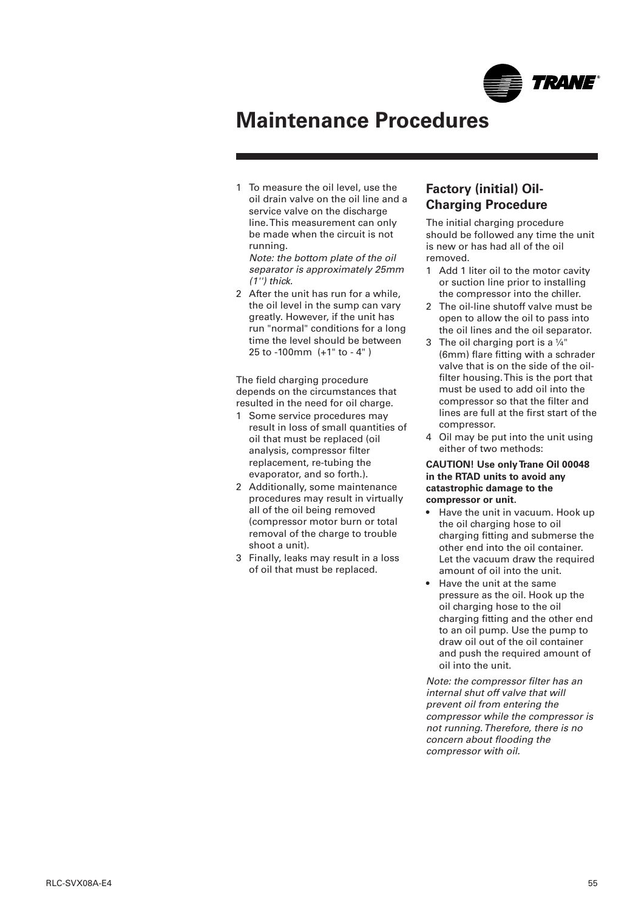# Maintenance Procedures

1 To measure the oil level, use the oil drain valve on the oil line and a service valve on the discharge line. This measurement can only be made when the circuit is not running.
*Note: the bottom plate of the oil separator is approximately 25mm (1'') thick.*
2 After the unit has run for a while, the oil level in the sump can vary greatly. However, if the unit has run "normal" conditions for a long time the level should be between 25 to -100mm (+1" to - 4" )

The field charging procedure depends on the circumstances that resulted in the need for oil charge.

1 Some service procedures may result in loss of small quantities of oil that must be replaced (oil analysis, compressor filter replacement, re-tubing the evaporator, and so forth.).
2 Additionally, some maintenance procedures may result in virtually all of the oil being removed (compressor motor burn or total removal of the charge to trouble shoot a unit).
3 Finally, leaks may result in a loss of oil that must be replaced.

## Factory (initial) Oil-Charging Procedure

The initial charging procedure should be followed any time the unit is new or has had all of the oil removed.

1 Add 1 liter oil to the motor cavity or suction line prior to installing the compressor into the chiller.
2 The oil-line shutoff valve must be open to allow the oil to pass into the oil lines and the oil separator.
3 The oil charging port is a ¼" (6mm) flare fitting with a schrader valve that is on the side of the oil-filter housing. This is the port that must be used to add oil into the compressor so that the filter and lines are full at the first start of the compressor.
4 Oil may be put into the unit using either of two methods:

**CAUTION! Use only Trane Oil 00048 in the RTAD units to avoid any catastrophic damage to the compressor or unit.**

- Have the unit in vacuum. Hook up the oil charging hose to oil charging fitting and submerse the other end into the oil container. Let the vacuum draw the required amount of oil into the unit.
- Have the unit at the same pressure as the oil. Hook up the oil charging hose to the oil charging fitting and the other end to an oil pump. Use the pump to draw oil out of the oil container and push the required amount of oil into the unit.

*Note: the compressor filter has an internal shut off valve that will prevent oil from entering the compressor while the compressor is not running. Therefore, there is no concern about flooding the compressor with oil.*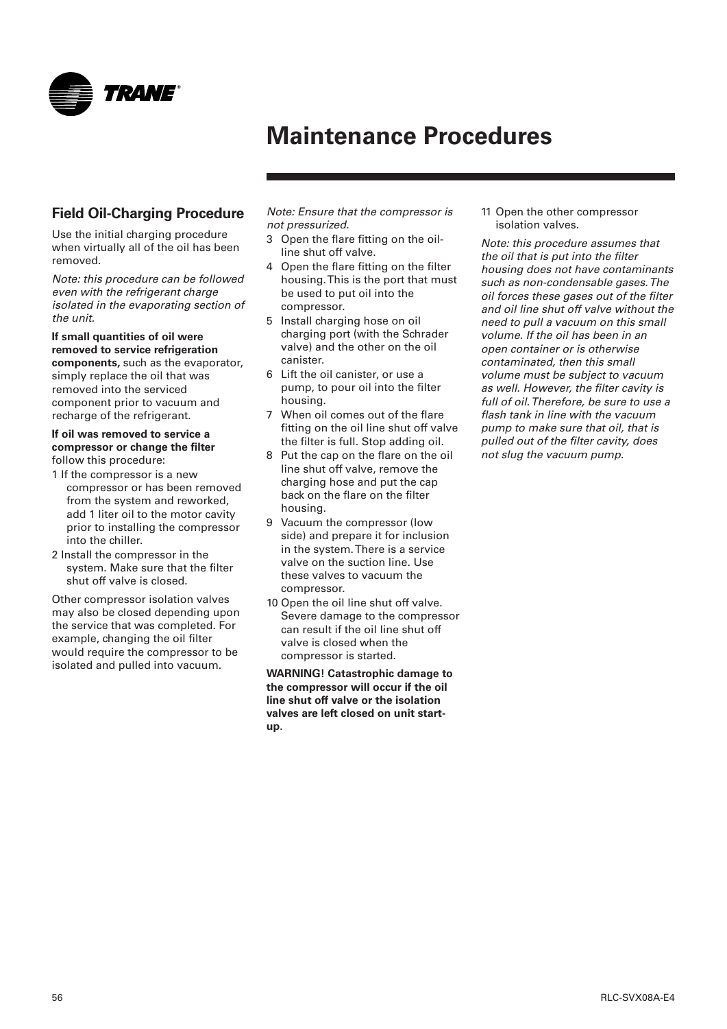# Maintenance Procedures

## Field Oil-Charging Procedure

Use the initial charging procedure when virtually all of the oil has been removed.

*Note: this procedure can be followed even with the refrigerant charge isolated in the evaporating section of the unit.*

**If small quantities of oil were removed to service refrigeration components,** such as the evaporator, simply replace the oil that was removed into the serviced component prior to vacuum and recharge of the refrigerant.

**If oil was removed to service a compressor or change the filter** follow this procedure:

1. If the compressor is a new compressor or has been removed from the system and reworked, add 1 liter oil to the motor cavity prior to installing the compressor into the chiller.
2. Install the compressor in the system. Make sure that the filter shut off valve is closed.

Other compressor isolation valves may also be closed depending upon the service that was completed. For example, changing the oil filter would require the compressor to be isolated and pulled into vacuum.

*Note: Ensure that the compressor is not pressurized.*

3. Open the flare fitting on the oil-line shut off valve.
4. Open the flare fitting on the filter housing. This is the port that must be used to put oil into the compressor.
5. Install charging hose on oil charging port (with the Schrader valve) and the other on the oil canister.
6. Lift the oil canister, or use a pump, to pour oil into the filter housing.
7. When oil comes out of the flare fitting on the oil line shut off valve the filter is full. Stop adding oil.
8. Put the cap on the flare on the oil line shut off valve, remove the charging hose and put the cap back on the flare on the filter housing.
9. Vacuum the compressor (low side) and prepare it for inclusion in the system. There is a service valve on the suction line. Use these valves to vacuum the compressor.
10. Open the oil line shut off valve. Severe damage to the compressor can result if the oil line shut off valve is closed when the compressor is started.

**WARNING! Catastrophic damage to the compressor will occur if the oil line shut off valve or the isolation valves are left closed on unit start-up.**

11. Open the other compressor isolation valves.

*Note: this procedure assumes that the oil that is put into the filter housing does not have contaminants such as non-condensable gases. The oil forces these gases out of the filter and oil line shut off valve without the need to pull a vacuum on this small volume. If the oil has been in an open container or is otherwise contaminated, then this small volume must be subject to vacuum as well. However, the filter cavity is full of oil. Therefore, be sure to use a flash tank in line with the vacuum pump to make sure that oil, that is pulled out of the filter cavity, does not slug the vacuum pump.*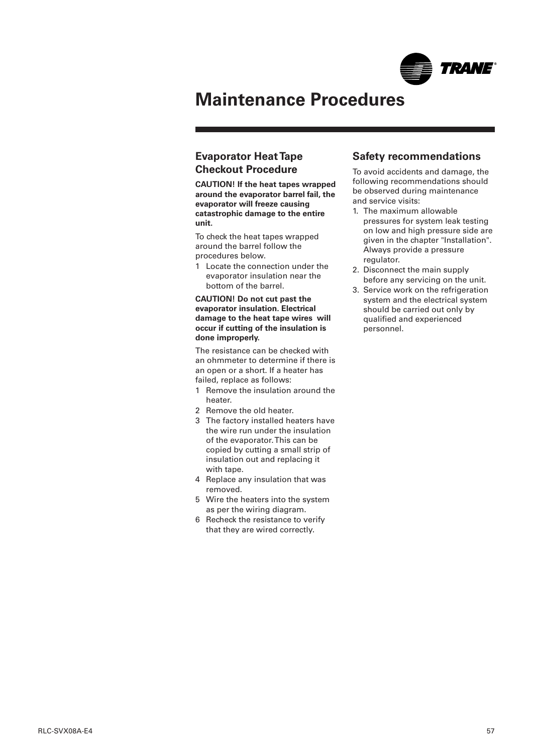# Maintenance Procedures

## Evaporator Heat Tape Checkout Procedure

**CAUTION! If the heat tapes wrapped around the evaporator barrel fail, the evaporator will freeze causing catastrophic damage to the entire unit.**

To check the heat tapes wrapped around the barrel follow the procedures below.

1 Locate the connection under the evaporator insulation near the bottom of the barrel.

**CAUTION! Do not cut past the evaporator insulation. Electrical damage to the heat tape wires will occur if cutting of the insulation is done improperly.**

The resistance can be checked with an ohmmeter to determine if there is an open or a short. If a heater has failed, replace as follows:

1 Remove the insulation around the heater.
2 Remove the old heater.
3 The factory installed heaters have the wire run under the insulation of the evaporator. This can be copied by cutting a small strip of insulation out and replacing it with tape.
4 Replace any insulation that was removed.
5 Wire the heaters into the system as per the wiring diagram.
6 Recheck the resistance to verify that they are wired correctly.

## Safety recommendations

To avoid accidents and damage, the following recommendations should be observed during maintenance and service visits:

1. The maximum allowable pressures for system leak testing on low and high pressure side are given in the chapter "Installation". Always provide a pressure regulator.
2. Disconnect the main supply before any servicing on the unit.
3. Service work on the refrigeration system and the electrical system should be carried out only by qualified and experienced personnel.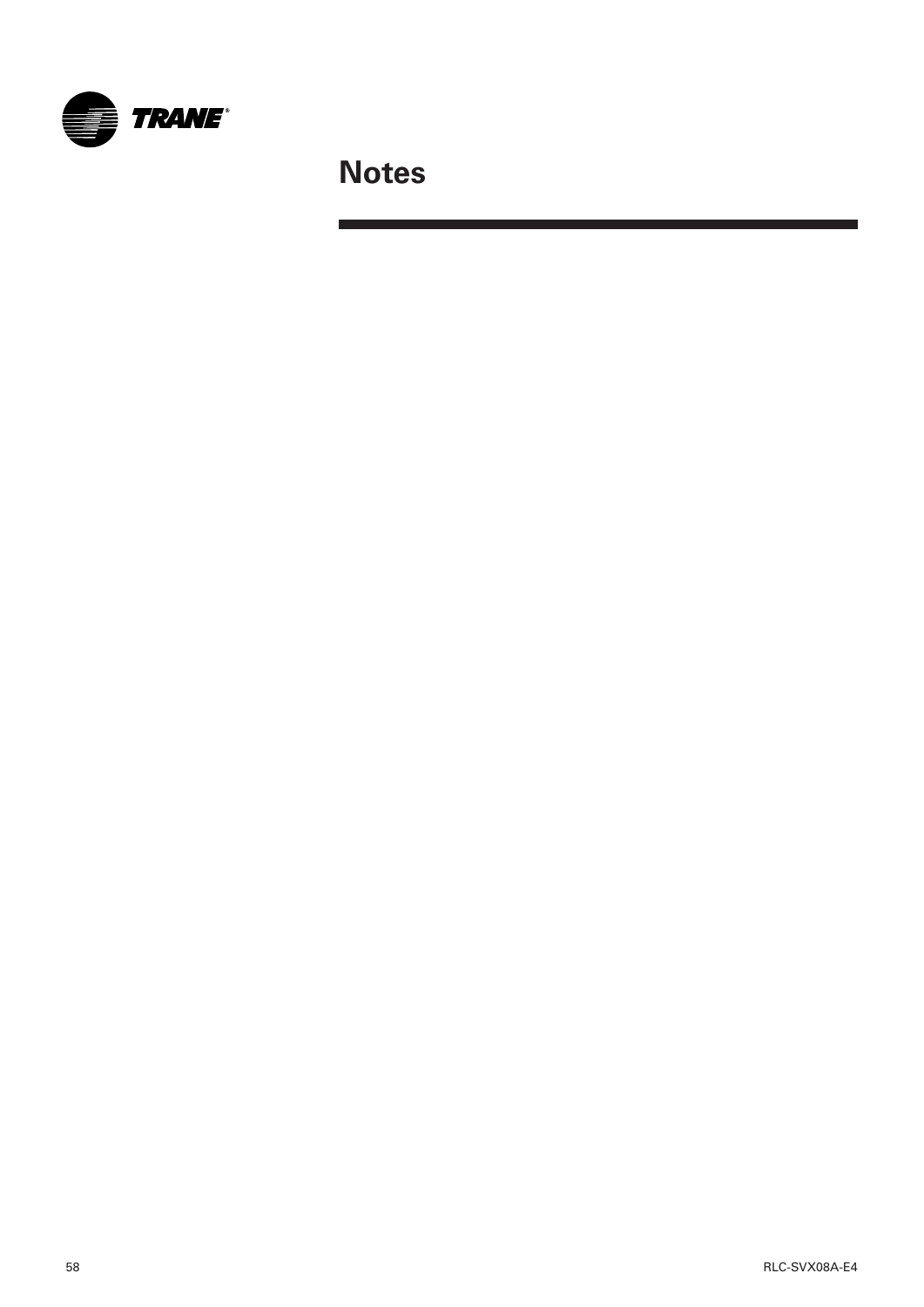# Notes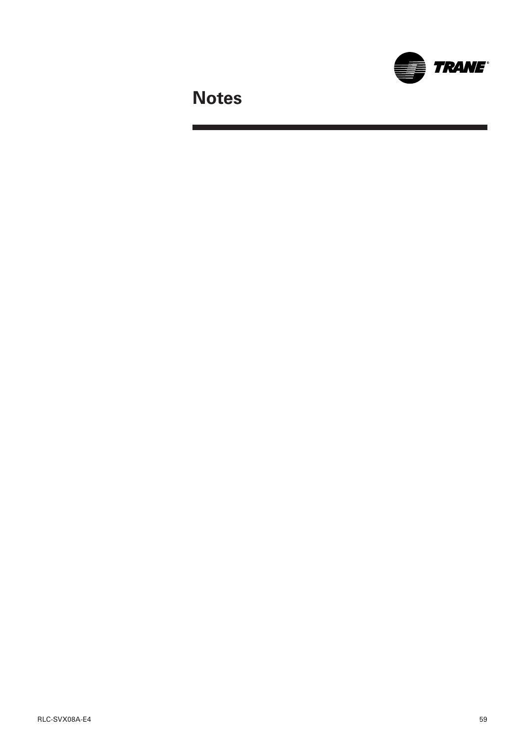# Notes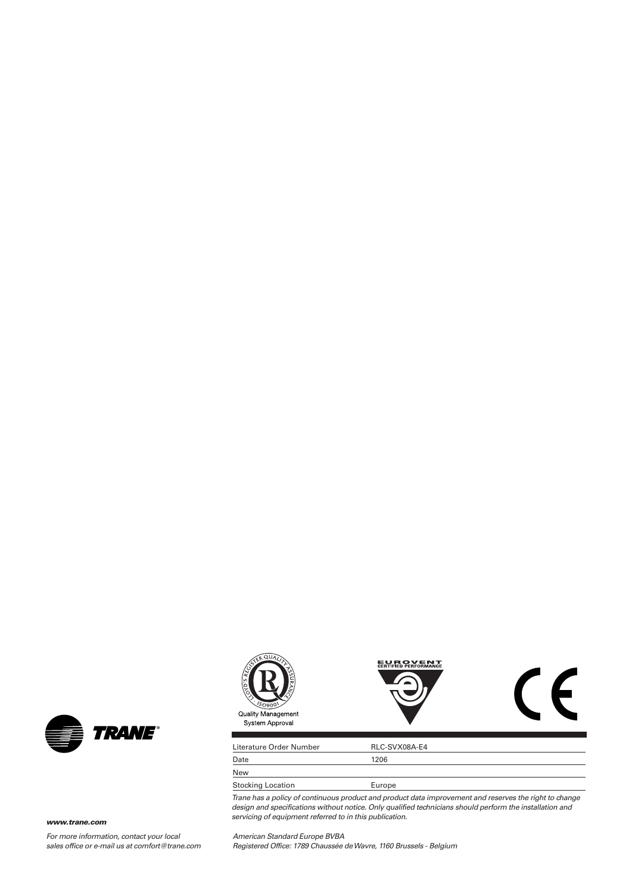Quality Management
System Approval

| | |
|---|---|
| Literature Order Number | RLC-SVX08A-E4 |
| Date | 1206 |
| New | |
| Stocking Location | Europe |

*Trane has a policy of continuous product and product data improvement and reserves the right to change design and specifications without notice. Only qualified technicians should perform the installation and servicing of equipment referred to in this publication.*

***www.trane.com***

*For more information, contact your local sales office or e-mail us at comfort@trane.com*

*American Standard Europe BVBA*
*Registered Office: 1789 Chaussée de Wavre, 1160 Brussels - Belgium*